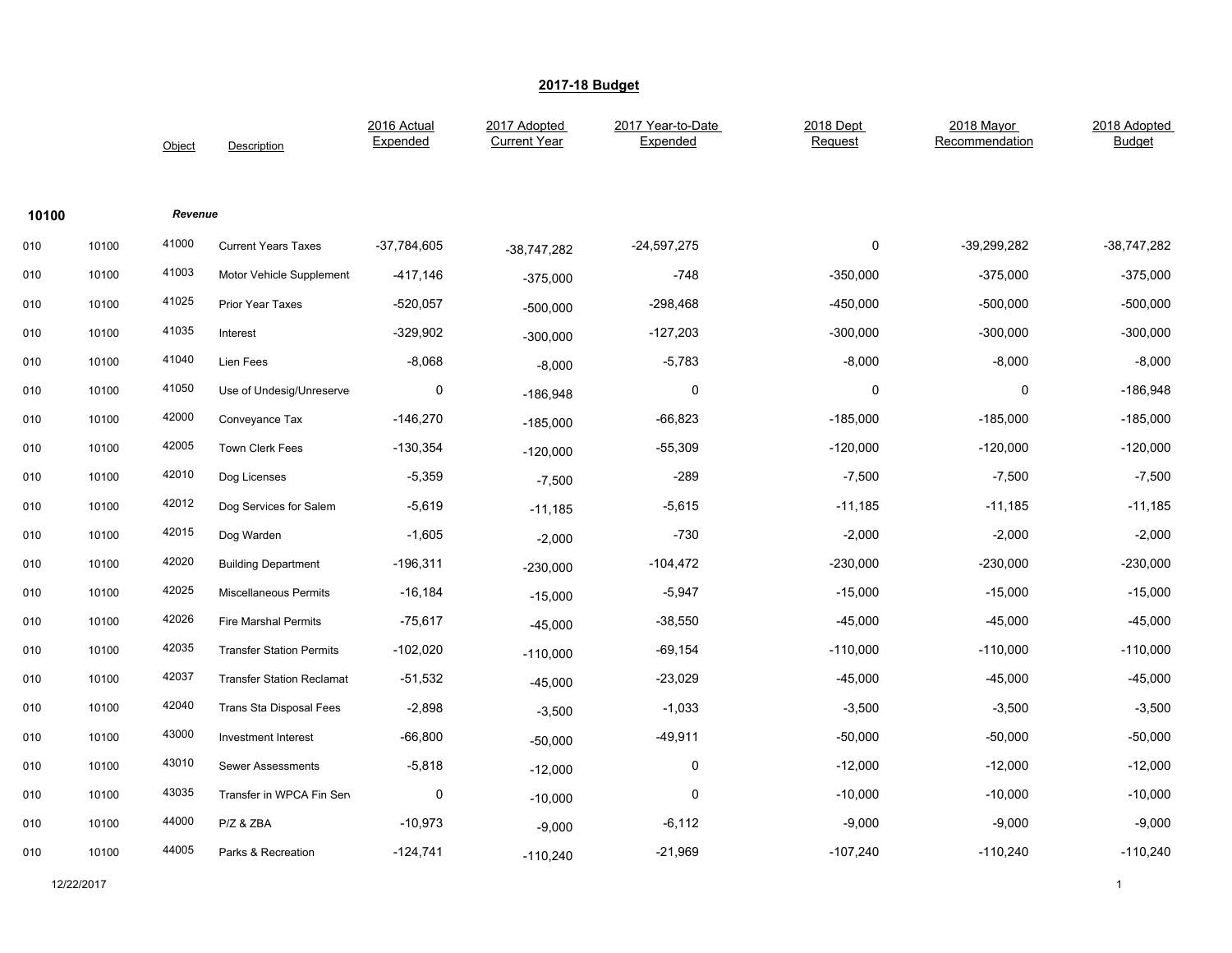# 2017-18 Budget

| | | Object | Description | 2016 Actual Expended | 2017 Adopted Current Year | 2017 Year-to-Date Expended | 2018 Dept Request | 2018 Mayor Recommendation | 2018 Adopted Budget |
|---|---|---|---|---|---|---|---|---|---|
| **10100** | | ***Revenue*** | | | | | | | |
| 010 | 10100 | 41000 | Current Years Taxes | -37,784,605 | -38,747,282 | -24,597,275 | 0 | -39,299,282 | -38,747,282 |
| 010 | 10100 | 41003 | Motor Vehicle Supplement | -417,146 | -375,000 | -748 | -350,000 | -375,000 | -375,000 |
| 010 | 10100 | 41025 | Prior Year Taxes | -520,057 | -500,000 | -298,468 | -450,000 | -500,000 | -500,000 |
| 010 | 10100 | 41035 | Interest | -329,902 | -300,000 | -127,203 | -300,000 | -300,000 | -300,000 |
| 010 | 10100 | 41040 | Lien Fees | -8,068 | -8,000 | -5,783 | -8,000 | -8,000 | -8,000 |
| 010 | 10100 | 41050 | Use of Undesig/Unreserve | 0 | -186,948 | 0 | 0 | 0 | -186,948 |
| 010 | 10100 | 42000 | Conveyance Tax | -146,270 | -185,000 | -66,823 | -185,000 | -185,000 | -185,000 |
| 010 | 10100 | 42005 | Town Clerk Fees | -130,354 | -120,000 | -55,309 | -120,000 | -120,000 | -120,000 |
| 010 | 10100 | 42010 | Dog Licenses | -5,359 | -7,500 | -289 | -7,500 | -7,500 | -7,500 |
| 010 | 10100 | 42012 | Dog Services for Salem | -5,619 | -11,185 | -5,615 | -11,185 | -11,185 | -11,185 |
| 010 | 10100 | 42015 | Dog Warden | -1,605 | -2,000 | -730 | -2,000 | -2,000 | -2,000 |
| 010 | 10100 | 42020 | Building Department | -196,311 | -230,000 | -104,472 | -230,000 | -230,000 | -230,000 |
| 010 | 10100 | 42025 | Miscellaneous Permits | -16,184 | -15,000 | -5,947 | -15,000 | -15,000 | -15,000 |
| 010 | 10100 | 42026 | Fire Marshal Permits | -75,617 | -45,000 | -38,550 | -45,000 | -45,000 | -45,000 |
| 010 | 10100 | 42035 | Transfer Station Permits | -102,020 | -110,000 | -69,154 | -110,000 | -110,000 | -110,000 |
| 010 | 10100 | 42037 | Transfer Station Reclamat | -51,532 | -45,000 | -23,029 | -45,000 | -45,000 | -45,000 |
| 010 | 10100 | 42040 | Trans Sta Disposal Fees | -2,898 | -3,500 | -1,033 | -3,500 | -3,500 | -3,500 |
| 010 | 10100 | 43000 | Investment Interest | -66,800 | -50,000 | -49,911 | -50,000 | -50,000 | -50,000 |
| 010 | 10100 | 43010 | Sewer Assessments | -5,818 | -12,000 | 0 | -12,000 | -12,000 | -12,000 |
| 010 | 10100 | 43035 | Transfer in WPCA Fin Serv | 0 | -10,000 | 0 | -10,000 | -10,000 | -10,000 |
| 010 | 10100 | 44000 | P/Z & ZBA | -10,973 | -9,000 | -6,112 | -9,000 | -9,000 | -9,000 |
| 010 | 10100 | 44005 | Parks & Recreation | -124,741 | -110,240 | -21,969 | -107,240 | -110,240 | -110,240 |

12/22/2017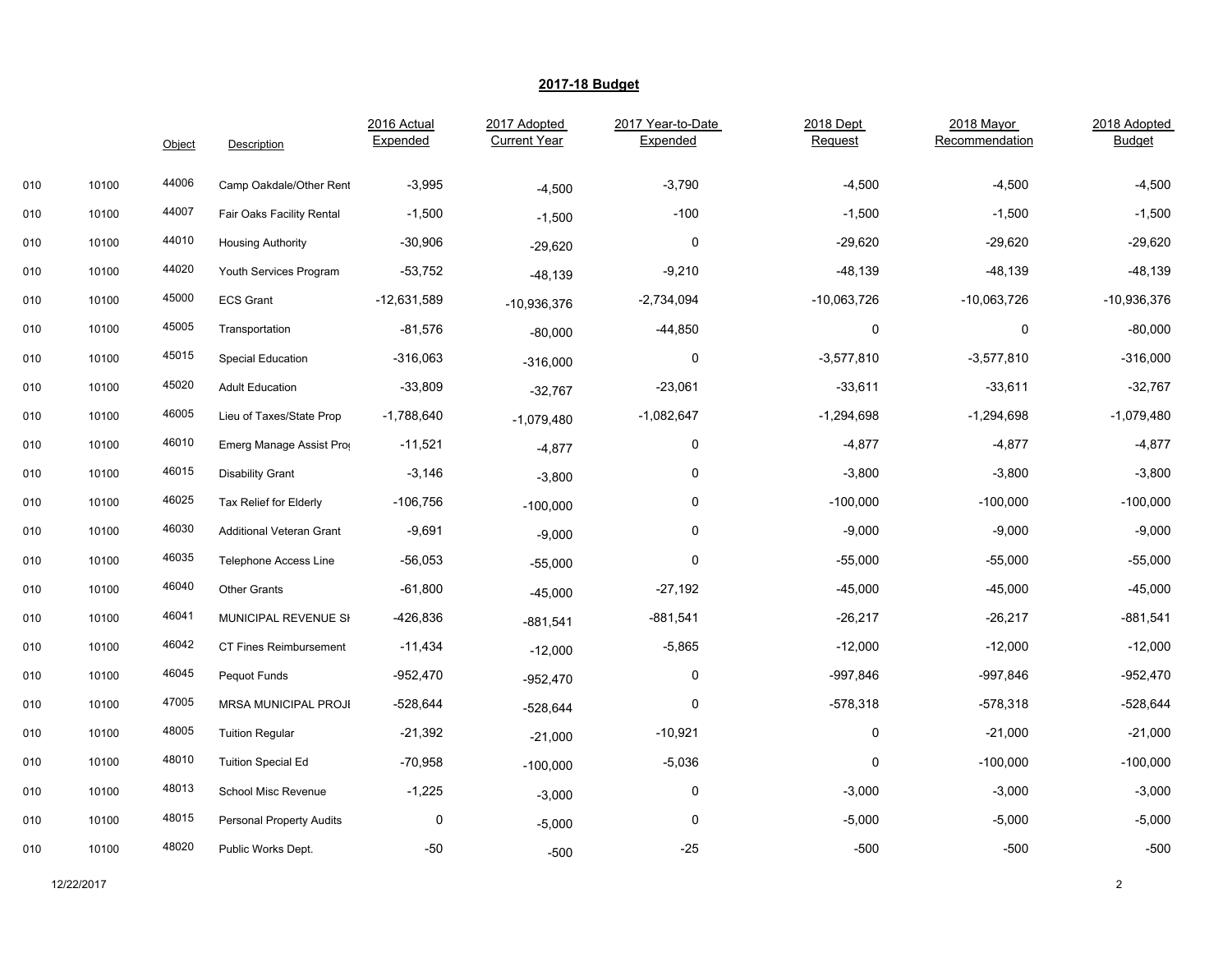# 2017-18 Budget

| | | Object | Description | 2016 Actual Expended | 2017 Adopted Current Year | 2017 Year-to-Date Expended | 2018 Dept Request | 2018 Mayor Recommendation | 2018 Adopted Budget |
|---|---|---|---|---|---|---|---|---|---|
| 010 | 10100 | 44006 | Camp Oakdale/Other Rent | -3,995 | -4,500 | -3,790 | -4,500 | -4,500 | -4,500 |
| 010 | 10100 | 44007 | Fair Oaks Facility Rental | -1,500 | -1,500 | -100 | -1,500 | -1,500 | -1,500 |
| 010 | 10100 | 44010 | Housing Authority | -30,906 | -29,620 | 0 | -29,620 | -29,620 | -29,620 |
| 010 | 10100 | 44020 | Youth Services Program | -53,752 | -48,139 | -9,210 | -48,139 | -48,139 | -48,139 |
| 010 | 10100 | 45000 | ECS Grant | -12,631,589 | -10,936,376 | -2,734,094 | -10,063,726 | -10,063,726 | -10,936,376 |
| 010 | 10100 | 45005 | Transportation | -81,576 | -80,000 | -44,850 | 0 | 0 | -80,000 |
| 010 | 10100 | 45015 | Special Education | -316,063 | -316,000 | 0 | -3,577,810 | -3,577,810 | -316,000 |
| 010 | 10100 | 45020 | Adult Education | -33,809 | -32,767 | -23,061 | -33,611 | -33,611 | -32,767 |
| 010 | 10100 | 46005 | Lieu of Taxes/State Prop | -1,788,640 | -1,079,480 | -1,082,647 | -1,294,698 | -1,294,698 | -1,079,480 |
| 010 | 10100 | 46010 | Emerg Manage Assist Prog | -11,521 | -4,877 | 0 | -4,877 | -4,877 | -4,877 |
| 010 | 10100 | 46015 | Disability Grant | -3,146 | -3,800 | 0 | -3,800 | -3,800 | -3,800 |
| 010 | 10100 | 46025 | Tax Relief for Elderly | -106,756 | -100,000 | 0 | -100,000 | -100,000 | -100,000 |
| 010 | 10100 | 46030 | Additional Veteran Grant | -9,691 | -9,000 | 0 | -9,000 | -9,000 | -9,000 |
| 010 | 10100 | 46035 | Telephone Access Line | -56,053 | -55,000 | 0 | -55,000 | -55,000 | -55,000 |
| 010 | 10100 | 46040 | Other Grants | -61,800 | -45,000 | -27,192 | -45,000 | -45,000 | -45,000 |
| 010 | 10100 | 46041 | MUNICIPAL REVENUE SH | -426,836 | -881,541 | -881,541 | -26,217 | -26,217 | -881,541 |
| 010 | 10100 | 46042 | CT Fines Reimbursement | -11,434 | -12,000 | -5,865 | -12,000 | -12,000 | -12,000 |
| 010 | 10100 | 46045 | Pequot Funds | -952,470 | -952,470 | 0 | -997,846 | -997,846 | -952,470 |
| 010 | 10100 | 47005 | MRSA MUNICIPAL PROJE | -528,644 | -528,644 | 0 | -578,318 | -578,318 | -528,644 |
| 010 | 10100 | 48005 | Tuition Regular | -21,392 | -21,000 | -10,921 | 0 | -21,000 | -21,000 |
| 010 | 10100 | 48010 | Tuition Special Ed | -70,958 | -100,000 | -5,036 | 0 | -100,000 | -100,000 |
| 010 | 10100 | 48013 | School Misc Revenue | -1,225 | -3,000 | 0 | -3,000 | -3,000 | -3,000 |
| 010 | 10100 | 48015 | Personal Property Audits | 0 | -5,000 | 0 | -5,000 | -5,000 | -5,000 |
| 010 | 10100 | 48020 | Public Works Dept. | -50 | -500 | -25 | -500 | -500 | -500 |

12/22/2017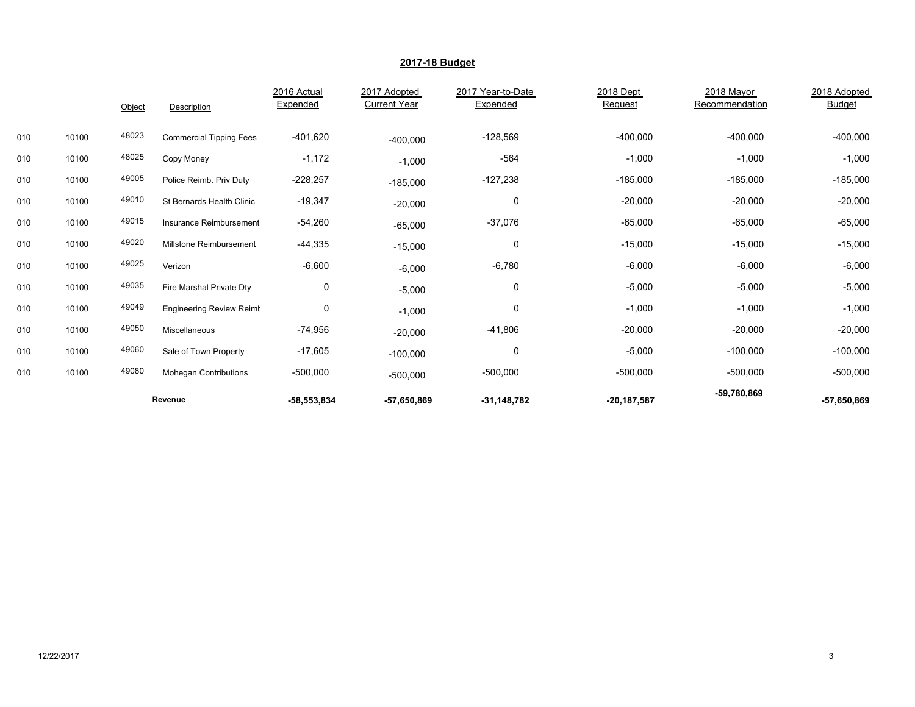## 2017-18 Budget

| | | Object | Description | 2016 Actual Expended | 2017 Adopted Current Year | 2017 Year-to-Date Expended | 2018 Dept Request | 2018 Mayor Recommendation | 2018 Adopted Budget |
|---|---|---|---|---|---|---|---|---|---|
| 010 | 10100 | 48023 | Commercial Tipping Fees | -401,620 | -400,000 | -128,569 | -400,000 | -400,000 | -400,000 |
| 010 | 10100 | 48025 | Copy Money | -1,172 | -1,000 | -564 | -1,000 | -1,000 | -1,000 |
| 010 | 10100 | 49005 | Police Reimb. Priv Duty | -228,257 | -185,000 | -127,238 | -185,000 | -185,000 | -185,000 |
| 010 | 10100 | 49010 | St Bernards Health Clinic | -19,347 | -20,000 | 0 | -20,000 | -20,000 | -20,000 |
| 010 | 10100 | 49015 | Insurance Reimbursement | -54,260 | -65,000 | -37,076 | -65,000 | -65,000 | -65,000 |
| 010 | 10100 | 49020 | Millstone Reimbursement | -44,335 | -15,000 | 0 | -15,000 | -15,000 | -15,000 |
| 010 | 10100 | 49025 | Verizon | -6,600 | -6,000 | -6,780 | -6,000 | -6,000 | -6,000 |
| 010 | 10100 | 49035 | Fire Marshal Private Dty | 0 | -5,000 | 0 | -5,000 | -5,000 | -5,000 |
| 010 | 10100 | 49049 | Engineering Review Reimt | 0 | -1,000 | 0 | -1,000 | -1,000 | -1,000 |
| 010 | 10100 | 49050 | Miscellaneous | -74,956 | -20,000 | -41,806 | -20,000 | -20,000 | -20,000 |
| 010 | 10100 | 49060 | Sale of Town Property | -17,605 | -100,000 | 0 | -5,000 | -100,000 | -100,000 |
| 010 | 10100 | 49080 | Mohegan Contributions | -500,000 | -500,000 | -500,000 | -500,000 | -500,000 | -500,000 |
| | | | **Revenue** | **-58,553,834** | **-57,650,869** | **-31,148,782** | **-20,187,587** | **-59,780,869** | **-57,650,869** |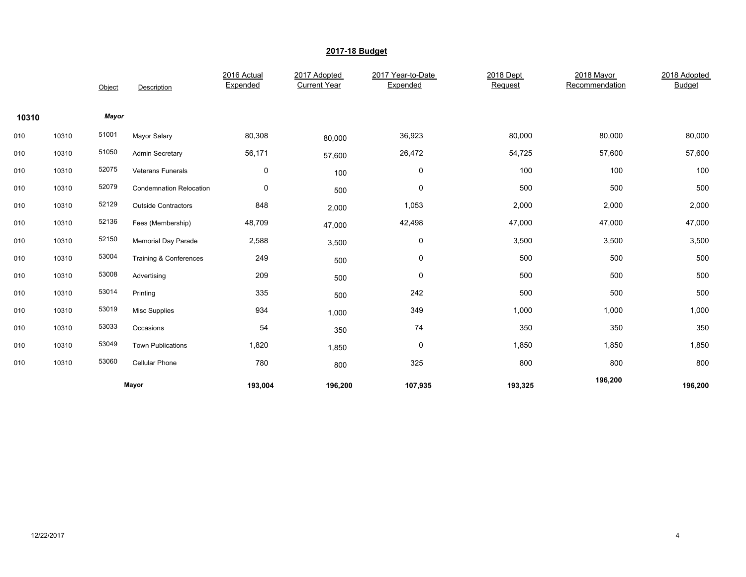## 2017-18 Budget

| | | Object | Description | 2016 Actual Expended | 2017 Adopted Current Year | 2017 Year-to-Date Expended | 2018 Dept Request | 2018 Mayor Recommendation | 2018 Adopted Budget |
|---|---|---|---|---|---|---|---|---|---|
| **10310** | | ***Mayor*** | | | | | | | |
| 010 | 10310 | 51001 | Mayor Salary | 80,308 | 80,000 | 36,923 | 80,000 | 80,000 | 80,000 |
| 010 | 10310 | 51050 | Admin Secretary | 56,171 | 57,600 | 26,472 | 54,725 | 57,600 | 57,600 |
| 010 | 10310 | 52075 | Veterans Funerals | 0 | 100 | 0 | 100 | 100 | 100 |
| 010 | 10310 | 52079 | Condemnation Relocation | 0 | 500 | 0 | 500 | 500 | 500 |
| 010 | 10310 | 52129 | Outside Contractors | 848 | 2,000 | 1,053 | 2,000 | 2,000 | 2,000 |
| 010 | 10310 | 52136 | Fees (Membership) | 48,709 | 47,000 | 42,498 | 47,000 | 47,000 | 47,000 |
| 010 | 10310 | 52150 | Memorial Day Parade | 2,588 | 3,500 | 0 | 3,500 | 3,500 | 3,500 |
| 010 | 10310 | 53004 | Training & Conferences | 249 | 500 | 0 | 500 | 500 | 500 |
| 010 | 10310 | 53008 | Advertising | 209 | 500 | 0 | 500 | 500 | 500 |
| 010 | 10310 | 53014 | Printing | 335 | 500 | 242 | 500 | 500 | 500 |
| 010 | 10310 | 53019 | Misc Supplies | 934 | 1,000 | 349 | 1,000 | 1,000 | 1,000 |
| 010 | 10310 | 53033 | Occasions | 54 | 350 | 74 | 350 | 350 | 350 |
| 010 | 10310 | 53049 | Town Publications | 1,820 | 1,850 | 0 | 1,850 | 1,850 | 1,850 |
| 010 | 10310 | 53060 | Cellular Phone | 780 | 800 | 325 | 800 | 800 | 800 |
| | | | **Mayor** | **193,004** | **196,200** | **107,935** | **193,325** | **196,200** | **196,200** |

12/22/2017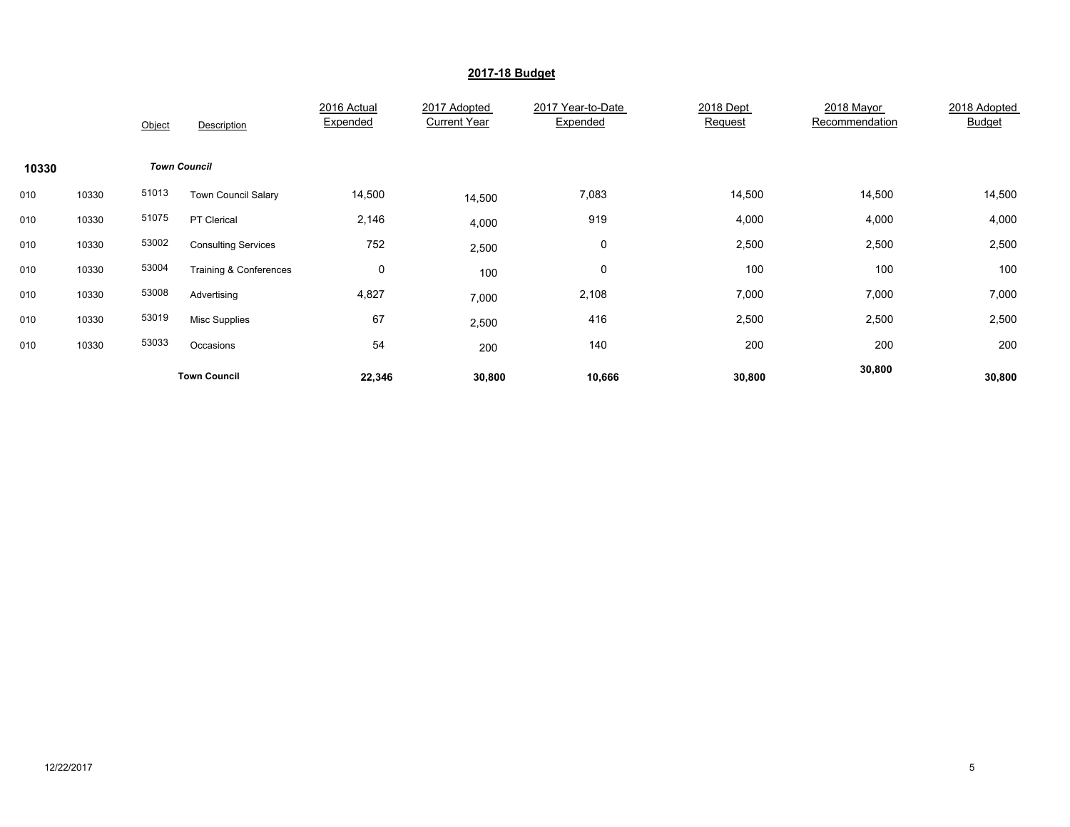## 2017-18 Budget

| | | Object | Description | 2016 Actual Expended | 2017 Adopted Current Year | 2017 Year-to-Date Expended | 2018 Dept Request | 2018 Mayor Recommendation | 2018 Adopted Budget |
|---|---|---|---|---|---|---|---|---|---|
| **10330** | | ***Town Council*** | | | | | | | |
| 010 | 10330 | 51013 | Town Council Salary | 14,500 | 14,500 | 7,083 | 14,500 | 14,500 | 14,500 |
| 010 | 10330 | 51075 | PT Clerical | 2,146 | 4,000 | 919 | 4,000 | 4,000 | 4,000 |
| 010 | 10330 | 53002 | Consulting Services | 752 | 2,500 | 0 | 2,500 | 2,500 | 2,500 |
| 010 | 10330 | 53004 | Training & Conferences | 0 | 100 | 0 | 100 | 100 | 100 |
| 010 | 10330 | 53008 | Advertising | 4,827 | 7,000 | 2,108 | 7,000 | 7,000 | 7,000 |
| 010 | 10330 | 53019 | Misc Supplies | 67 | 2,500 | 416 | 2,500 | 2,500 | 2,500 |
| 010 | 10330 | 53033 | Occasions | 54 | 200 | 140 | 200 | 200 | 200 |
| | | | **Town Council** | **22,346** | **30,800** | **10,666** | **30,800** | **30,800** | **30,800** |

12/22/2017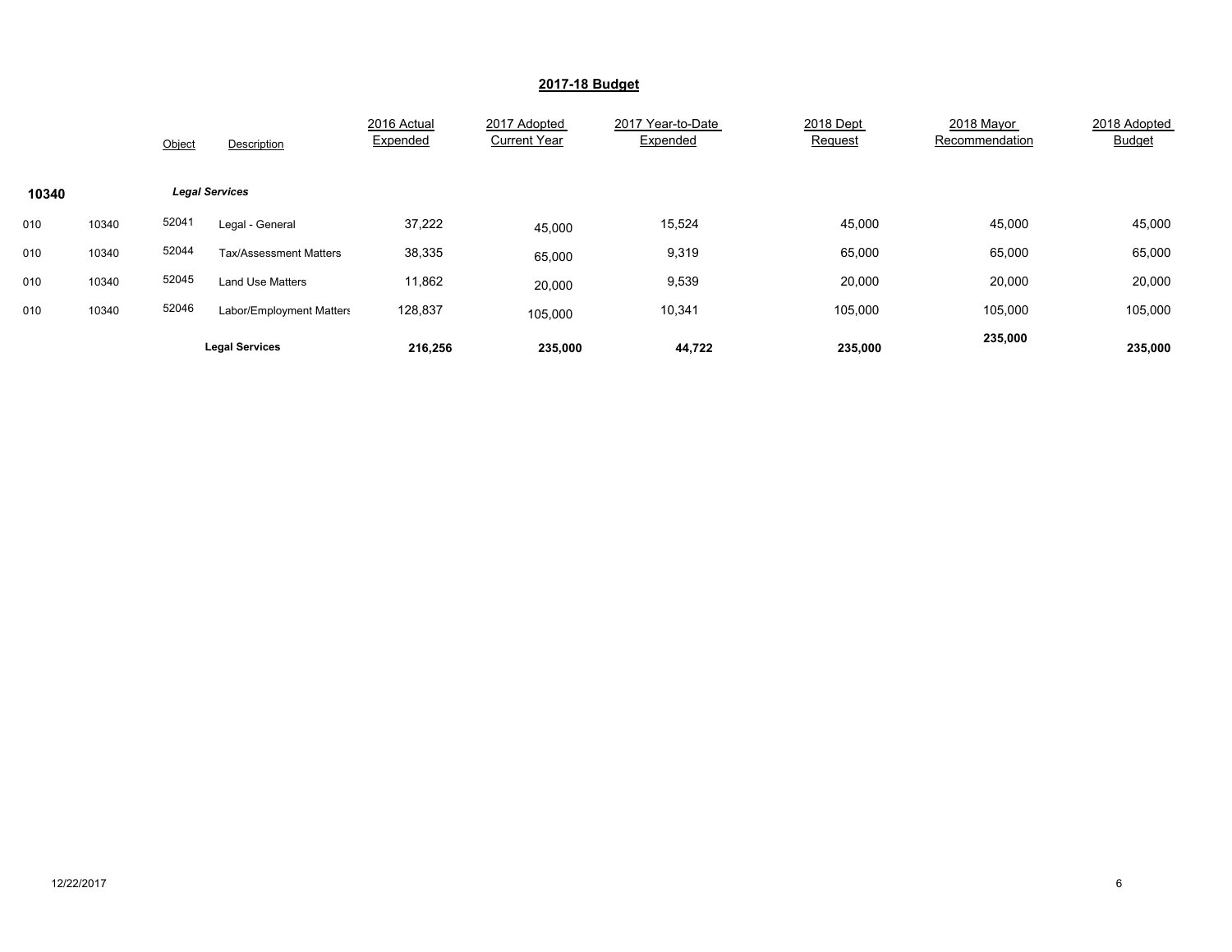## 2017-18 Budget

| | | Object | Description | 2016 Actual Expended | 2017 Adopted Current Year | 2017 Year-to-Date Expended | 2018 Dept Request | 2018 Mayor Recommendation | 2018 Adopted Budget |
|---|---|---|---|---|---|---|---|---|---|
| **10340** | | | ***Legal Services*** | | | | | | |
| 010 | 10340 | 52041 | Legal - General | 37,222 | 45,000 | 15,524 | 45,000 | 45,000 | 45,000 |
| 010 | 10340 | 52044 | Tax/Assessment Matters | 38,335 | 65,000 | 9,319 | 65,000 | 65,000 | 65,000 |
| 010 | 10340 | 52045 | Land Use Matters | 11,862 | 20,000 | 9,539 | 20,000 | 20,000 | 20,000 |
| 010 | 10340 | 52046 | Labor/Employment Matters | 128,837 | 105,000 | 10,341 | 105,000 | 105,000 | 105,000 |
| | | | **Legal Services** | **216,256** | **235,000** | **44,722** | **235,000** | **235,000** | **235,000** |

12/22/2017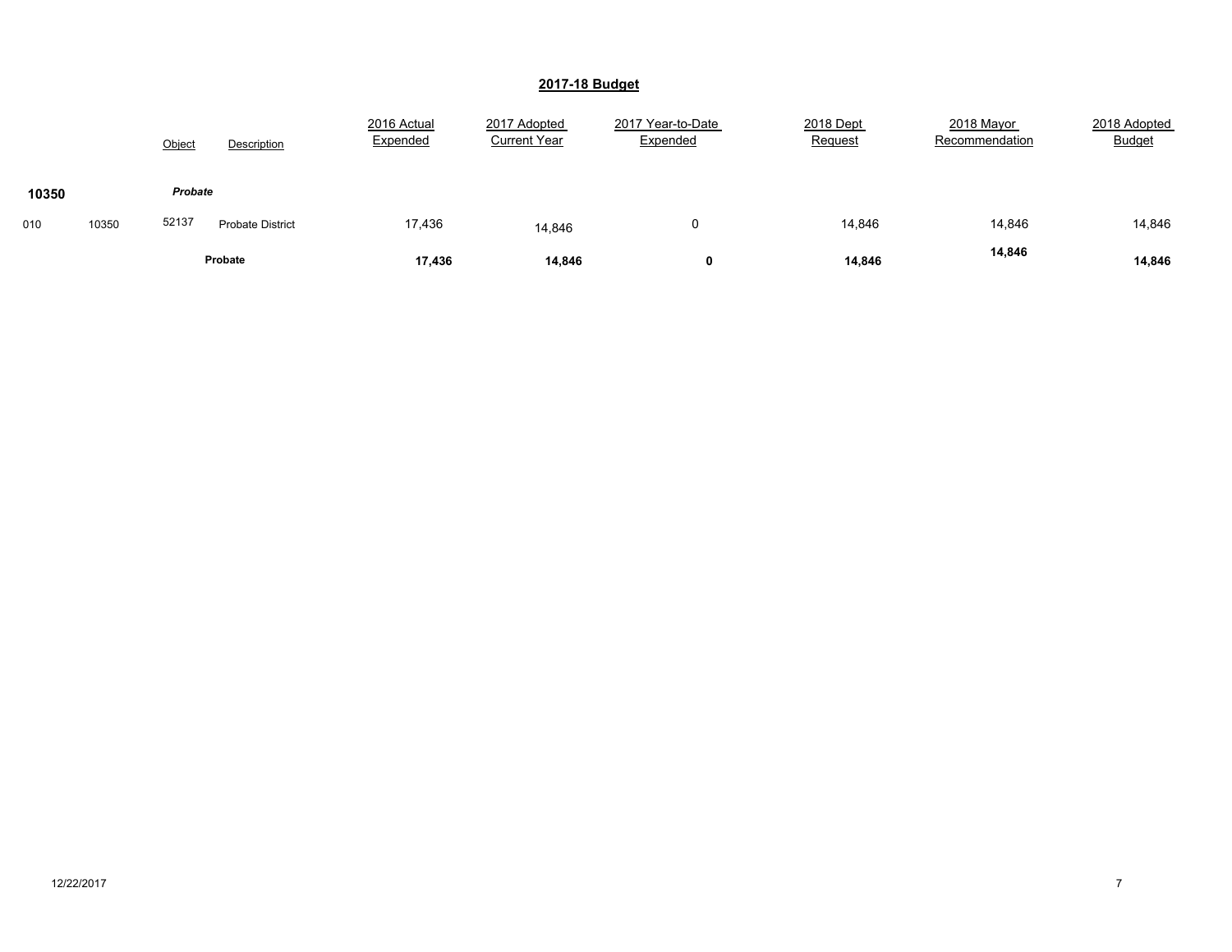## 2017-18 Budget

| | | Object | Description | 2016 Actual Expended | 2017 Adopted Current Year | 2017 Year-to-Date Expended | 2018 Dept Request | 2018 Mayor Recommendation | 2018 Adopted Budget |
|---|---|---|---|---|---|---|---|---|---|
| **10350** | | ***Probate*** | | | | | | | |
| 010 | 10350 | 52137 | Probate District | 17,436 | 14,846 | 0 | 14,846 | 14,846 | 14,846 |
| | | | **Probate** | **17,436** | **14,846** | **0** | **14,846** | **14,846** | **14,846** |

12/22/2017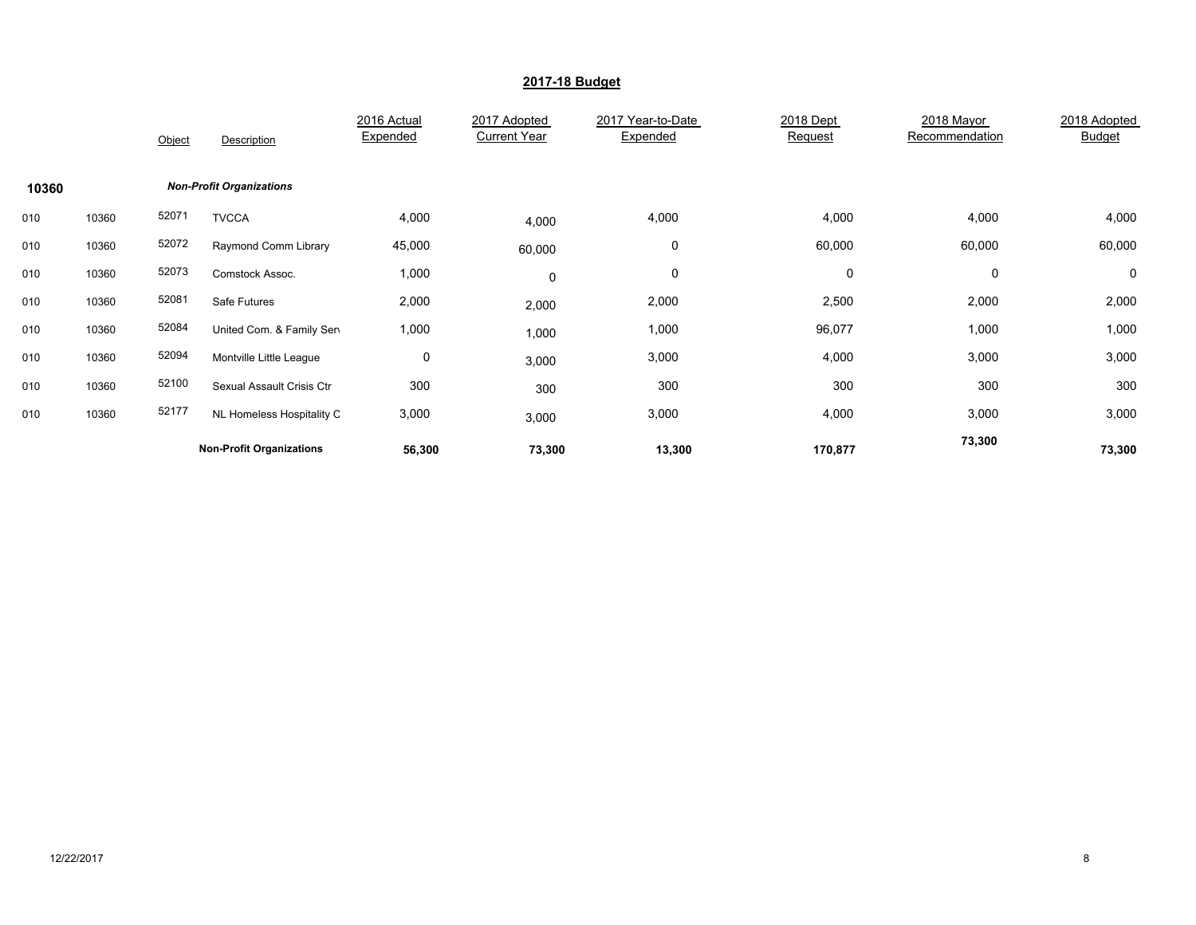## 2017-18 Budget

| | | Object | Description | 2016 Actual Expended | 2017 Adopted Current Year | 2017 Year-to-Date Expended | 2018 Dept Request | 2018 Mayor Recommendation | 2018 Adopted Budget |
|---|---|---|---|---|---|---|---|---|---|
| **10360** | | | ***Non-Profit Organizations*** | | | | | | |
| 010 | 10360 | 52071 | TVCCA | 4,000 | 4,000 | 4,000 | 4,000 | 4,000 | 4,000 |
| 010 | 10360 | 52072 | Raymond Comm Library | 45,000 | 60,000 | 0 | 60,000 | 60,000 | 60,000 |
| 010 | 10360 | 52073 | Comstock Assoc. | 1,000 | 0 | 0 | 0 | 0 | 0 |
| 010 | 10360 | 52081 | Safe Futures | 2,000 | 2,000 | 2,000 | 2,500 | 2,000 | 2,000 |
| 010 | 10360 | 52084 | United Com. & Family Serv | 1,000 | 1,000 | 1,000 | 96,077 | 1,000 | 1,000 |
| 010 | 10360 | 52094 | Montville Little League | 0 | 3,000 | 3,000 | 4,000 | 3,000 | 3,000 |
| 010 | 10360 | 52100 | Sexual Assault Crisis Ctr | 300 | 300 | 300 | 300 | 300 | 300 |
| 010 | 10360 | 52177 | NL Homeless Hospitality C | 3,000 | 3,000 | 3,000 | 4,000 | 3,000 | 3,000 |
| | | | **Non-Profit Organizations** | **56,300** | **73,300** | **13,300** | **170,877** | **73,300** | **73,300** |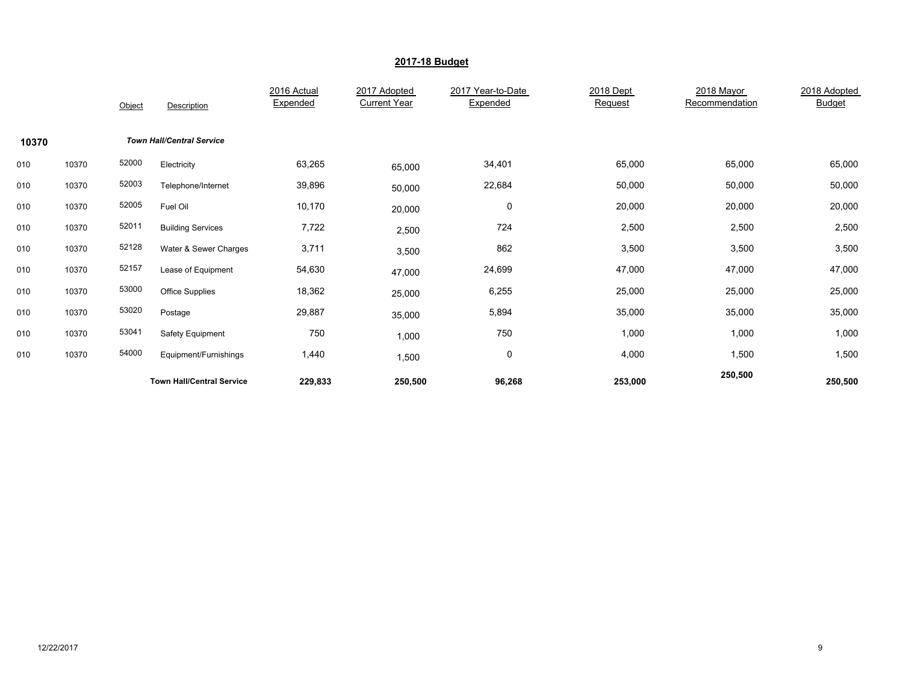## 2017-18 Budget

| | | Object | Description | 2016 Actual Expended | 2017 Adopted Current Year | 2017 Year-to-Date Expended | 2018 Dept Request | 2018 Mayor Recommendation | 2018 Adopted Budget |
|---|---|---|---|---|---|---|---|---|---|
| **10370** | | | ***Town Hall/Central Service*** | | | | | | |
| 010 | 10370 | 52000 | Electricity | 63,265 | 65,000 | 34,401 | 65,000 | 65,000 | 65,000 |
| 010 | 10370 | 52003 | Telephone/Internet | 39,896 | 50,000 | 22,684 | 50,000 | 50,000 | 50,000 |
| 010 | 10370 | 52005 | Fuel Oil | 10,170 | 20,000 | 0 | 20,000 | 20,000 | 20,000 |
| 010 | 10370 | 52011 | Building Services | 7,722 | 2,500 | 724 | 2,500 | 2,500 | 2,500 |
| 010 | 10370 | 52128 | Water & Sewer Charges | 3,711 | 3,500 | 862 | 3,500 | 3,500 | 3,500 |
| 010 | 10370 | 52157 | Lease of Equipment | 54,630 | 47,000 | 24,699 | 47,000 | 47,000 | 47,000 |
| 010 | 10370 | 53000 | Office Supplies | 18,362 | 25,000 | 6,255 | 25,000 | 25,000 | 25,000 |
| 010 | 10370 | 53020 | Postage | 29,887 | 35,000 | 5,894 | 35,000 | 35,000 | 35,000 |
| 010 | 10370 | 53041 | Safety Equipment | 750 | 1,000 | 750 | 1,000 | 1,000 | 1,000 |
| 010 | 10370 | 54000 | Equipment/Furnishings | 1,440 | 1,500 | 0 | 4,000 | 1,500 | 1,500 |
| | | | **Town Hall/Central Service** | **229,833** | **250,500** | **96,268** | **253,000** | **250,500** | **250,500** |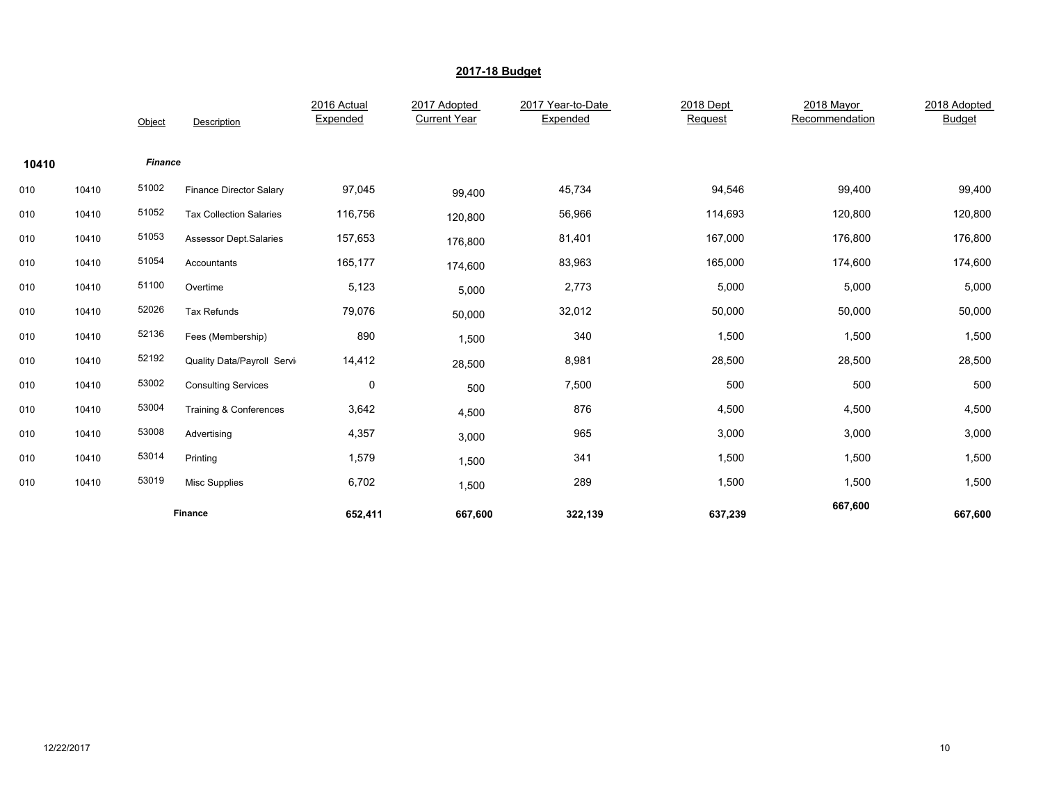## 2017-18 Budget

| | | Object | Description | 2016 Actual Expended | 2017 Adopted Current Year | 2017 Year-to-Date Expended | 2018 Dept Request | 2018 Mayor Recommendation | 2018 Adopted Budget |
|---|---|---|---|---|---|---|---|---|---|
| **10410** | | ***Finance*** | | | | | | | |
| 010 | 10410 | 51002 | Finance Director Salary | 97,045 | 99,400 | 45,734 | 94,546 | 99,400 | 99,400 |
| 010 | 10410 | 51052 | Tax Collection Salaries | 116,756 | 120,800 | 56,966 | 114,693 | 120,800 | 120,800 |
| 010 | 10410 | 51053 | Assessor Dept.Salaries | 157,653 | 176,800 | 81,401 | 167,000 | 176,800 | 176,800 |
| 010 | 10410 | 51054 | Accountants | 165,177 | 174,600 | 83,963 | 165,000 | 174,600 | 174,600 |
| 010 | 10410 | 51100 | Overtime | 5,123 | 5,000 | 2,773 | 5,000 | 5,000 | 5,000 |
| 010 | 10410 | 52026 | Tax Refunds | 79,076 | 50,000 | 32,012 | 50,000 | 50,000 | 50,000 |
| 010 | 10410 | 52136 | Fees (Membership) | 890 | 1,500 | 340 | 1,500 | 1,500 | 1,500 |
| 010 | 10410 | 52192 | Quality Data/Payroll Servi | 14,412 | 28,500 | 8,981 | 28,500 | 28,500 | 28,500 |
| 010 | 10410 | 53002 | Consulting Services | 0 | 500 | 7,500 | 500 | 500 | 500 |
| 010 | 10410 | 53004 | Training & Conferences | 3,642 | 4,500 | 876 | 4,500 | 4,500 | 4,500 |
| 010 | 10410 | 53008 | Advertising | 4,357 | 3,000 | 965 | 3,000 | 3,000 | 3,000 |
| 010 | 10410 | 53014 | Printing | 1,579 | 1,500 | 341 | 1,500 | 1,500 | 1,500 |
| 010 | 10410 | 53019 | Misc Supplies | 6,702 | 1,500 | 289 | 1,500 | 1,500 | 1,500 |
| | | | **Finance** | **652,411** | **667,600** | **322,139** | **637,239** | **667,600** | **667,600** |

12/22/2017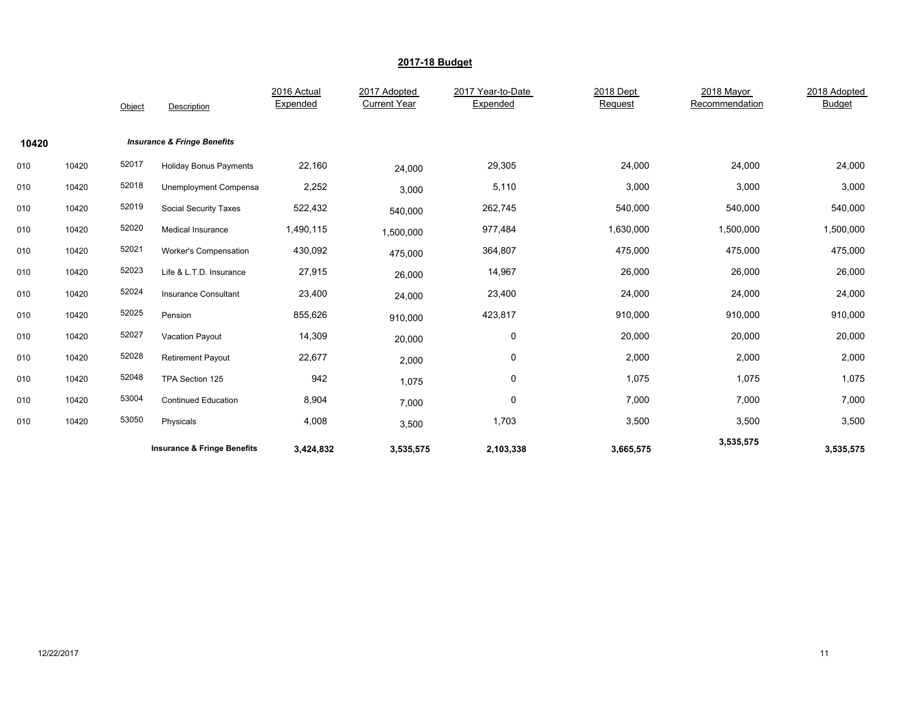# 2017-18 Budget

| | | Object | Description | 2016 Actual Expended | 2017 Adopted Current Year | 2017 Year-to-Date Expended | 2018 Dept Request | 2018 Mayor Recommendation | 2018 Adopted Budget |
|---|---|---|---|---|---|---|---|---|---|
| **10420** | | | ***Insurance & Fringe Benefits*** | | | | | | |
| 010 | 10420 | 52017 | Holiday Bonus Payments | 22,160 | 24,000 | 29,305 | 24,000 | 24,000 | 24,000 |
| 010 | 10420 | 52018 | Unemployment Compensa | 2,252 | 3,000 | 5,110 | 3,000 | 3,000 | 3,000 |
| 010 | 10420 | 52019 | Social Security Taxes | 522,432 | 540,000 | 262,745 | 540,000 | 540,000 | 540,000 |
| 010 | 10420 | 52020 | Medical Insurance | 1,490,115 | 1,500,000 | 977,484 | 1,630,000 | 1,500,000 | 1,500,000 |
| 010 | 10420 | 52021 | Worker's Compensation | 430,092 | 475,000 | 364,807 | 475,000 | 475,000 | 475,000 |
| 010 | 10420 | 52023 | Life & L.T.D. Insurance | 27,915 | 26,000 | 14,967 | 26,000 | 26,000 | 26,000 |
| 010 | 10420 | 52024 | Insurance Consultant | 23,400 | 24,000 | 23,400 | 24,000 | 24,000 | 24,000 |
| 010 | 10420 | 52025 | Pension | 855,626 | 910,000 | 423,817 | 910,000 | 910,000 | 910,000 |
| 010 | 10420 | 52027 | Vacation Payout | 14,309 | 20,000 | 0 | 20,000 | 20,000 | 20,000 |
| 010 | 10420 | 52028 | Retirement Payout | 22,677 | 2,000 | 0 | 2,000 | 2,000 | 2,000 |
| 010 | 10420 | 52048 | TPA Section 125 | 942 | 1,075 | 0 | 1,075 | 1,075 | 1,075 |
| 010 | 10420 | 53004 | Continued Education | 8,904 | 7,000 | 0 | 7,000 | 7,000 | 7,000 |
| 010 | 10420 | 53050 | Physicals | 4,008 | 3,500 | 1,703 | 3,500 | 3,500 | 3,500 |
| | | | **Insurance & Fringe Benefits** | **3,424,832** | **3,535,575** | **2,103,338** | **3,665,575** | **3,535,575** | **3,535,575** |

12/22/2017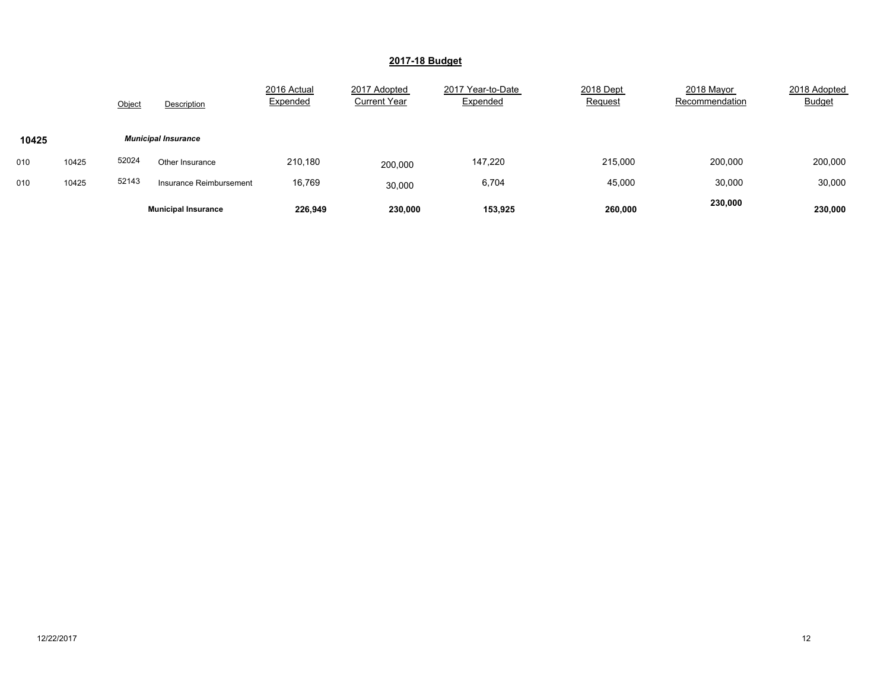## 2017-18 Budget

| | | Object | Description | 2016 Actual Expended | 2017 Adopted Current Year | 2017 Year-to-Date Expended | 2018 Dept Request | 2018 Mayor Recommendation | 2018 Adopted Budget |
|---|---|---|---|---|---|---|---|---|---|
| **10425** | | | ***Municipal Insurance*** | | | | | | |
| 010 | 10425 | 52024 | Other Insurance | 210,180 | 200,000 | 147,220 | 215,000 | 200,000 | 200,000 |
| 010 | 10425 | 52143 | Insurance Reimbursement | 16,769 | 30,000 | 6,704 | 45,000 | 30,000 | 30,000 |
| | | | **Municipal Insurance** | **226,949** | **230,000** | **153,925** | **260,000** | **230,000** | **230,000** |

12/22/2017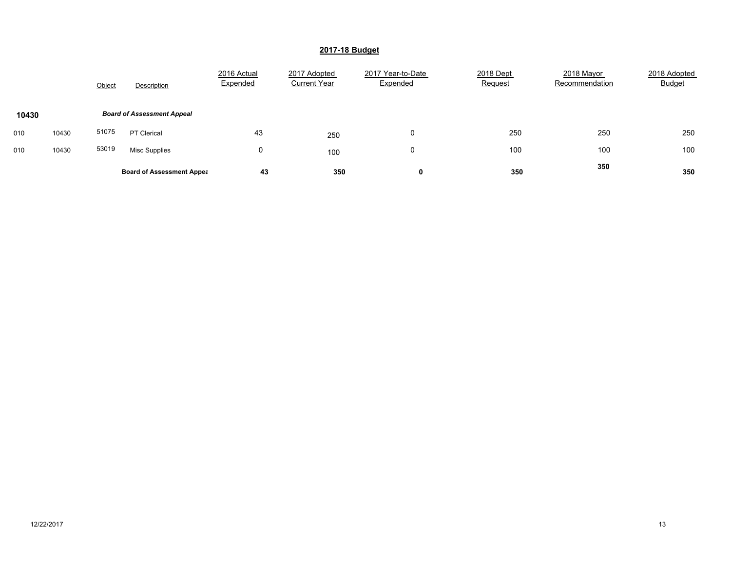## 2017-18 Budget

| | | Object | Description | 2016 Actual Expended | 2017 Adopted Current Year | 2017 Year-to-Date Expended | 2018 Dept Request | 2018 Mayor Recommendation | 2018 Adopted Budget |
|---|---|---|---|---|---|---|---|---|---|
| **10430** | | | ***Board of Assessment Appeal*** | | | | | | |
| 010 | 10430 | 51075 | PT Clerical | 43 | 250 | 0 | 250 | 250 | 250 |
| 010 | 10430 | 53019 | Misc Supplies | 0 | 100 | 0 | 100 | 100 | 100 |
| | | | **Board of Assessment Appea** | **43** | **350** | **0** | **350** | **350** | **350** |

12/22/2017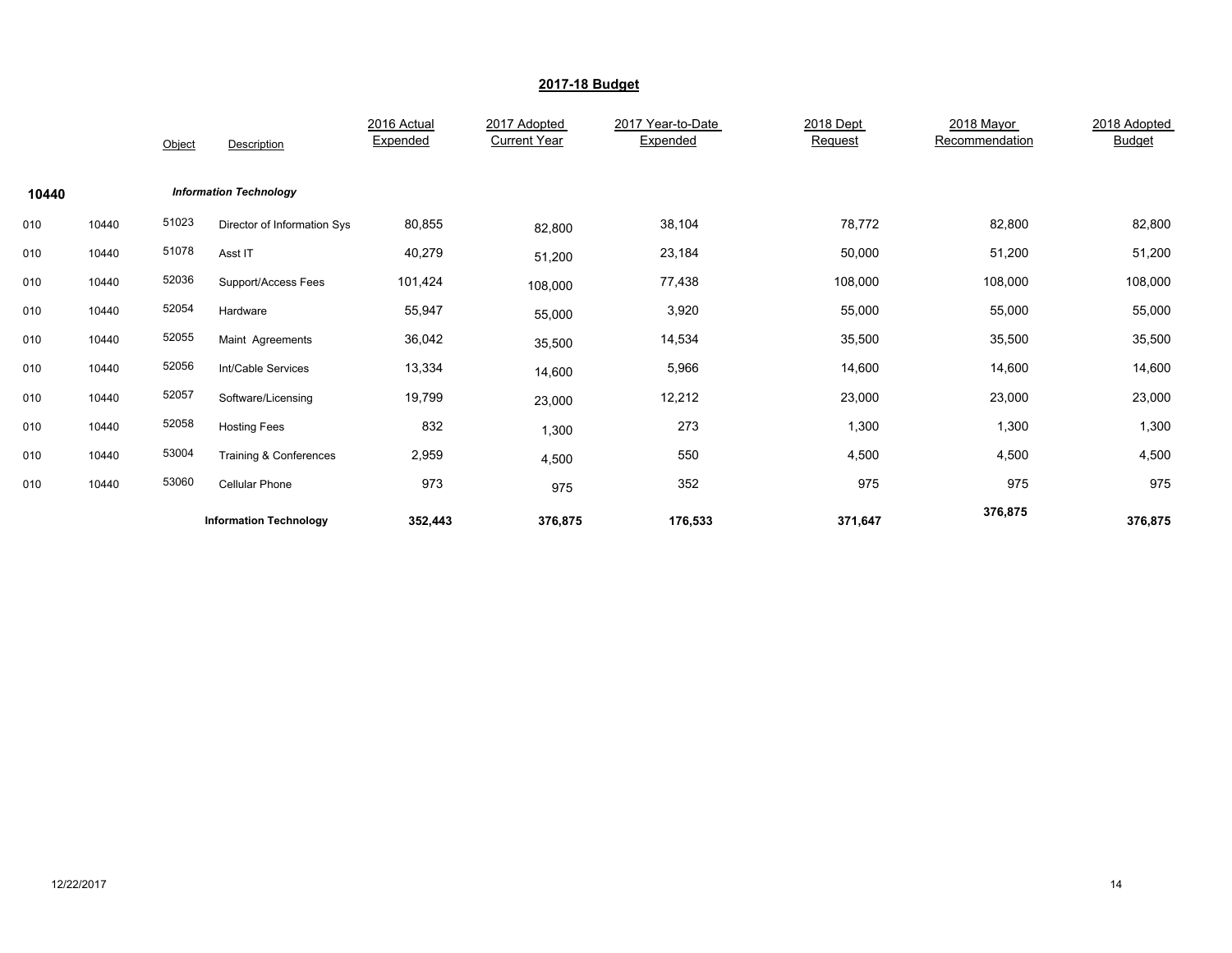## 2017-18 Budget

| | | Object | Description | 2016 Actual Expended | 2017 Adopted Current Year | 2017 Year-to-Date Expended | 2018 Dept Request | 2018 Mayor Recommendation | 2018 Adopted Budget |
|---|---|---|---|---|---|---|---|---|---|
| **10440** | | | ***Information Technology*** | | | | | | |
| 010 | 10440 | 51023 | Director of Information Sys | 80,855 | 82,800 | 38,104 | 78,772 | 82,800 | 82,800 |
| 010 | 10440 | 51078 | Asst IT | 40,279 | 51,200 | 23,184 | 50,000 | 51,200 | 51,200 |
| 010 | 10440 | 52036 | Support/Access Fees | 101,424 | 108,000 | 77,438 | 108,000 | 108,000 | 108,000 |
| 010 | 10440 | 52054 | Hardware | 55,947 | 55,000 | 3,920 | 55,000 | 55,000 | 55,000 |
| 010 | 10440 | 52055 | Maint Agreements | 36,042 | 35,500 | 14,534 | 35,500 | 35,500 | 35,500 |
| 010 | 10440 | 52056 | Int/Cable Services | 13,334 | 14,600 | 5,966 | 14,600 | 14,600 | 14,600 |
| 010 | 10440 | 52057 | Software/Licensing | 19,799 | 23,000 | 12,212 | 23,000 | 23,000 | 23,000 |
| 010 | 10440 | 52058 | Hosting Fees | 832 | 1,300 | 273 | 1,300 | 1,300 | 1,300 |
| 010 | 10440 | 53004 | Training & Conferences | 2,959 | 4,500 | 550 | 4,500 | 4,500 | 4,500 |
| 010 | 10440 | 53060 | Cellular Phone | 973 | 975 | 352 | 975 | 975 | 975 |
| | | | **Information Technology** | **352,443** | **376,875** | **176,533** | **371,647** | **376,875** | **376,875** |

12/22/2017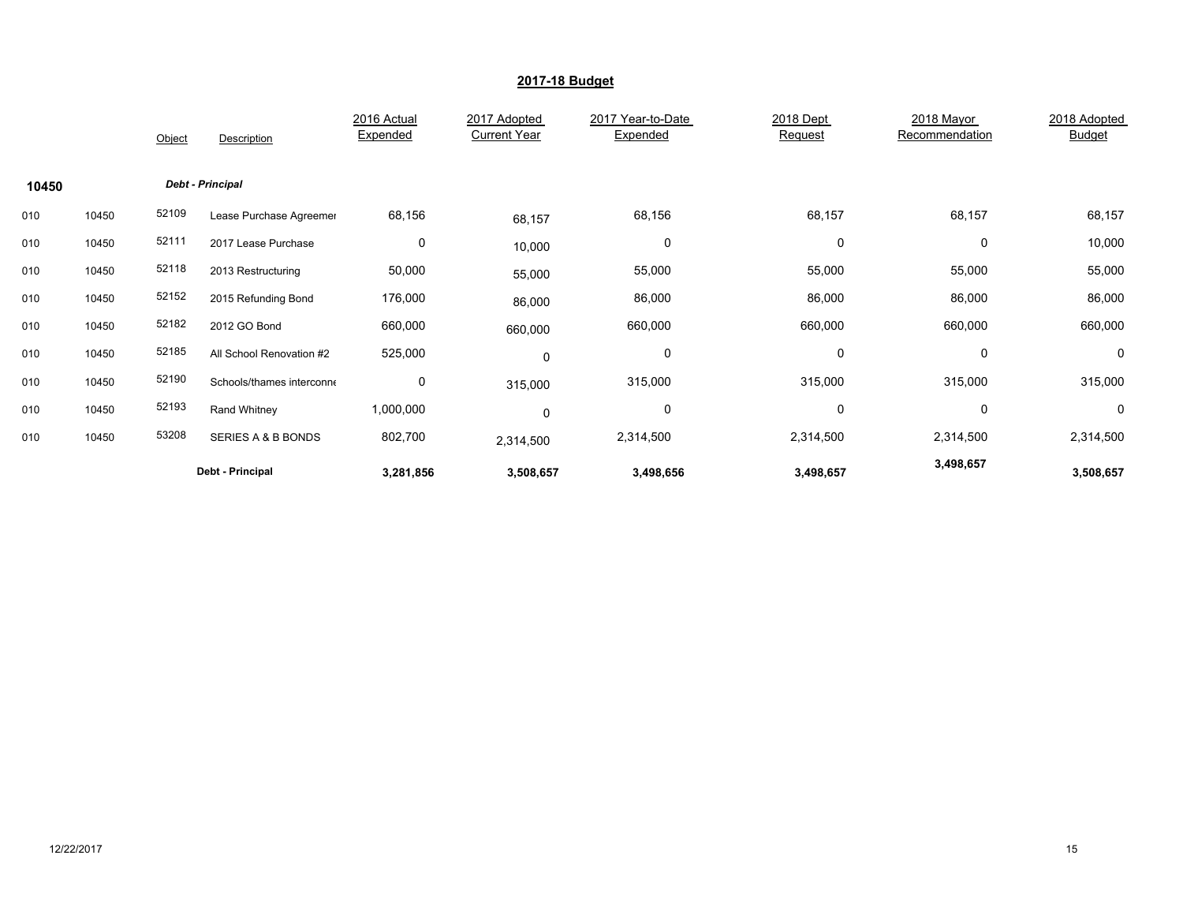## 2017-18 Budget

| | | Object | Description | 2016 Actual Expended | 2017 Adopted Current Year | 2017 Year-to-Date Expended | 2018 Dept Request | 2018 Mayor Recommendation | 2018 Adopted Budget |
|---|---|---|---|---|---|---|---|---|---|
| **10450** | | | ***Debt - Principal*** | | | | | | |
| 010 | 10450 | 52109 | Lease Purchase Agreemer | 68,156 | 68,157 | 68,156 | 68,157 | 68,157 | 68,157 |
| 010 | 10450 | 52111 | 2017 Lease Purchase | 0 | 10,000 | 0 | 0 | 0 | 10,000 |
| 010 | 10450 | 52118 | 2013 Restructuring | 50,000 | 55,000 | 55,000 | 55,000 | 55,000 | 55,000 |
| 010 | 10450 | 52152 | 2015 Refunding Bond | 176,000 | 86,000 | 86,000 | 86,000 | 86,000 | 86,000 |
| 010 | 10450 | 52182 | 2012 GO Bond | 660,000 | 660,000 | 660,000 | 660,000 | 660,000 | 660,000 |
| 010 | 10450 | 52185 | All School Renovation #2 | 525,000 | 0 | 0 | 0 | 0 | 0 |
| 010 | 10450 | 52190 | Schools/thames interconne | 0 | 315,000 | 315,000 | 315,000 | 315,000 | 315,000 |
| 010 | 10450 | 52193 | Rand Whitney | 1,000,000 | 0 | 0 | 0 | 0 | 0 |
| 010 | 10450 | 53208 | SERIES A & B BONDS | 802,700 | 2,314,500 | 2,314,500 | 2,314,500 | 2,314,500 | 2,314,500 |
| | | | **Debt - Principal** | **3,281,856** | **3,508,657** | **3,498,656** | **3,498,657** | **3,498,657** | **3,508,657** |

12/22/2017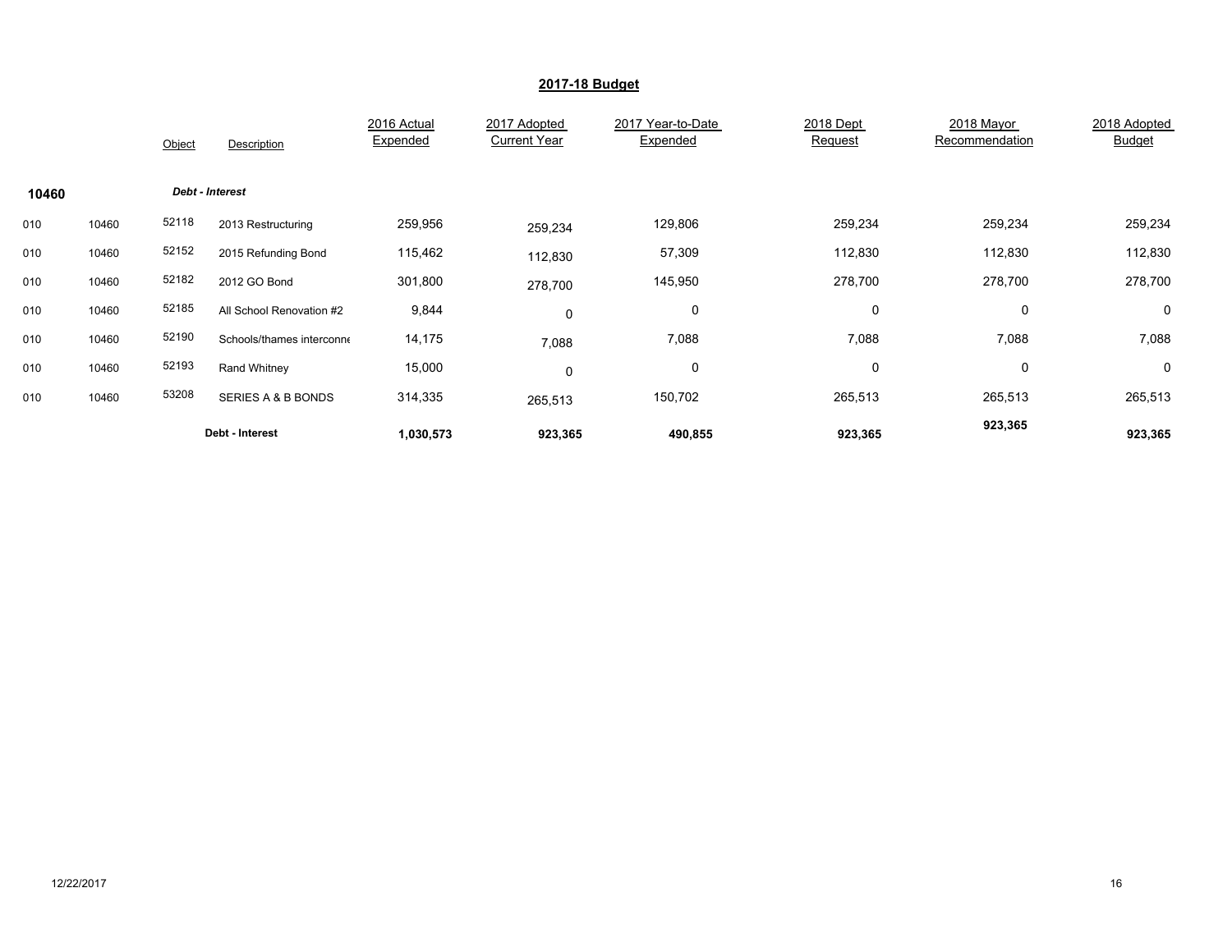## 2017-18 Budget

| | | Object | Description | 2016 Actual Expended | 2017 Adopted Current Year | 2017 Year-to-Date Expended | 2018 Dept Request | 2018 Mayor Recommendation | 2018 Adopted Budget |
|---|---|---|---|---|---|---|---|---|---|
| **10460** | | | ***Debt - Interest*** | | | | | | |
| 010 | 10460 | 52118 | 2013 Restructuring | 259,956 | 259,234 | 129,806 | 259,234 | 259,234 | 259,234 |
| 010 | 10460 | 52152 | 2015 Refunding Bond | 115,462 | 112,830 | 57,309 | 112,830 | 112,830 | 112,830 |
| 010 | 10460 | 52182 | 2012 GO Bond | 301,800 | 278,700 | 145,950 | 278,700 | 278,700 | 278,700 |
| 010 | 10460 | 52185 | All School Renovation #2 | 9,844 | 0 | 0 | 0 | 0 | 0 |
| 010 | 10460 | 52190 | Schools/thames interconne | 14,175 | 7,088 | 7,088 | 7,088 | 7,088 | 7,088 |
| 010 | 10460 | 52193 | Rand Whitney | 15,000 | 0 | 0 | 0 | 0 | 0 |
| 010 | 10460 | 53208 | SERIES A & B BONDS | 314,335 | 265,513 | 150,702 | 265,513 | 265,513 | 265,513 |
| | | | **Debt - Interest** | **1,030,573** | **923,365** | **490,855** | **923,365** | **923,365** | **923,365** |

12/22/2017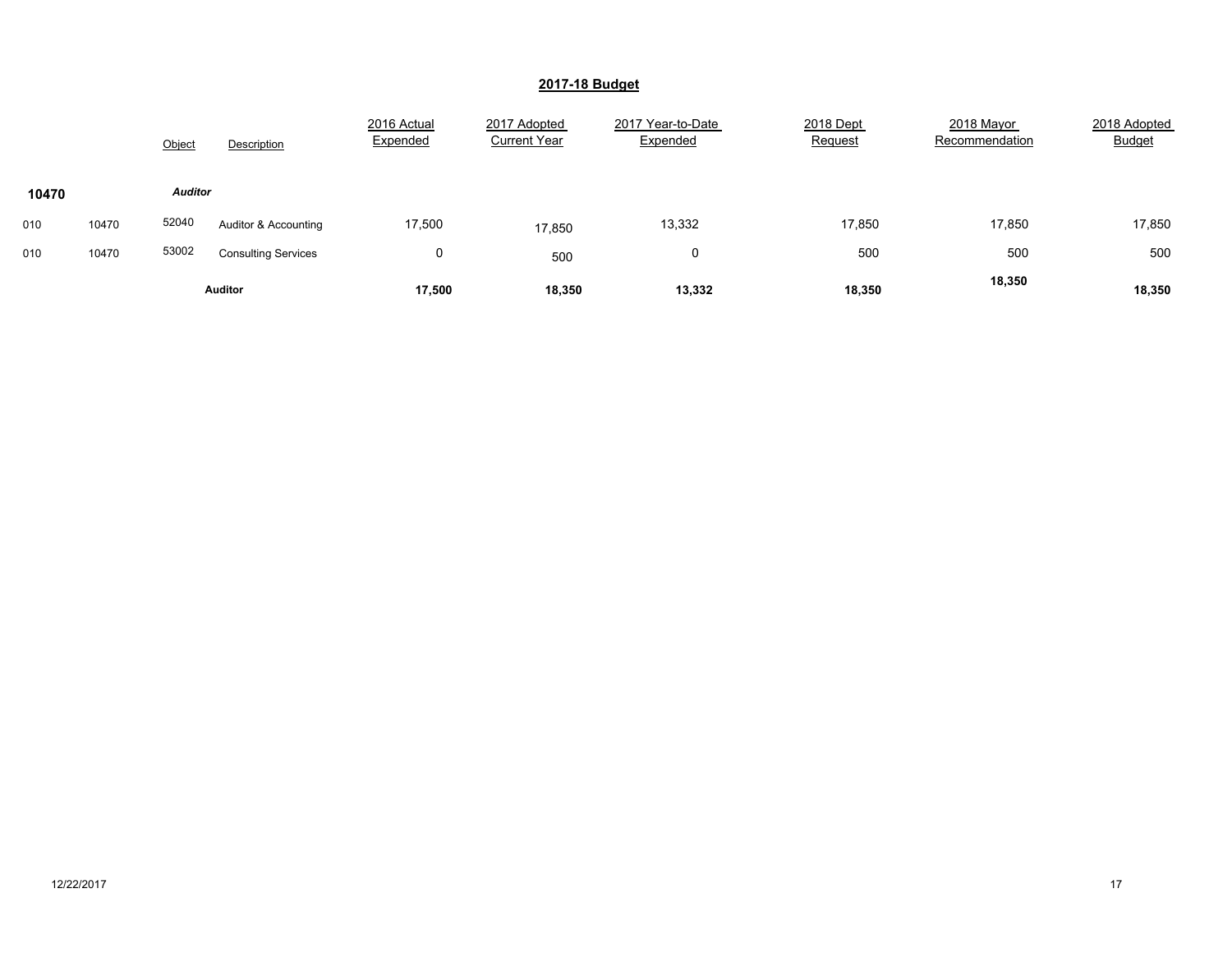## 2017-18 Budget

| | | Object | Description | 2016 Actual Expended | 2017 Adopted Current Year | 2017 Year-to-Date Expended | 2018 Dept Request | 2018 Mayor Recommendation | 2018 Adopted Budget |
|---|---|---|---|---|---|---|---|---|---|
| **10470** | | ***Auditor*** | | | | | | | |
| 010 | 10470 | 52040 | Auditor & Accounting | 17,500 | 17,850 | 13,332 | 17,850 | 17,850 | 17,850 |
| 010 | 10470 | 53002 | Consulting Services | 0 | 500 | 0 | 500 | 500 | 500 |
| | | | **Auditor** | **17,500** | **18,350** | **13,332** | **18,350** | **18,350** | **18,350** |

12/22/2017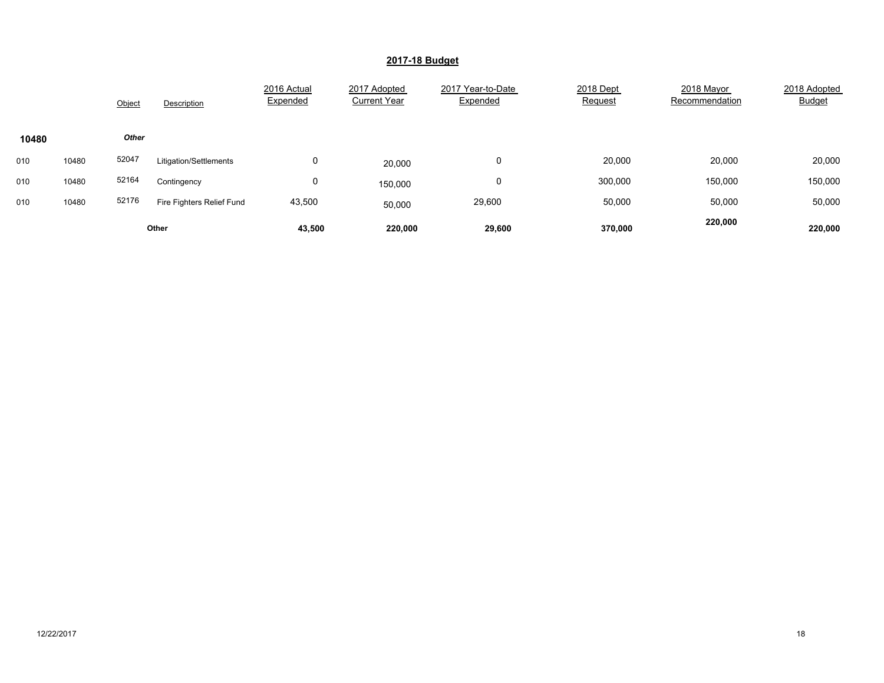## 2017-18 Budget

| | | Object | Description | 2016 Actual Expended | 2017 Adopted Current Year | 2017 Year-to-Date Expended | 2018 Dept Request | 2018 Mayor Recommendation | 2018 Adopted Budget |
|---|---|---|---|---|---|---|---|---|---|
| **10480** | | ***Other*** | | | | | | | |
| 010 | 10480 | 52047 | Litigation/Settlements | 0 | 20,000 | 0 | 20,000 | 20,000 | 20,000 |
| 010 | 10480 | 52164 | Contingency | 0 | 150,000 | 0 | 300,000 | 150,000 | 150,000 |
| 010 | 10480 | 52176 | Fire Fighters Relief Fund | 43,500 | 50,000 | 29,600 | 50,000 | 50,000 | 50,000 |
| | | | **Other** | **43,500** | **220,000** | **29,600** | **370,000** | **220,000** | **220,000** |

12/22/2017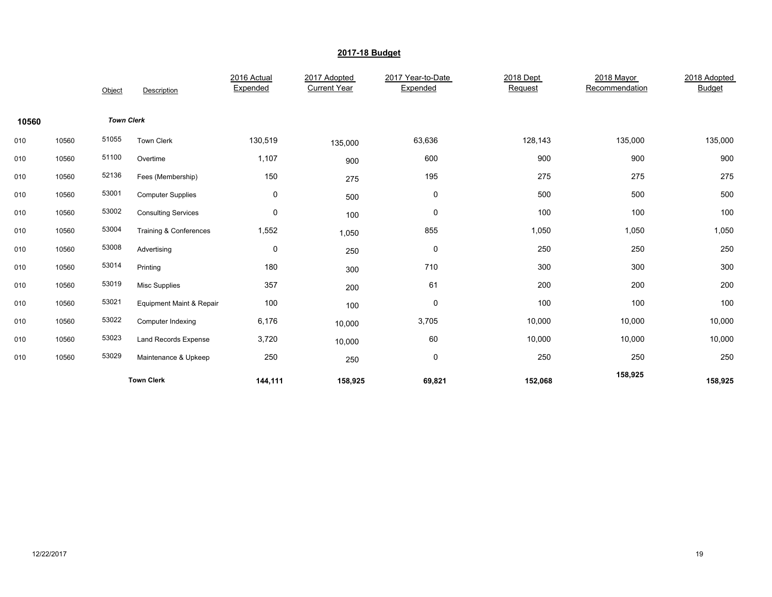## 2017-18 Budget

| | | Object | Description | 2016 Actual Expended | 2017 Adopted Current Year | 2017 Year-to-Date Expended | 2018 Dept Request | 2018 Mayor Recommendation | 2018 Adopted Budget |
|---|---|---|---|---|---|---|---|---|---|
| **10560** | | ***Town Clerk*** | | | | | | | |
| 010 | 10560 | 51055 | Town Clerk | 130,519 | 135,000 | 63,636 | 128,143 | 135,000 | 135,000 |
| 010 | 10560 | 51100 | Overtime | 1,107 | 900 | 600 | 900 | 900 | 900 |
| 010 | 10560 | 52136 | Fees (Membership) | 150 | 275 | 195 | 275 | 275 | 275 |
| 010 | 10560 | 53001 | Computer Supplies | 0 | 500 | 0 | 500 | 500 | 500 |
| 010 | 10560 | 53002 | Consulting Services | 0 | 100 | 0 | 100 | 100 | 100 |
| 010 | 10560 | 53004 | Training & Conferences | 1,552 | 1,050 | 855 | 1,050 | 1,050 | 1,050 |
| 010 | 10560 | 53008 | Advertising | 0 | 250 | 0 | 250 | 250 | 250 |
| 010 | 10560 | 53014 | Printing | 180 | 300 | 710 | 300 | 300 | 300 |
| 010 | 10560 | 53019 | Misc Supplies | 357 | 200 | 61 | 200 | 200 | 200 |
| 010 | 10560 | 53021 | Equipment Maint & Repair | 100 | 100 | 0 | 100 | 100 | 100 |
| 010 | 10560 | 53022 | Computer Indexing | 6,176 | 10,000 | 3,705 | 10,000 | 10,000 | 10,000 |
| 010 | 10560 | 53023 | Land Records Expense | 3,720 | 10,000 | 60 | 10,000 | 10,000 | 10,000 |
| 010 | 10560 | 53029 | Maintenance & Upkeep | 250 | 250 | 0 | 250 | 250 | 250 |
| | | | **Town Clerk** | **144,111** | **158,925** | **69,821** | **152,068** | **158,925** | **158,925** |

12/22/2017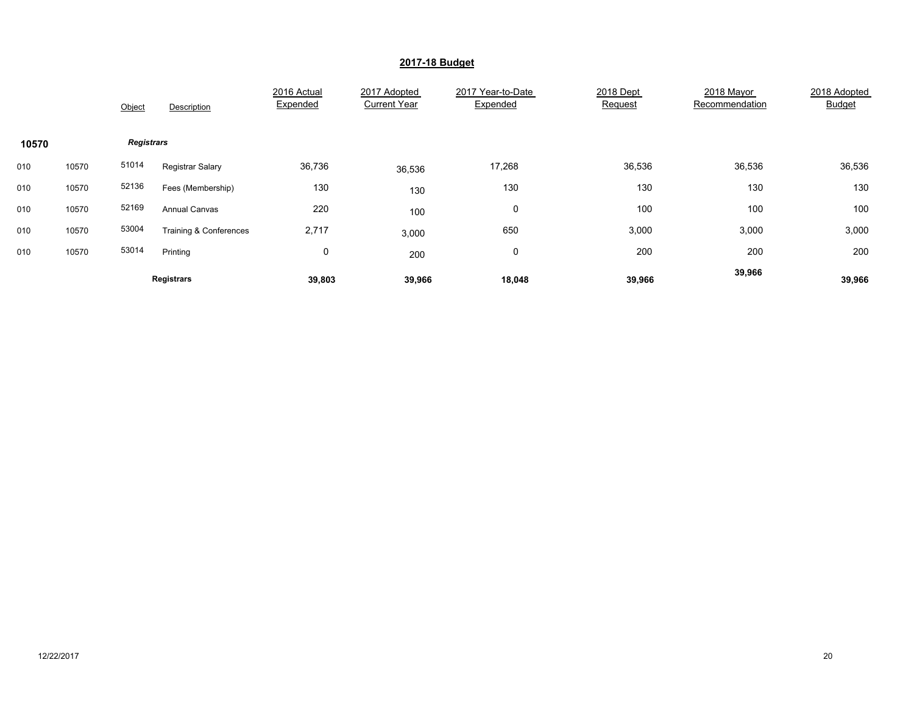## 2017-18 Budget

| | | Object | Description | 2016 Actual Expended | 2017 Adopted Current Year | 2017 Year-to-Date Expended | 2018 Dept Request | 2018 Mayor Recommendation | 2018 Adopted Budget |
|---|---|---|---|---|---|---|---|---|---|
| **10570** | | ***Registrars*** | | | | | | | |
| 010 | 10570 | 51014 | Registrar Salary | 36,736 | 36,536 | 17,268 | 36,536 | 36,536 | 36,536 |
| 010 | 10570 | 52136 | Fees (Membership) | 130 | 130 | 130 | 130 | 130 | 130 |
| 010 | 10570 | 52169 | Annual Canvas | 220 | 100 | 0 | 100 | 100 | 100 |
| 010 | 10570 | 53004 | Training & Conferences | 2,717 | 3,000 | 650 | 3,000 | 3,000 | 3,000 |
| 010 | 10570 | 53014 | Printing | 0 | 200 | 0 | 200 | 200 | 200 |
| | | | **Registrars** | **39,803** | **39,966** | **18,048** | **39,966** | **39,966** | **39,966** |

12/22/2017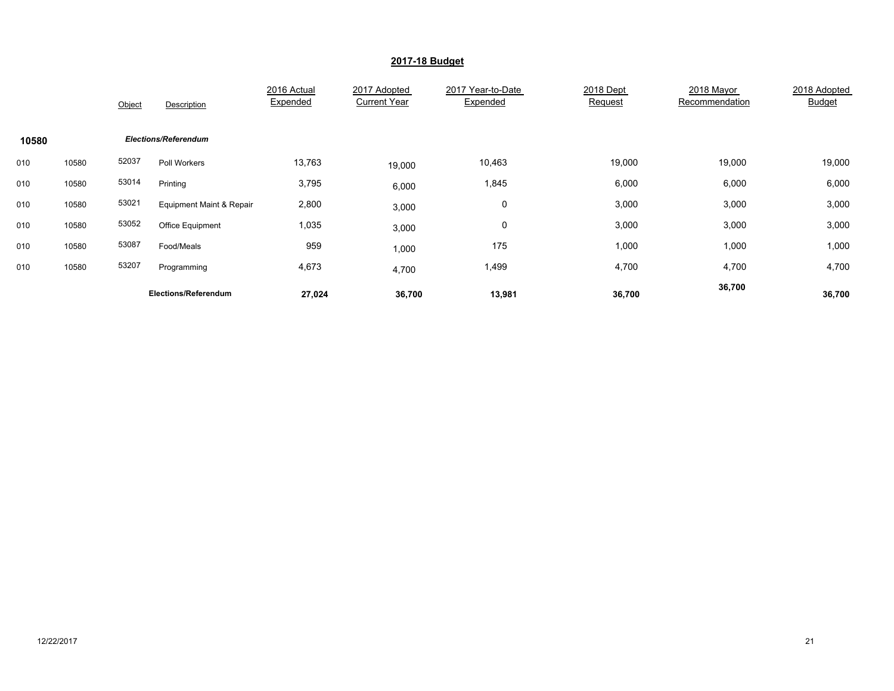## 2017-18 Budget

| | | Object | Description | 2016 Actual Expended | 2017 Adopted Current Year | 2017 Year-to-Date Expended | 2018 Dept Request | 2018 Mayor Recommendation | 2018 Adopted Budget |
|---|---|---|---|---|---|---|---|---|---|
| **10580** | | | ***Elections/Referendum*** | | | | | | |
| 010 | 10580 | 52037 | Poll Workers | 13,763 | 19,000 | 10,463 | 19,000 | 19,000 | 19,000 |
| 010 | 10580 | 53014 | Printing | 3,795 | 6,000 | 1,845 | 6,000 | 6,000 | 6,000 |
| 010 | 10580 | 53021 | Equipment Maint & Repair | 2,800 | 3,000 | 0 | 3,000 | 3,000 | 3,000 |
| 010 | 10580 | 53052 | Office Equipment | 1,035 | 3,000 | 0 | 3,000 | 3,000 | 3,000 |
| 010 | 10580 | 53087 | Food/Meals | 959 | 1,000 | 175 | 1,000 | 1,000 | 1,000 |
| 010 | 10580 | 53207 | Programming | 4,673 | 4,700 | 1,499 | 4,700 | 4,700 | 4,700 |
| | | | **Elections/Referendum** | **27,024** | **36,700** | **13,981** | **36,700** | **36,700** | **36,700** |

12/22/2017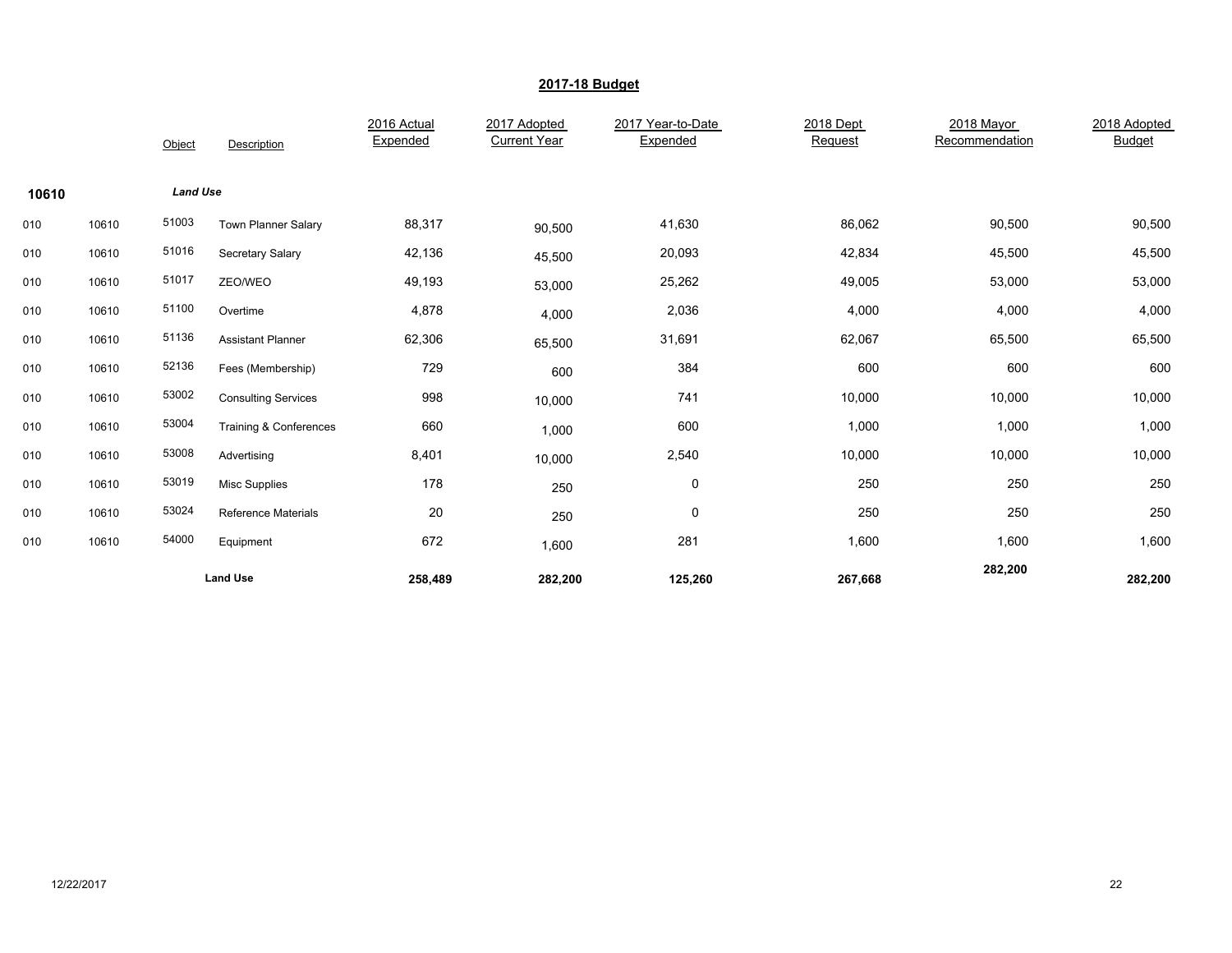## 2017-18 Budget

| | | Object | Description | 2016 Actual Expended | 2017 Adopted Current Year | 2017 Year-to-Date Expended | 2018 Dept Request | 2018 Mayor Recommendation | 2018 Adopted Budget |
|---|---|---|---|---|---|---|---|---|---|
| **10610** | | ***Land Use*** | | | | | | | |
| 010 | 10610 | 51003 | Town Planner Salary | 88,317 | 90,500 | 41,630 | 86,062 | 90,500 | 90,500 |
| 010 | 10610 | 51016 | Secretary Salary | 42,136 | 45,500 | 20,093 | 42,834 | 45,500 | 45,500 |
| 010 | 10610 | 51017 | ZEO/WEO | 49,193 | 53,000 | 25,262 | 49,005 | 53,000 | 53,000 |
| 010 | 10610 | 51100 | Overtime | 4,878 | 4,000 | 2,036 | 4,000 | 4,000 | 4,000 |
| 010 | 10610 | 51136 | Assistant Planner | 62,306 | 65,500 | 31,691 | 62,067 | 65,500 | 65,500 |
| 010 | 10610 | 52136 | Fees (Membership) | 729 | 600 | 384 | 600 | 600 | 600 |
| 010 | 10610 | 53002 | Consulting Services | 998 | 10,000 | 741 | 10,000 | 10,000 | 10,000 |
| 010 | 10610 | 53004 | Training & Conferences | 660 | 1,000 | 600 | 1,000 | 1,000 | 1,000 |
| 010 | 10610 | 53008 | Advertising | 8,401 | 10,000 | 2,540 | 10,000 | 10,000 | 10,000 |
| 010 | 10610 | 53019 | Misc Supplies | 178 | 250 | 0 | 250 | 250 | 250 |
| 010 | 10610 | 53024 | Reference Materials | 20 | 250 | 0 | 250 | 250 | 250 |
| 010 | 10610 | 54000 | Equipment | 672 | 1,600 | 281 | 1,600 | 1,600 | 1,600 |
| | | | **Land Use** | **258,489** | **282,200** | **125,260** | **267,668** | **282,200** | **282,200** |

12/22/2017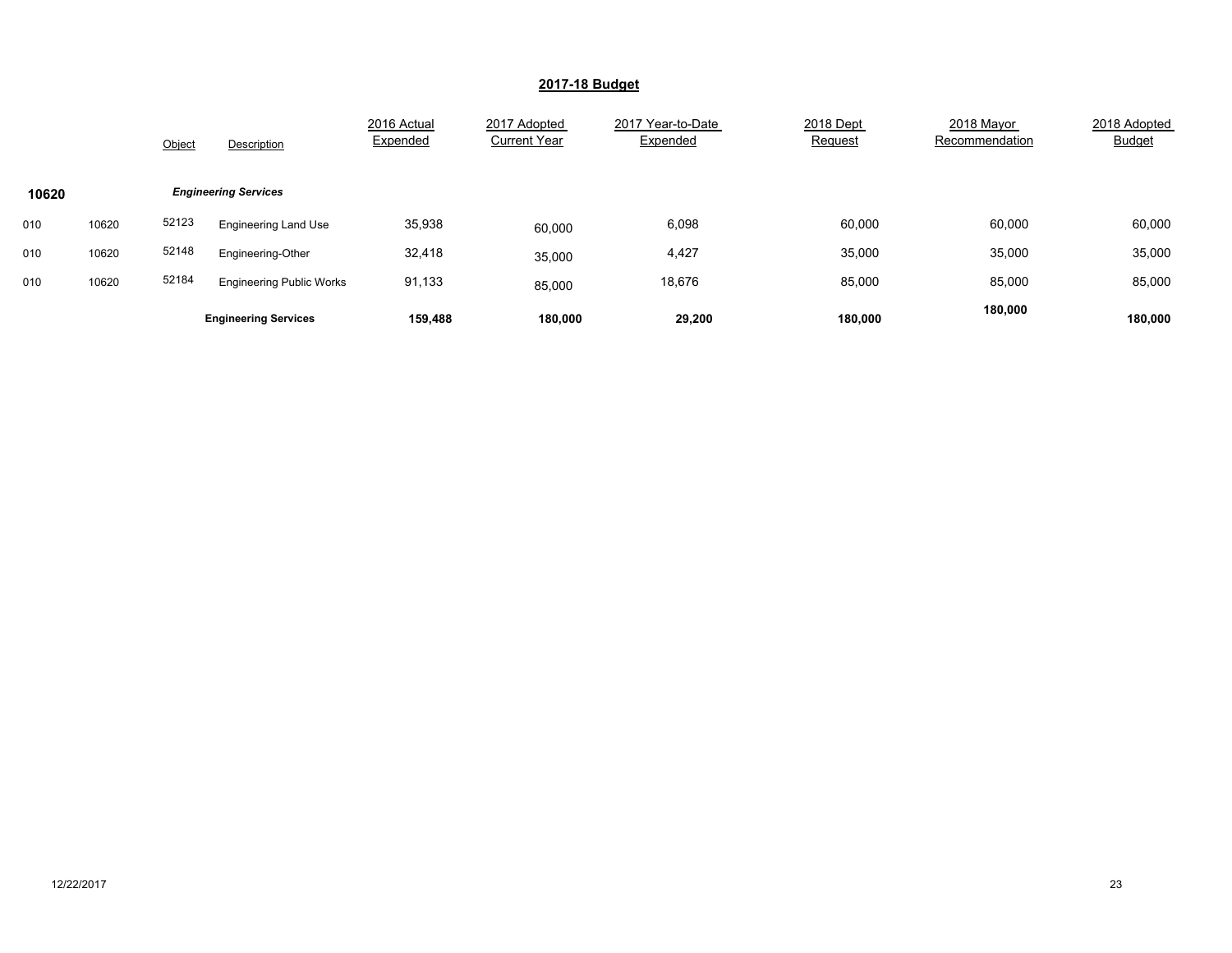## 2017-18 Budget

| | | Object | Description | 2016 Actual Expended | 2017 Adopted Current Year | 2017 Year-to-Date Expended | 2018 Dept Request | 2018 Mayor Recommendation | 2018 Adopted Budget |
|---|---|---|---|---|---|---|---|---|---|
| **10620** | | | ***Engineering Services*** | | | | | | |
| 010 | 10620 | 52123 | Engineering Land Use | 35,938 | 60,000 | 6,098 | 60,000 | 60,000 | 60,000 |
| 010 | 10620 | 52148 | Engineering-Other | 32,418 | 35,000 | 4,427 | 35,000 | 35,000 | 35,000 |
| 010 | 10620 | 52184 | Engineering Public Works | 91,133 | 85,000 | 18,676 | 85,000 | 85,000 | 85,000 |
| | | | **Engineering Services** | **159,488** | **180,000** | **29,200** | **180,000** | **180,000** | **180,000** |

12/22/2017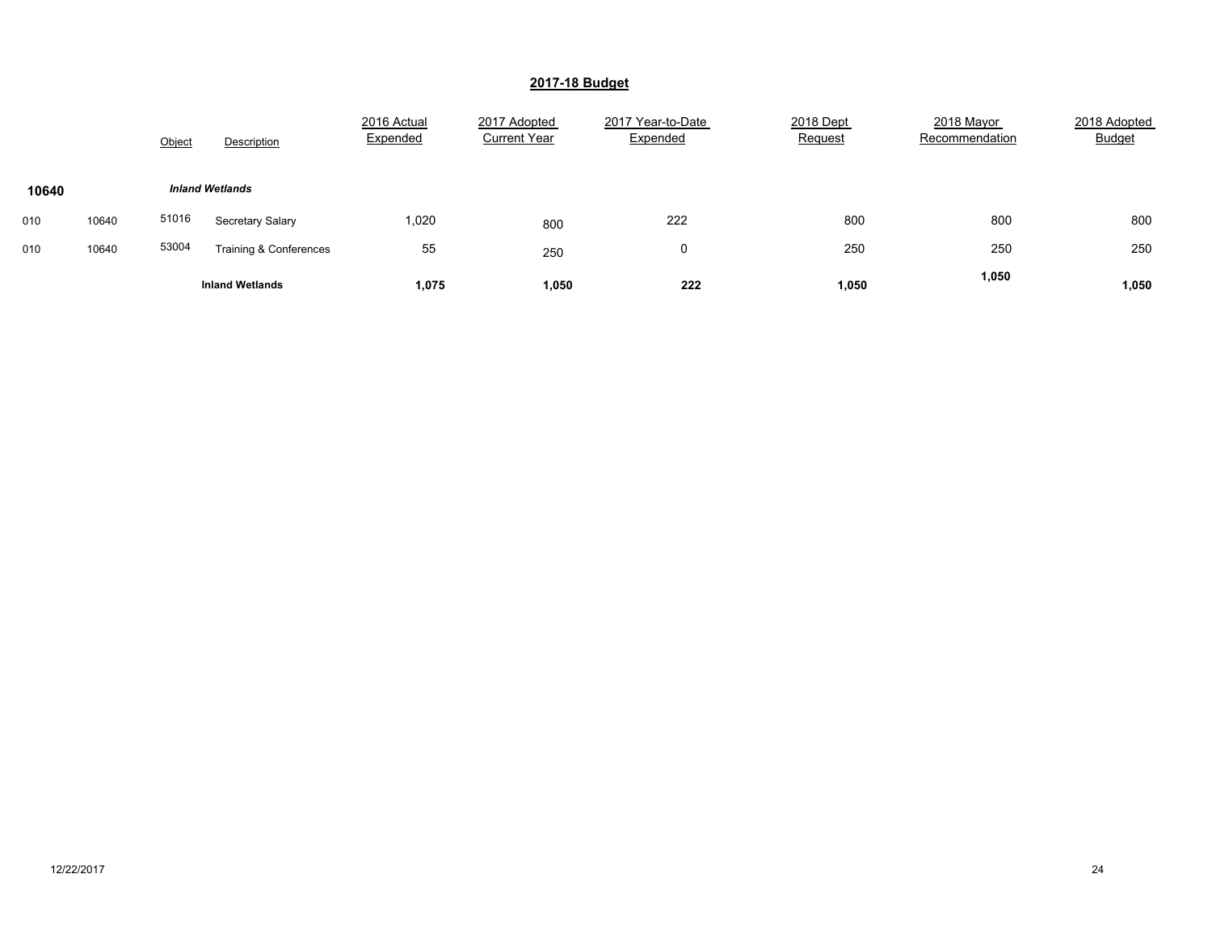## 2017-18 Budget

| | | Object | Description | 2016 Actual Expended | 2017 Adopted Current Year | 2017 Year-to-Date Expended | 2018 Dept Request | 2018 Mayor Recommendation | 2018 Adopted Budget |
|---|---|---|---|---|---|---|---|---|---|
| **10640** | | | ***Inland Wetlands*** | | | | | | |
| 010 | 10640 | 51016 | Secretary Salary | 1,020 | 800 | 222 | 800 | 800 | 800 |
| 010 | 10640 | 53004 | Training & Conferences | 55 | 250 | 0 | 250 | 250 | 250 |
| | | | **Inland Wetlands** | **1,075** | **1,050** | **222** | **1,050** | **1,050** | **1,050** |

12/22/2017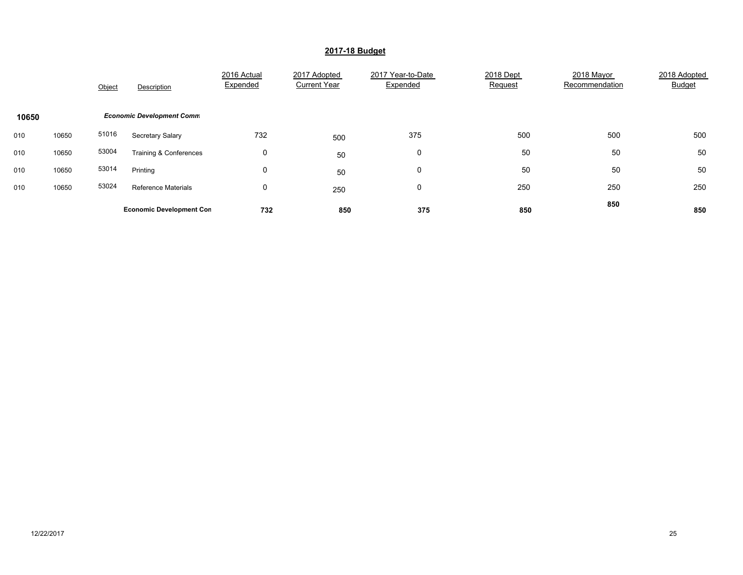## 2017-18 Budget

| | | Object | Description | 2016 Actual Expended | 2017 Adopted Current Year | 2017 Year-to-Date Expended | 2018 Dept Request | 2018 Mayor Recommendation | 2018 Adopted Budget |
|---|---|---|---|---|---|---|---|---|---|
| **10650** | | | ***Economic Development Comm*** | | | | | | |
| 010 | 10650 | 51016 | Secretary Salary | 732 | 500 | 375 | 500 | 500 | 500 |
| 010 | 10650 | 53004 | Training & Conferences | 0 | 50 | 0 | 50 | 50 | 50 |
| 010 | 10650 | 53014 | Printing | 0 | 50 | 0 | 50 | 50 | 50 |
| 010 | 10650 | 53024 | Reference Materials | 0 | 250 | 0 | 250 | 250 | 250 |
| | | | **Economic Development Con** | **732** | **850** | **375** | **850** | **850** | **850** |

12/22/2017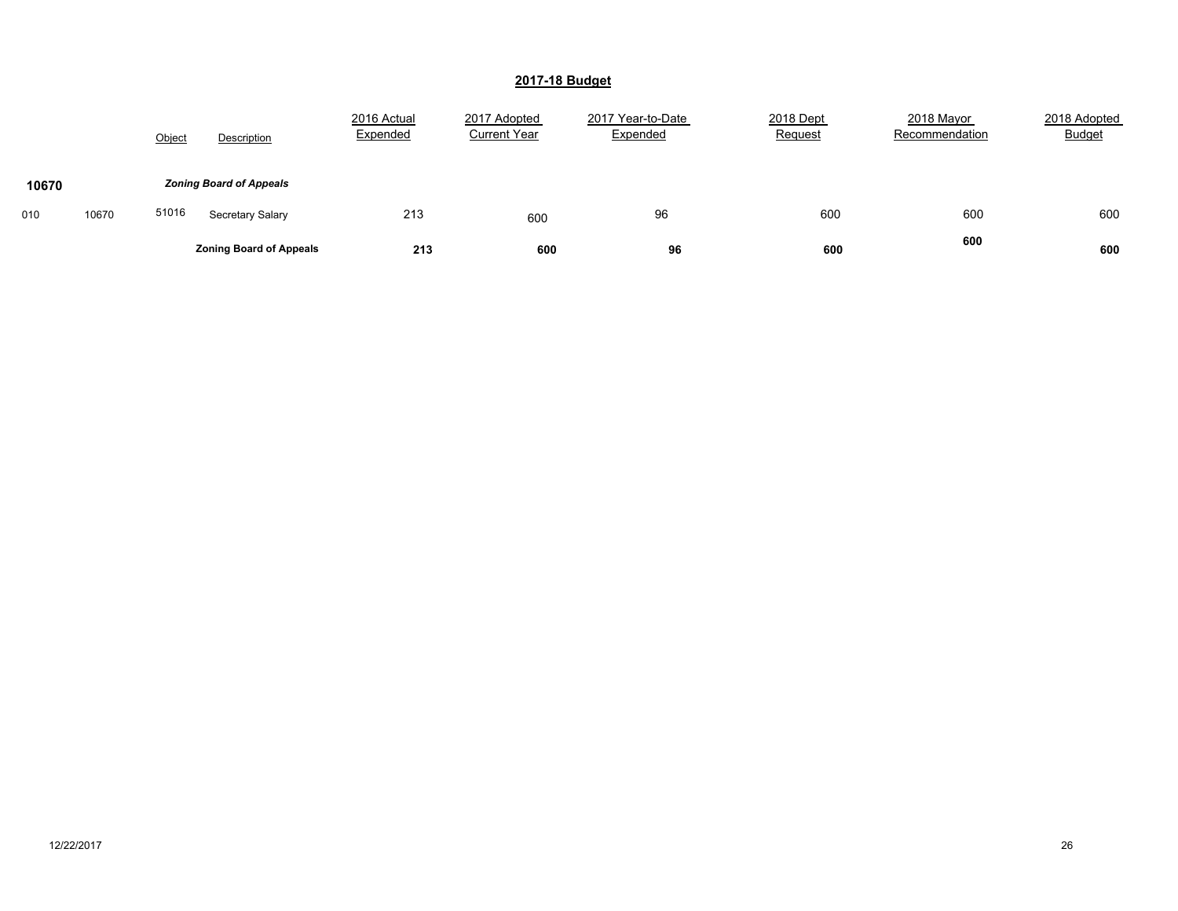## 2017-18 Budget

| | | Object | Description | 2016 Actual Expended | 2017 Adopted Current Year | 2017 Year-to-Date Expended | 2018 Dept Request | 2018 Mayor Recommendation | 2018 Adopted Budget |
|---|---|---|---|---|---|---|---|---|---|
| **10670** | | | ***Zoning Board of Appeals*** | | | | | | |
| 010 | 10670 | 51016 | Secretary Salary | 213 | 600 | 96 | 600 | 600 | 600 |
| | | | **Zoning Board of Appeals** | **213** | **600** | **96** | **600** | **600** | **600** |

12/22/2017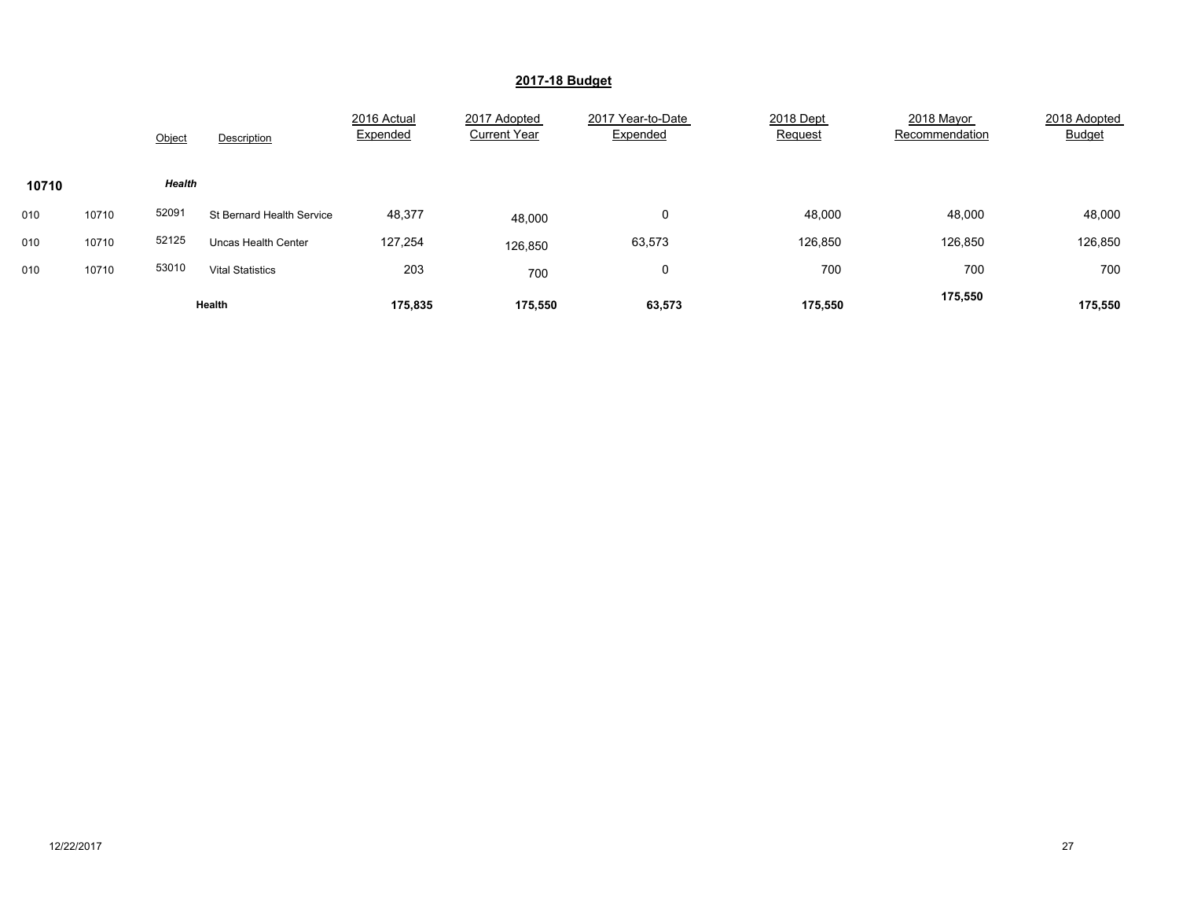## 2017-18 Budget

| | | Object | Description | 2016 Actual Expended | 2017 Adopted Current Year | 2017 Year-to-Date Expended | 2018 Dept Request | 2018 Mayor Recommendation | 2018 Adopted Budget |
|---|---|---|---|---|---|---|---|---|---|
| **10710** | | ***Health*** | | | | | | | |
| 010 | 10710 | 52091 | St Bernard Health Service | 48,377 | 48,000 | 0 | 48,000 | 48,000 | 48,000 |
| 010 | 10710 | 52125 | Uncas Health Center | 127,254 | 126,850 | 63,573 | 126,850 | 126,850 | 126,850 |
| 010 | 10710 | 53010 | Vital Statistics | 203 | 700 | 0 | 700 | 700 | 700 |
| | | | **Health** | **175,835** | **175,550** | **63,573** | **175,550** | **175,550** | **175,550** |

12/22/2017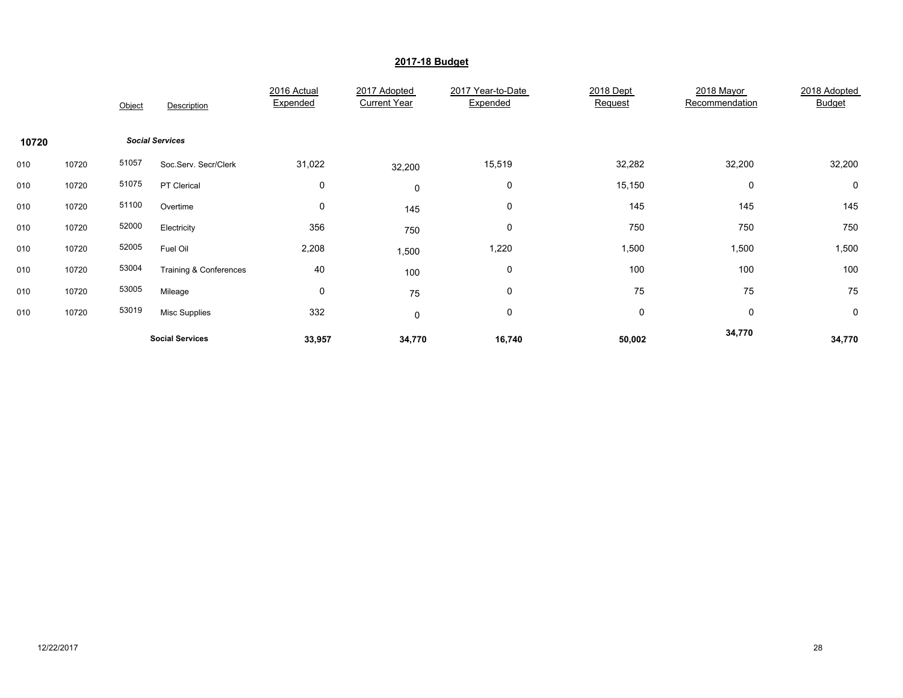## 2017-18 Budget

| | | Object | Description | 2016 Actual Expended | 2017 Adopted Current Year | 2017 Year-to-Date Expended | 2018 Dept Request | 2018 Mayor Recommendation | 2018 Adopted Budget |
|---|---|---|---|---|---|---|---|---|---|
| **10720** | | | ***Social Services*** | | | | | | |
| 010 | 10720 | 51057 | Soc.Serv. Secr/Clerk | 31,022 | 32,200 | 15,519 | 32,282 | 32,200 | 32,200 |
| 010 | 10720 | 51075 | PT Clerical | 0 | 0 | 0 | 15,150 | 0 | 0 |
| 010 | 10720 | 51100 | Overtime | 0 | 145 | 0 | 145 | 145 | 145 |
| 010 | 10720 | 52000 | Electricity | 356 | 750 | 0 | 750 | 750 | 750 |
| 010 | 10720 | 52005 | Fuel Oil | 2,208 | 1,500 | 1,220 | 1,500 | 1,500 | 1,500 |
| 010 | 10720 | 53004 | Training & Conferences | 40 | 100 | 0 | 100 | 100 | 100 |
| 010 | 10720 | 53005 | Mileage | 0 | 75 | 0 | 75 | 75 | 75 |
| 010 | 10720 | 53019 | Misc Supplies | 332 | 0 | 0 | 0 | 0 | 0 |
| | | | **Social Services** | **33,957** | **34,770** | **16,740** | **50,002** | **34,770** | **34,770** |

12/22/2017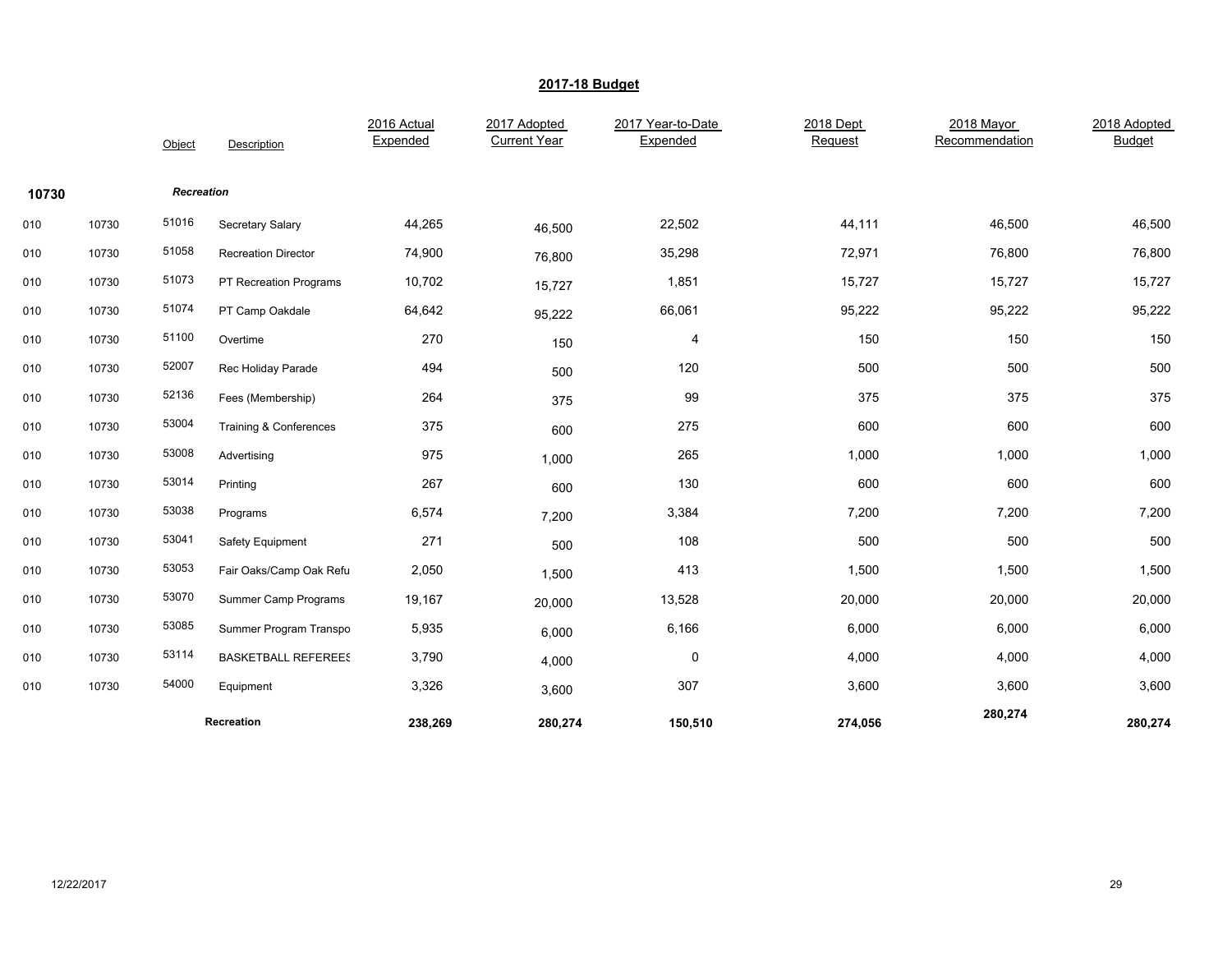## 2017-18 Budget

| | | Object | Description | 2016 Actual Expended | 2017 Adopted Current Year | 2017 Year-to-Date Expended | 2018 Dept Request | 2018 Mayor Recommendation | 2018 Adopted Budget |
|---|---|---|---|---|---|---|---|---|---|
| **10730** | | | ***Recreation*** | | | | | | |
| 010 | 10730 | 51016 | Secretary Salary | 44,265 | 46,500 | 22,502 | 44,111 | 46,500 | 46,500 |
| 010 | 10730 | 51058 | Recreation Director | 74,900 | 76,800 | 35,298 | 72,971 | 76,800 | 76,800 |
| 010 | 10730 | 51073 | PT Recreation Programs | 10,702 | 15,727 | 1,851 | 15,727 | 15,727 | 15,727 |
| 010 | 10730 | 51074 | PT Camp Oakdale | 64,642 | 95,222 | 66,061 | 95,222 | 95,222 | 95,222 |
| 010 | 10730 | 51100 | Overtime | 270 | 150 | 4 | 150 | 150 | 150 |
| 010 | 10730 | 52007 | Rec Holiday Parade | 494 | 500 | 120 | 500 | 500 | 500 |
| 010 | 10730 | 52136 | Fees (Membership) | 264 | 375 | 99 | 375 | 375 | 375 |
| 010 | 10730 | 53004 | Training & Conferences | 375 | 600 | 275 | 600 | 600 | 600 |
| 010 | 10730 | 53008 | Advertising | 975 | 1,000 | 265 | 1,000 | 1,000 | 1,000 |
| 010 | 10730 | 53014 | Printing | 267 | 600 | 130 | 600 | 600 | 600 |
| 010 | 10730 | 53038 | Programs | 6,574 | 7,200 | 3,384 | 7,200 | 7,200 | 7,200 |
| 010 | 10730 | 53041 | Safety Equipment | 271 | 500 | 108 | 500 | 500 | 500 |
| 010 | 10730 | 53053 | Fair Oaks/Camp Oak Refu | 2,050 | 1,500 | 413 | 1,500 | 1,500 | 1,500 |
| 010 | 10730 | 53070 | Summer Camp Programs | 19,167 | 20,000 | 13,528 | 20,000 | 20,000 | 20,000 |
| 010 | 10730 | 53085 | Summer Program Transpo | 5,935 | 6,000 | 6,166 | 6,000 | 6,000 | 6,000 |
| 010 | 10730 | 53114 | BASKETBALL REFEREES | 3,790 | 4,000 | 0 | 4,000 | 4,000 | 4,000 |
| 010 | 10730 | 54000 | Equipment | 3,326 | 3,600 | 307 | 3,600 | 3,600 | 3,600 |
| | | | **Recreation** | **238,269** | **280,274** | **150,510** | **274,056** | **280,274** | **280,274** |

12/22/2017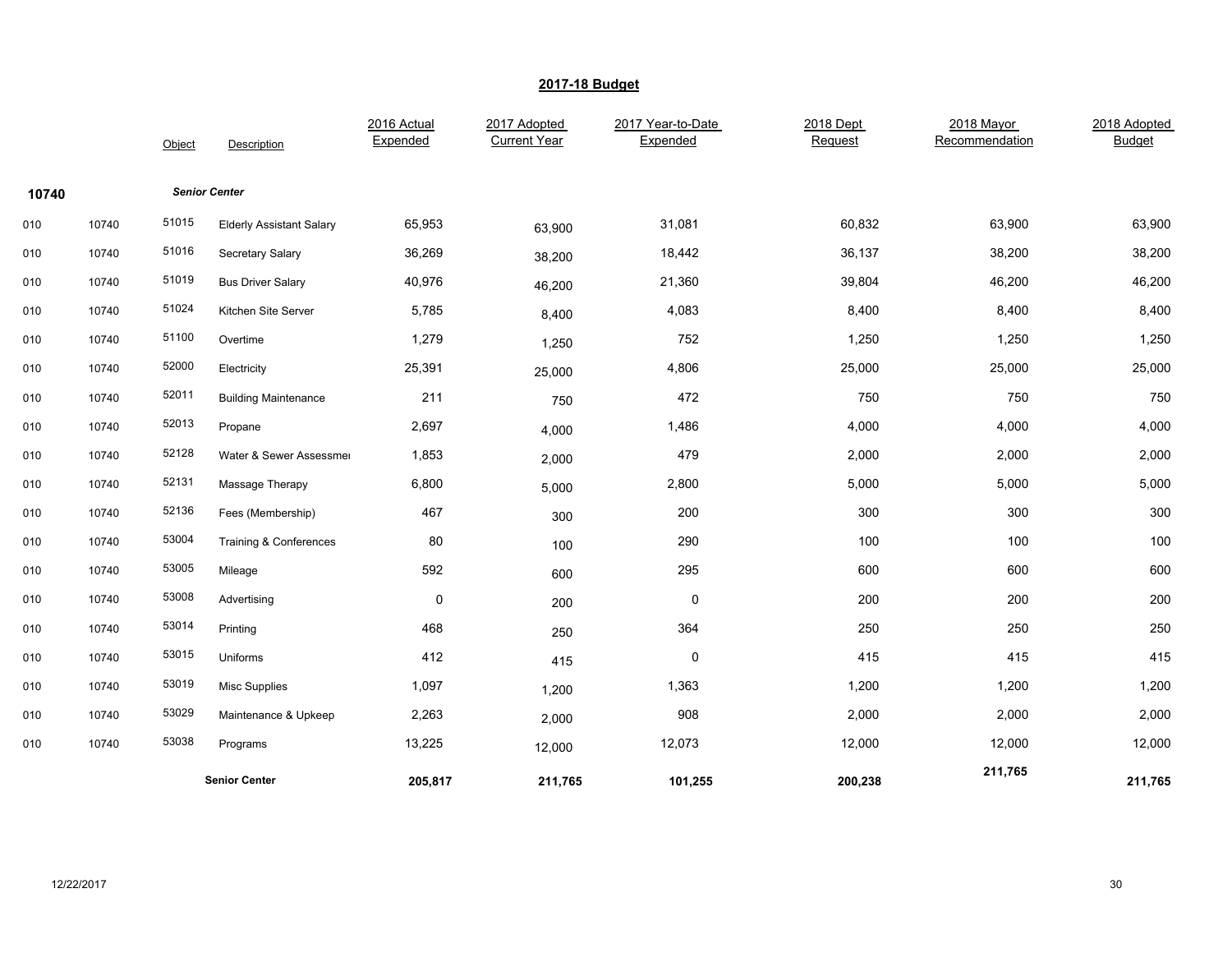## 2017-18 Budget

| | | Object | Description | 2016 Actual Expended | 2017 Adopted Current Year | 2017 Year-to-Date Expended | 2018 Dept Request | 2018 Mayor Recommendation | 2018 Adopted Budget |
|---|---|---|---|---|---|---|---|---|---|
| **10740** | | ***Senior Center*** | | | | | | | |
| 010 | 10740 | 51015 | Elderly Assistant Salary | 65,953 | 63,900 | 31,081 | 60,832 | 63,900 | 63,900 |
| 010 | 10740 | 51016 | Secretary Salary | 36,269 | 38,200 | 18,442 | 36,137 | 38,200 | 38,200 |
| 010 | 10740 | 51019 | Bus Driver Salary | 40,976 | 46,200 | 21,360 | 39,804 | 46,200 | 46,200 |
| 010 | 10740 | 51024 | Kitchen Site Server | 5,785 | 8,400 | 4,083 | 8,400 | 8,400 | 8,400 |
| 010 | 10740 | 51100 | Overtime | 1,279 | 1,250 | 752 | 1,250 | 1,250 | 1,250 |
| 010 | 10740 | 52000 | Electricity | 25,391 | 25,000 | 4,806 | 25,000 | 25,000 | 25,000 |
| 010 | 10740 | 52011 | Building Maintenance | 211 | 750 | 472 | 750 | 750 | 750 |
| 010 | 10740 | 52013 | Propane | 2,697 | 4,000 | 1,486 | 4,000 | 4,000 | 4,000 |
| 010 | 10740 | 52128 | Water & Sewer Assessmei | 1,853 | 2,000 | 479 | 2,000 | 2,000 | 2,000 |
| 010 | 10740 | 52131 | Massage Therapy | 6,800 | 5,000 | 2,800 | 5,000 | 5,000 | 5,000 |
| 010 | 10740 | 52136 | Fees (Membership) | 467 | 300 | 200 | 300 | 300 | 300 |
| 010 | 10740 | 53004 | Training & Conferences | 80 | 100 | 290 | 100 | 100 | 100 |
| 010 | 10740 | 53005 | Mileage | 592 | 600 | 295 | 600 | 600 | 600 |
| 010 | 10740 | 53008 | Advertising | 0 | 200 | 0 | 200 | 200 | 200 |
| 010 | 10740 | 53014 | Printing | 468 | 250 | 364 | 250 | 250 | 250 |
| 010 | 10740 | 53015 | Uniforms | 412 | 415 | 0 | 415 | 415 | 415 |
| 010 | 10740 | 53019 | Misc Supplies | 1,097 | 1,200 | 1,363 | 1,200 | 1,200 | 1,200 |
| 010 | 10740 | 53029 | Maintenance & Upkeep | 2,263 | 2,000 | 908 | 2,000 | 2,000 | 2,000 |
| 010 | 10740 | 53038 | Programs | 13,225 | 12,000 | 12,073 | 12,000 | 12,000 | 12,000 |
| | | | **Senior Center** | **205,817** | **211,765** | **101,255** | **200,238** | **211,765** | **211,765** |

12/22/2017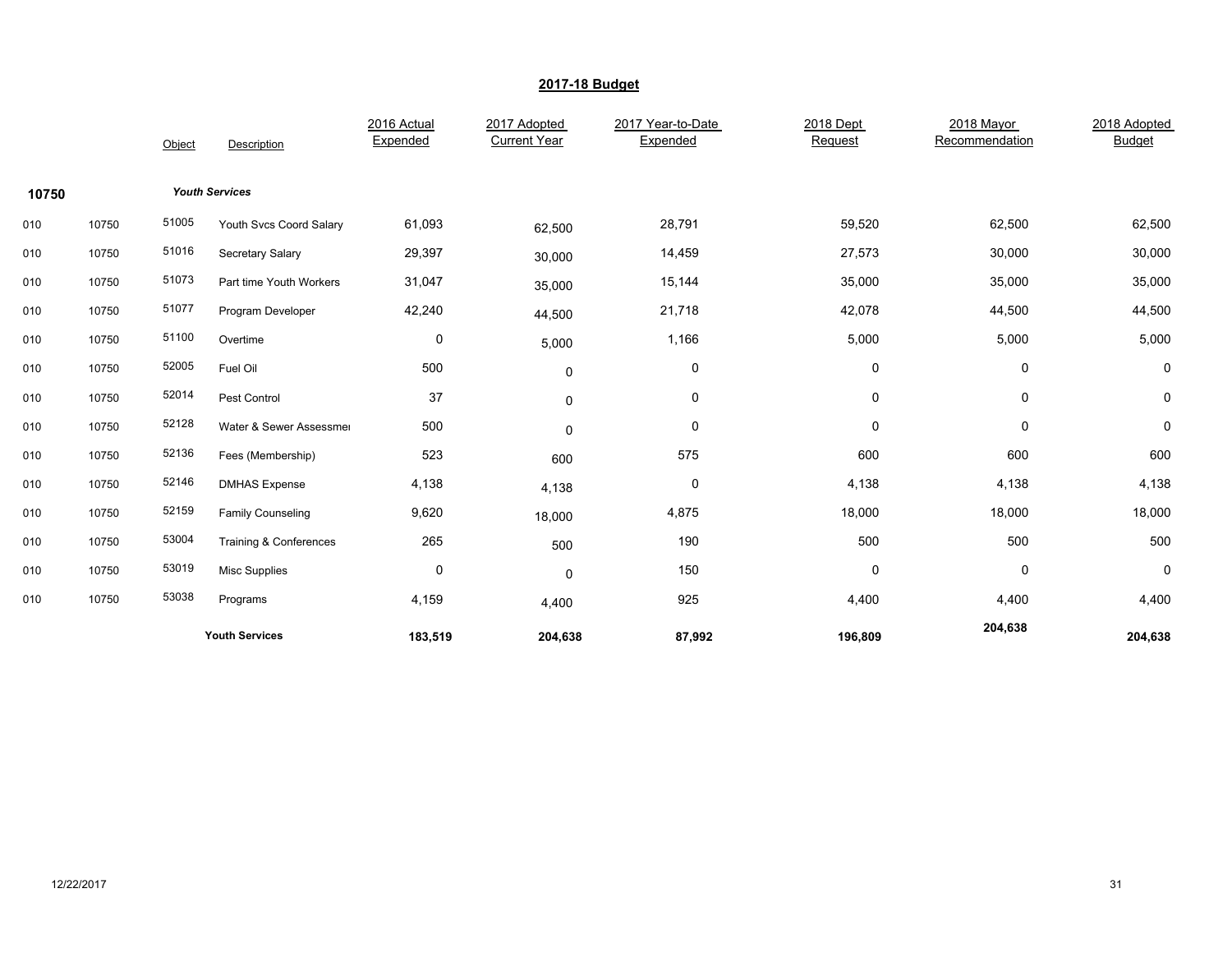## 2017-18 Budget

| | | Object | Description | 2016 Actual Expended | 2017 Adopted Current Year | 2017 Year-to-Date Expended | 2018 Dept Request | 2018 Mayor Recommendation | 2018 Adopted Budget |
|---|---|---|---|---|---|---|---|---|---|
| **10750** | | | ***Youth Services*** | | | | | | |
| 010 | 10750 | 51005 | Youth Svcs Coord Salary | 61,093 | 62,500 | 28,791 | 59,520 | 62,500 | 62,500 |
| 010 | 10750 | 51016 | Secretary Salary | 29,397 | 30,000 | 14,459 | 27,573 | 30,000 | 30,000 |
| 010 | 10750 | 51073 | Part time Youth Workers | 31,047 | 35,000 | 15,144 | 35,000 | 35,000 | 35,000 |
| 010 | 10750 | 51077 | Program Developer | 42,240 | 44,500 | 21,718 | 42,078 | 44,500 | 44,500 |
| 010 | 10750 | 51100 | Overtime | 0 | 5,000 | 1,166 | 5,000 | 5,000 | 5,000 |
| 010 | 10750 | 52005 | Fuel Oil | 500 | 0 | 0 | 0 | 0 | 0 |
| 010 | 10750 | 52014 | Pest Control | 37 | 0 | 0 | 0 | 0 | 0 |
| 010 | 10750 | 52128 | Water & Sewer Assessmei | 500 | 0 | 0 | 0 | 0 | 0 |
| 010 | 10750 | 52136 | Fees (Membership) | 523 | 600 | 575 | 600 | 600 | 600 |
| 010 | 10750 | 52146 | DMHAS Expense | 4,138 | 4,138 | 0 | 4,138 | 4,138 | 4,138 |
| 010 | 10750 | 52159 | Family Counseling | 9,620 | 18,000 | 4,875 | 18,000 | 18,000 | 18,000 |
| 010 | 10750 | 53004 | Training & Conferences | 265 | 500 | 190 | 500 | 500 | 500 |
| 010 | 10750 | 53019 | Misc Supplies | 0 | 0 | 150 | 0 | 0 | 0 |
| 010 | 10750 | 53038 | Programs | 4,159 | 4,400 | 925 | 4,400 | 4,400 | 4,400 |
| | | | **Youth Services** | **183,519** | **204,638** | **87,992** | **196,809** | **204,638** | **204,638** |

12/22/2017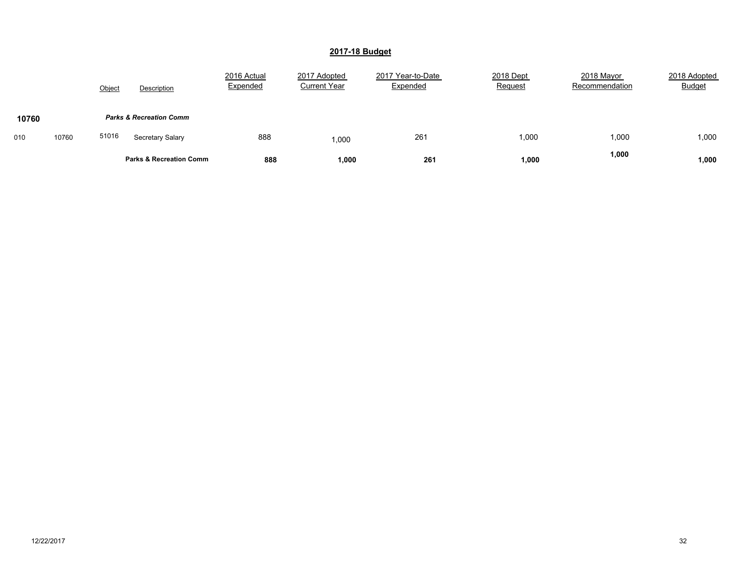## 2017-18 Budget

| | | Object | Description | 2016 Actual Expended | 2017 Adopted Current Year | 2017 Year-to-Date Expended | 2018 Dept Request | 2018 Mayor Recommendation | 2018 Adopted Budget |
|---|---|---|---|---|---|---|---|---|---|
| **10760** | | | ***Parks & Recreation Comm*** | | | | | | |
| 010 | 10760 | 51016 | Secretary Salary | 888 | 1,000 | 261 | 1,000 | 1,000 | 1,000 |
| | | | **Parks & Recreation Comm** | **888** | **1,000** | **261** | **1,000** | **1,000** | **1,000** |

12/22/2017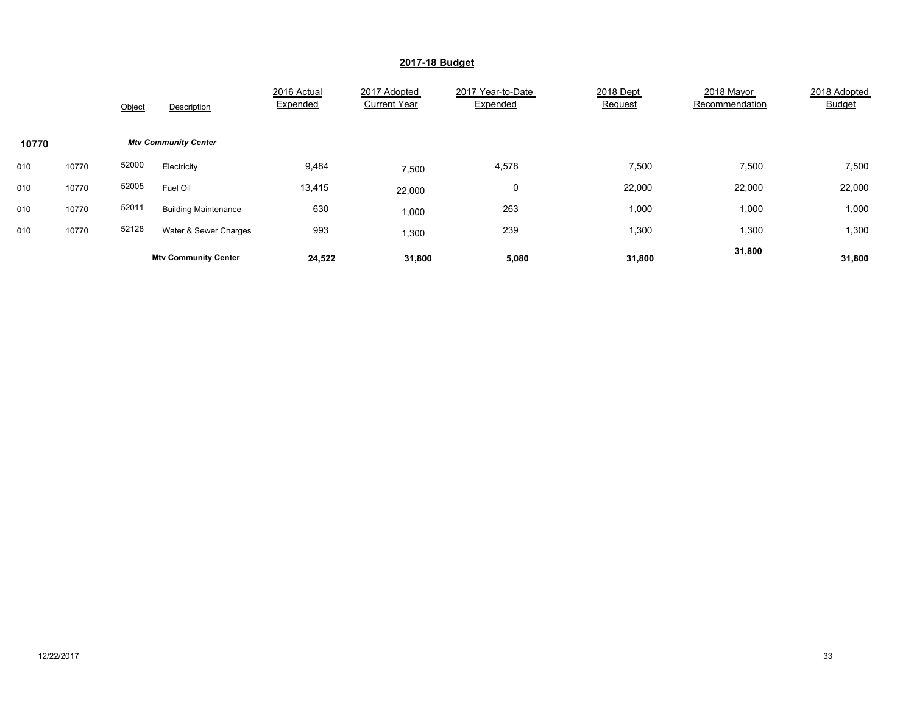## 2017-18 Budget

| | | Object | Description | 2016 Actual Expended | 2017 Adopted Current Year | 2017 Year-to-Date Expended | 2018 Dept Request | 2018 Mayor Recommendation | 2018 Adopted Budget |
|---|---|---|---|---|---|---|---|---|---|
| **10770** | | | ***Mtv Community Center*** | | | | | | |
| 010 | 10770 | 52000 | Electricity | 9,484 | 7,500 | 4,578 | 7,500 | 7,500 | 7,500 |
| 010 | 10770 | 52005 | Fuel Oil | 13,415 | 22,000 | 0 | 22,000 | 22,000 | 22,000 |
| 010 | 10770 | 52011 | Building Maintenance | 630 | 1,000 | 263 | 1,000 | 1,000 | 1,000 |
| 010 | 10770 | 52128 | Water & Sewer Charges | 993 | 1,300 | 239 | 1,300 | 1,300 | 1,300 |
| | | | **Mtv Community Center** | **24,522** | **31,800** | **5,080** | **31,800** | **31,800** | **31,800** |

12/22/2017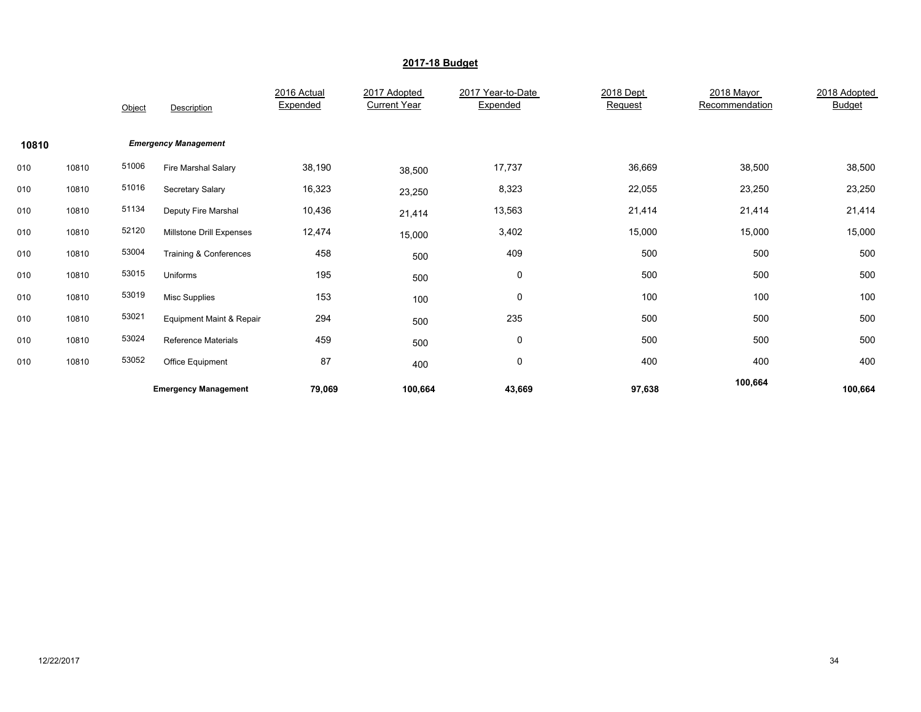## 2017-18 Budget

| | | Object | Description | 2016 Actual Expended | 2017 Adopted Current Year | 2017 Year-to-Date Expended | 2018 Dept Request | 2018 Mayor Recommendation | 2018 Adopted Budget |
|---|---|---|---|---|---|---|---|---|---|
| **10810** | | | ***Emergency Management*** | | | | | | |
| 010 | 10810 | 51006 | Fire Marshal Salary | 38,190 | 38,500 | 17,737 | 36,669 | 38,500 | 38,500 |
| 010 | 10810 | 51016 | Secretary Salary | 16,323 | 23,250 | 8,323 | 22,055 | 23,250 | 23,250 |
| 010 | 10810 | 51134 | Deputy Fire Marshal | 10,436 | 21,414 | 13,563 | 21,414 | 21,414 | 21,414 |
| 010 | 10810 | 52120 | Millstone Drill Expenses | 12,474 | 15,000 | 3,402 | 15,000 | 15,000 | 15,000 |
| 010 | 10810 | 53004 | Training & Conferences | 458 | 500 | 409 | 500 | 500 | 500 |
| 010 | 10810 | 53015 | Uniforms | 195 | 500 | 0 | 500 | 500 | 500 |
| 010 | 10810 | 53019 | Misc Supplies | 153 | 100 | 0 | 100 | 100 | 100 |
| 010 | 10810 | 53021 | Equipment Maint & Repair | 294 | 500 | 235 | 500 | 500 | 500 |
| 010 | 10810 | 53024 | Reference Materials | 459 | 500 | 0 | 500 | 500 | 500 |
| 010 | 10810 | 53052 | Office Equipment | 87 | 400 | 0 | 400 | 400 | 400 |
| | | | **Emergency Management** | **79,069** | **100,664** | **43,669** | **97,638** | **100,664** | **100,664** |

12/22/2017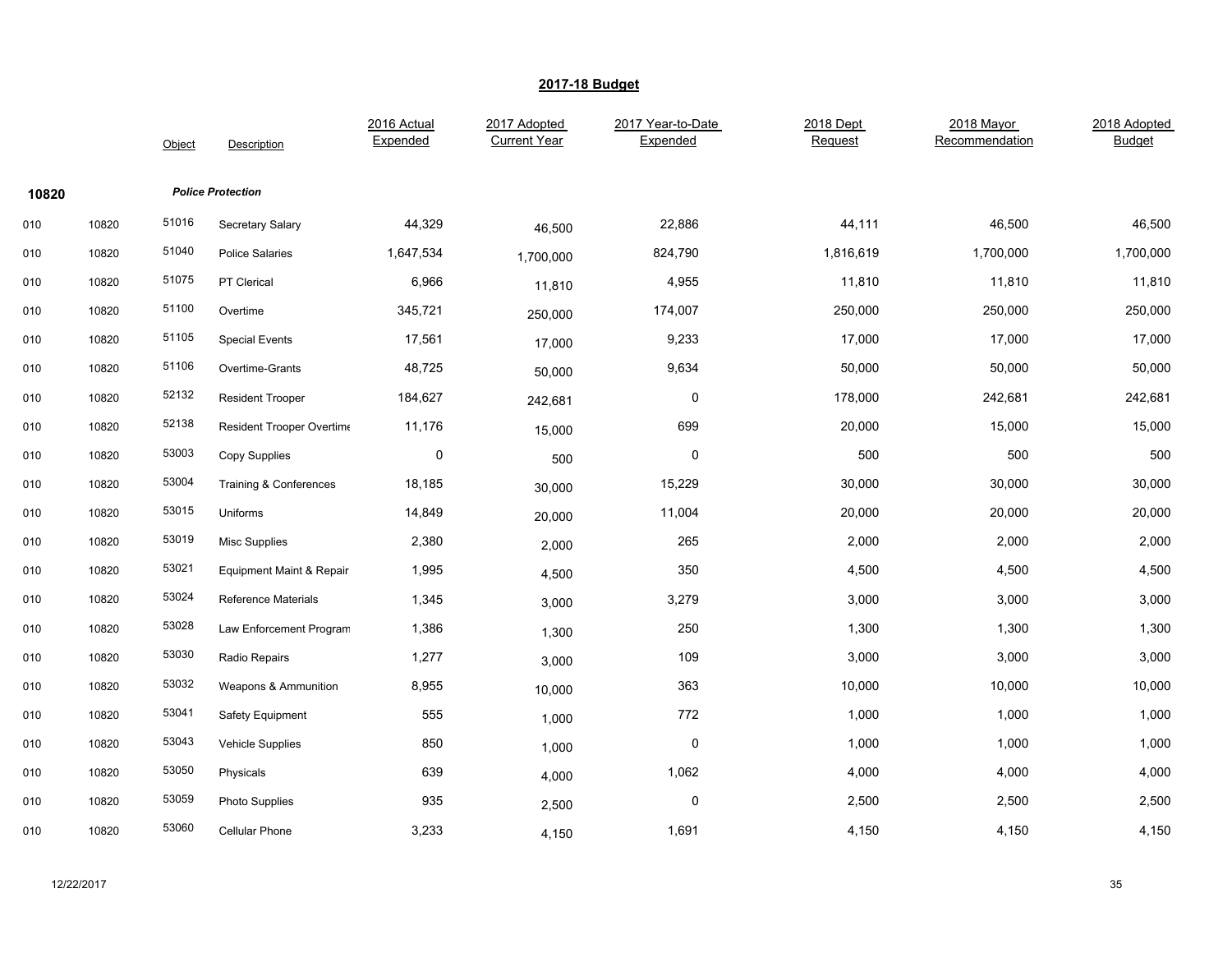## 2017-18 Budget

| | | Object | Description | 2016 Actual Expended | 2017 Adopted Current Year | 2017 Year-to-Date Expended | 2018 Dept Request | 2018 Mayor Recommendation | 2018 Adopted Budget |
|---|---|---|---|---|---|---|---|---|---|
| **10820** | | | ***Police Protection*** | | | | | | |
| 010 | 10820 | 51016 | Secretary Salary | 44,329 | 46,500 | 22,886 | 44,111 | 46,500 | 46,500 |
| 010 | 10820 | 51040 | Police Salaries | 1,647,534 | 1,700,000 | 824,790 | 1,816,619 | 1,700,000 | 1,700,000 |
| 010 | 10820 | 51075 | PT Clerical | 6,966 | 11,810 | 4,955 | 11,810 | 11,810 | 11,810 |
| 010 | 10820 | 51100 | Overtime | 345,721 | 250,000 | 174,007 | 250,000 | 250,000 | 250,000 |
| 010 | 10820 | 51105 | Special Events | 17,561 | 17,000 | 9,233 | 17,000 | 17,000 | 17,000 |
| 010 | 10820 | 51106 | Overtime-Grants | 48,725 | 50,000 | 9,634 | 50,000 | 50,000 | 50,000 |
| 010 | 10820 | 52132 | Resident Trooper | 184,627 | 242,681 | 0 | 178,000 | 242,681 | 242,681 |
| 010 | 10820 | 52138 | Resident Trooper Overtime | 11,176 | 15,000 | 699 | 20,000 | 15,000 | 15,000 |
| 010 | 10820 | 53003 | Copy Supplies | 0 | 500 | 0 | 500 | 500 | 500 |
| 010 | 10820 | 53004 | Training & Conferences | 18,185 | 30,000 | 15,229 | 30,000 | 30,000 | 30,000 |
| 010 | 10820 | 53015 | Uniforms | 14,849 | 20,000 | 11,004 | 20,000 | 20,000 | 20,000 |
| 010 | 10820 | 53019 | Misc Supplies | 2,380 | 2,000 | 265 | 2,000 | 2,000 | 2,000 |
| 010 | 10820 | 53021 | Equipment Maint & Repair | 1,995 | 4,500 | 350 | 4,500 | 4,500 | 4,500 |
| 010 | 10820 | 53024 | Reference Materials | 1,345 | 3,000 | 3,279 | 3,000 | 3,000 | 3,000 |
| 010 | 10820 | 53028 | Law Enforcement Program | 1,386 | 1,300 | 250 | 1,300 | 1,300 | 1,300 |
| 010 | 10820 | 53030 | Radio Repairs | 1,277 | 3,000 | 109 | 3,000 | 3,000 | 3,000 |
| 010 | 10820 | 53032 | Weapons & Ammunition | 8,955 | 10,000 | 363 | 10,000 | 10,000 | 10,000 |
| 010 | 10820 | 53041 | Safety Equipment | 555 | 1,000 | 772 | 1,000 | 1,000 | 1,000 |
| 010 | 10820 | 53043 | Vehicle Supplies | 850 | 1,000 | 0 | 1,000 | 1,000 | 1,000 |
| 010 | 10820 | 53050 | Physicals | 639 | 4,000 | 1,062 | 4,000 | 4,000 | 4,000 |
| 010 | 10820 | 53059 | Photo Supplies | 935 | 2,500 | 0 | 2,500 | 2,500 | 2,500 |
| 010 | 10820 | 53060 | Cellular Phone | 3,233 | 4,150 | 1,691 | 4,150 | 4,150 | 4,150 |

12/22/2017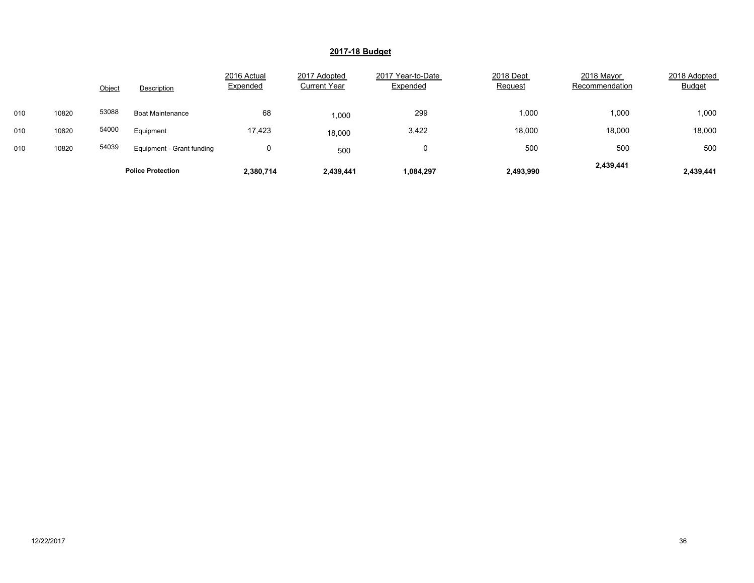## 2017-18 Budget

| | | Object | Description | 2016 Actual Expended | 2017 Adopted Current Year | 2017 Year-to-Date Expended | 2018 Dept Request | 2018 Mayor Recommendation | 2018 Adopted Budget |
|---|---|---|---|---|---|---|---|---|---|
| 010 | 10820 | 53088 | Boat Maintenance | 68 | 1,000 | 299 | 1,000 | 1,000 | 1,000 |
| 010 | 10820 | 54000 | Equipment | 17,423 | 18,000 | 3,422 | 18,000 | 18,000 | 18,000 |
| 010 | 10820 | 54039 | Equipment - Grant funding | 0 | 500 | 0 | 500 | 500 | 500 |
| | | | **Police Protection** | **2,380,714** | **2,439,441** | **1,084,297** | **2,493,990** | **2,439,441** | **2,439,441** |

12/22/2017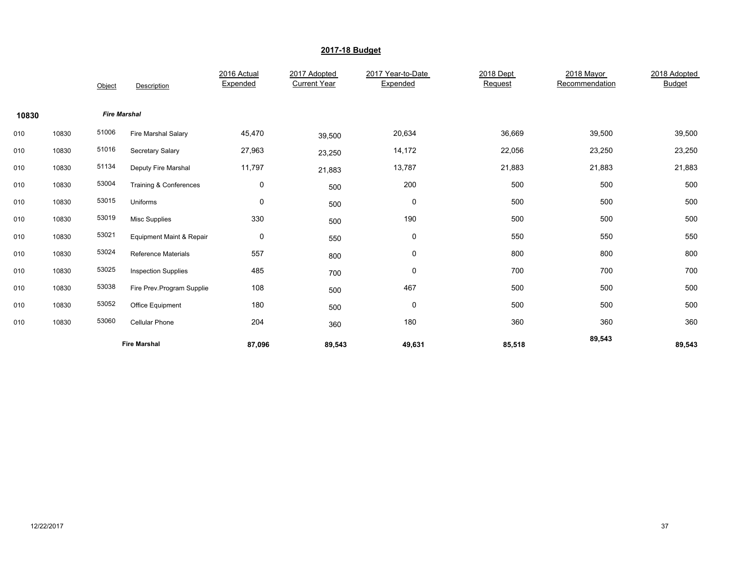## 2017-18 Budget

| | | Object | Description | 2016 Actual Expended | 2017 Adopted Current Year | 2017 Year-to-Date Expended | 2018 Dept Request | 2018 Mayor Recommendation | 2018 Adopted Budget |
|---|---|---|---|---|---|---|---|---|---|
| **10830** | | | ***Fire Marshal*** | | | | | | |
| 010 | 10830 | 51006 | Fire Marshal Salary | 45,470 | 39,500 | 20,634 | 36,669 | 39,500 | 39,500 |
| 010 | 10830 | 51016 | Secretary Salary | 27,963 | 23,250 | 14,172 | 22,056 | 23,250 | 23,250 |
| 010 | 10830 | 51134 | Deputy Fire Marshal | 11,797 | 21,883 | 13,787 | 21,883 | 21,883 | 21,883 |
| 010 | 10830 | 53004 | Training & Conferences | 0 | 500 | 200 | 500 | 500 | 500 |
| 010 | 10830 | 53015 | Uniforms | 0 | 500 | 0 | 500 | 500 | 500 |
| 010 | 10830 | 53019 | Misc Supplies | 330 | 500 | 190 | 500 | 500 | 500 |
| 010 | 10830 | 53021 | Equipment Maint & Repair | 0 | 550 | 0 | 550 | 550 | 550 |
| 010 | 10830 | 53024 | Reference Materials | 557 | 800 | 0 | 800 | 800 | 800 |
| 010 | 10830 | 53025 | Inspection Supplies | 485 | 700 | 0 | 700 | 700 | 700 |
| 010 | 10830 | 53038 | Fire Prev.Program Supplie | 108 | 500 | 467 | 500 | 500 | 500 |
| 010 | 10830 | 53052 | Office Equipment | 180 | 500 | 0 | 500 | 500 | 500 |
| 010 | 10830 | 53060 | Cellular Phone | 204 | 360 | 180 | 360 | 360 | 360 |
| | | | **Fire Marshal** | **87,096** | **89,543** | **49,631** | **85,518** | **89,543** | **89,543** |

12/22/2017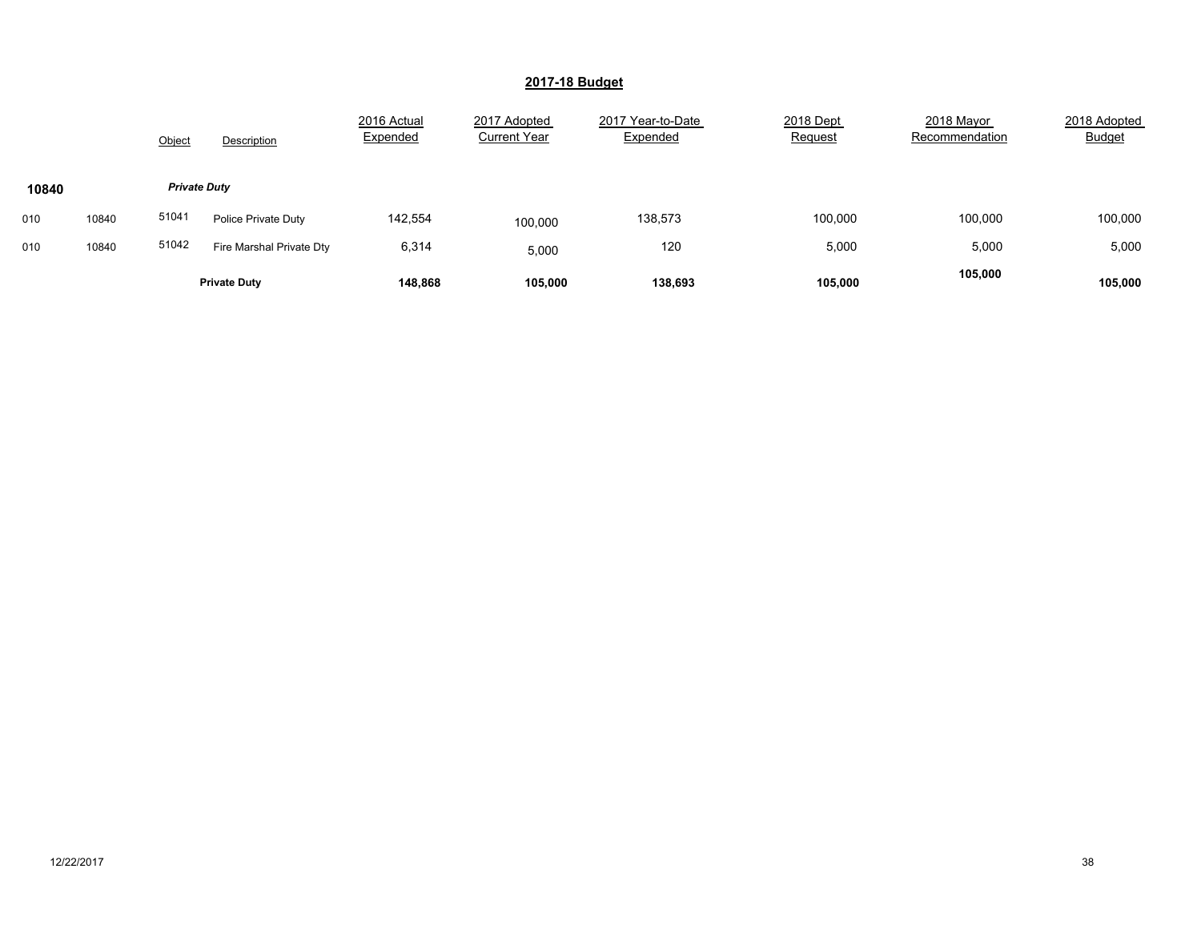## 2017-18 Budget

| | | Object | Description | 2016 Actual Expended | 2017 Adopted Current Year | 2017 Year-to-Date Expended | 2018 Dept Request | 2018 Mayor Recommendation | 2018 Adopted Budget |
|---|---|---|---|---|---|---|---|---|---|
| **10840** | | ***Private Duty*** | | | | | | | |
| 010 | 10840 | 51041 | Police Private Duty | 142,554 | 100,000 | 138,573 | 100,000 | 100,000 | 100,000 |
| 010 | 10840 | 51042 | Fire Marshal Private Dty | 6,314 | 5,000 | 120 | 5,000 | 5,000 | 5,000 |
| | | | **Private Duty** | **148,868** | **105,000** | **138,693** | **105,000** | **105,000** | **105,000** |

12/22/2017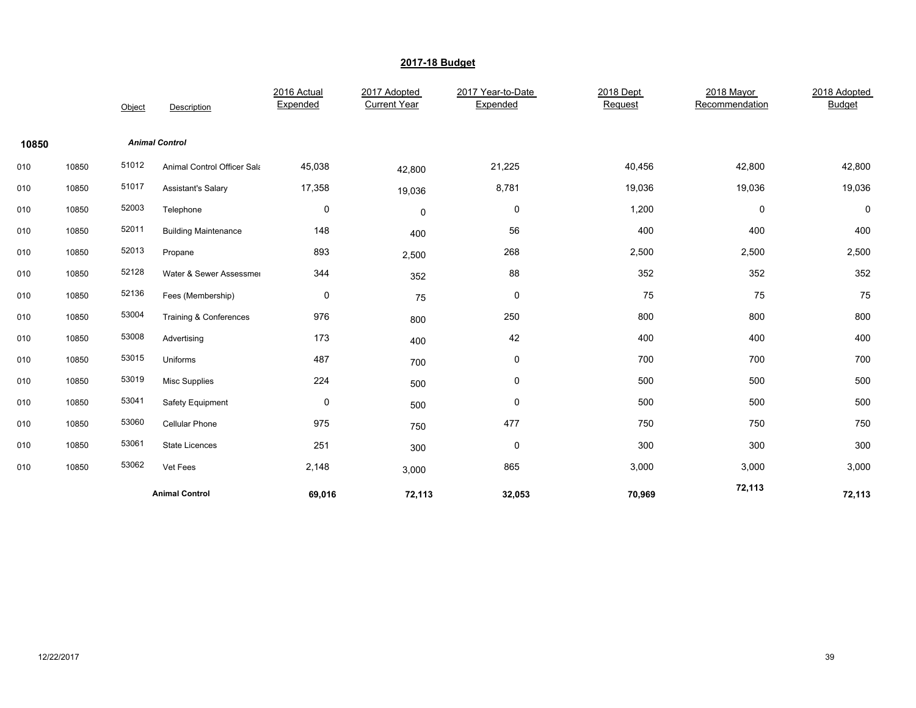## 2017-18 Budget

| | | Object | Description | 2016 Actual Expended | 2017 Adopted Current Year | 2017 Year-to-Date Expended | 2018 Dept Request | 2018 Mayor Recommendation | 2018 Adopted Budget |
|---|---|---|---|---|---|---|---|---|---|
| **10850** | | | ***Animal Control*** | | | | | | |
| 010 | 10850 | 51012 | Animal Control Officer Sala | 45,038 | 42,800 | 21,225 | 40,456 | 42,800 | 42,800 |
| 010 | 10850 | 51017 | Assistant's Salary | 17,358 | 19,036 | 8,781 | 19,036 | 19,036 | 19,036 |
| 010 | 10850 | 52003 | Telephone | 0 | 0 | 0 | 1,200 | 0 | 0 |
| 010 | 10850 | 52011 | Building Maintenance | 148 | 400 | 56 | 400 | 400 | 400 |
| 010 | 10850 | 52013 | Propane | 893 | 2,500 | 268 | 2,500 | 2,500 | 2,500 |
| 010 | 10850 | 52128 | Water & Sewer Assessmei | 344 | 352 | 88 | 352 | 352 | 352 |
| 010 | 10850 | 52136 | Fees (Membership) | 0 | 75 | 0 | 75 | 75 | 75 |
| 010 | 10850 | 53004 | Training & Conferences | 976 | 800 | 250 | 800 | 800 | 800 |
| 010 | 10850 | 53008 | Advertising | 173 | 400 | 42 | 400 | 400 | 400 |
| 010 | 10850 | 53015 | Uniforms | 487 | 700 | 0 | 700 | 700 | 700 |
| 010 | 10850 | 53019 | Misc Supplies | 224 | 500 | 0 | 500 | 500 | 500 |
| 010 | 10850 | 53041 | Safety Equipment | 0 | 500 | 0 | 500 | 500 | 500 |
| 010 | 10850 | 53060 | Cellular Phone | 975 | 750 | 477 | 750 | 750 | 750 |
| 010 | 10850 | 53061 | State Licences | 251 | 300 | 0 | 300 | 300 | 300 |
| 010 | 10850 | 53062 | Vet Fees | 2,148 | 3,000 | 865 | 3,000 | 3,000 | 3,000 |
| | | | **Animal Control** | **69,016** | **72,113** | **32,053** | **70,969** | **72,113** | **72,113** |

12/22/2017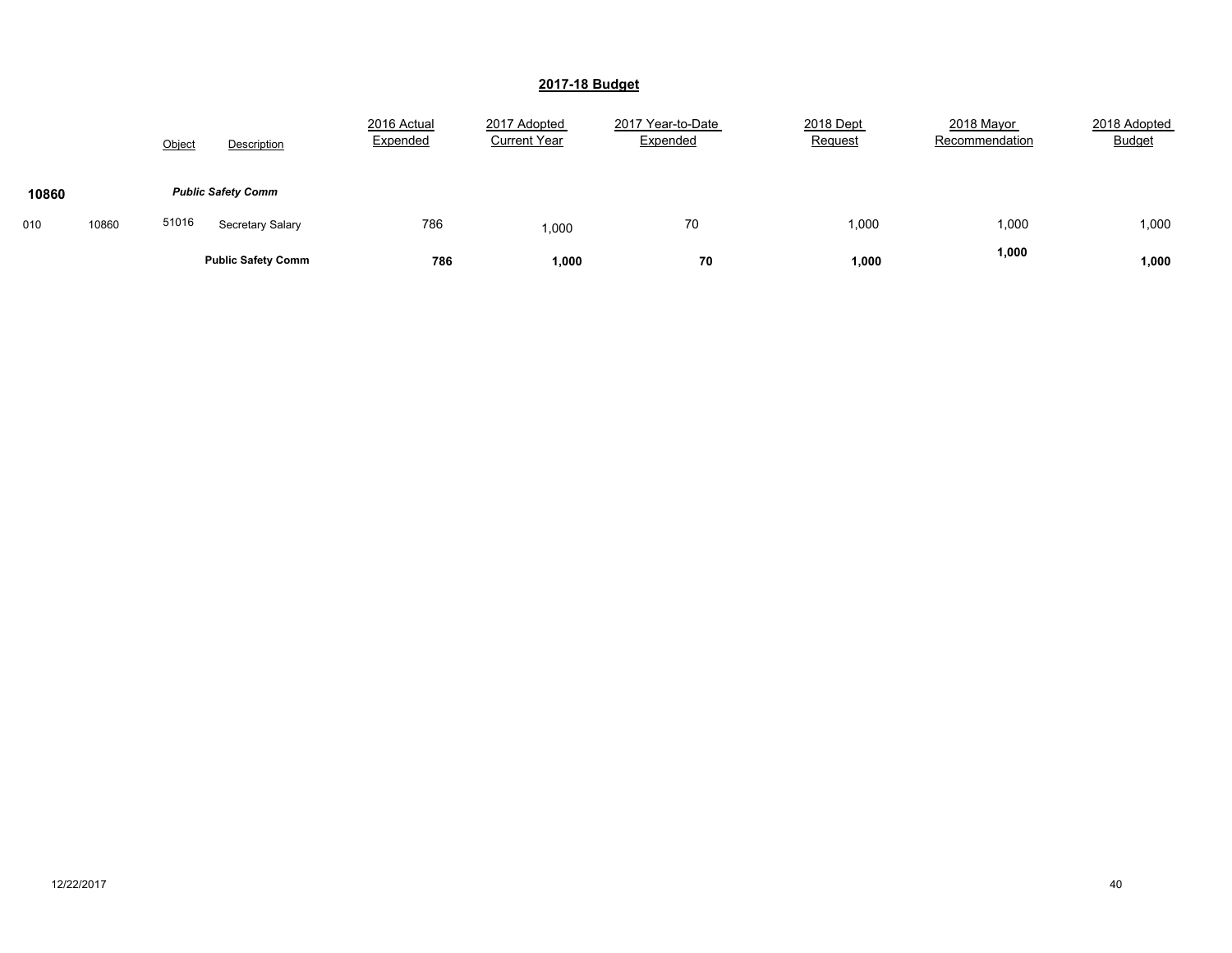## 2017-18 Budget

| | | Object | Description | 2016 Actual Expended | 2017 Adopted Current Year | 2017 Year-to-Date Expended | 2018 Dept Request | 2018 Mayor Recommendation | 2018 Adopted Budget |
|---|---|---|---|---|---|---|---|---|---|
| **10860** | | | ***Public Safety Comm*** | | | | | | |
| 010 | 10860 | 51016 | Secretary Salary | 786 | 1,000 | 70 | 1,000 | 1,000 | 1,000 |
| | | | **Public Safety Comm** | **786** | **1,000** | **70** | **1,000** | **1,000** | **1,000** |

12/22/2017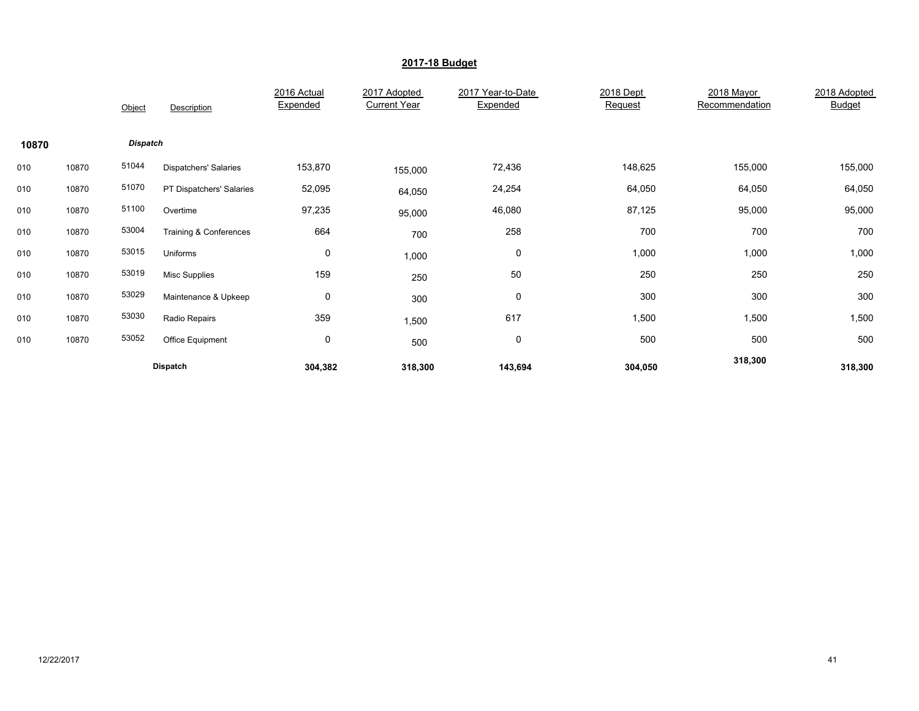## 2017-18 Budget

| | | Object | Description | 2016 Actual Expended | 2017 Adopted Current Year | 2017 Year-to-Date Expended | 2018 Dept Request | 2018 Mayor Recommendation | 2018 Adopted Budget |
|---|---|---|---|---|---|---|---|---|---|
| **10870** | | ***Dispatch*** | | | | | | | |
| 010 | 10870 | 51044 | Dispatchers' Salaries | 153,870 | 155,000 | 72,436 | 148,625 | 155,000 | 155,000 |
| 010 | 10870 | 51070 | PT Dispatchers' Salaries | 52,095 | 64,050 | 24,254 | 64,050 | 64,050 | 64,050 |
| 010 | 10870 | 51100 | Overtime | 97,235 | 95,000 | 46,080 | 87,125 | 95,000 | 95,000 |
| 010 | 10870 | 53004 | Training & Conferences | 664 | 700 | 258 | 700 | 700 | 700 |
| 010 | 10870 | 53015 | Uniforms | 0 | 1,000 | 0 | 1,000 | 1,000 | 1,000 |
| 010 | 10870 | 53019 | Misc Supplies | 159 | 250 | 50 | 250 | 250 | 250 |
| 010 | 10870 | 53029 | Maintenance & Upkeep | 0 | 300 | 0 | 300 | 300 | 300 |
| 010 | 10870 | 53030 | Radio Repairs | 359 | 1,500 | 617 | 1,500 | 1,500 | 1,500 |
| 010 | 10870 | 53052 | Office Equipment | 0 | 500 | 0 | 500 | 500 | 500 |
| | | | **Dispatch** | **304,382** | **318,300** | **143,694** | **304,050** | **318,300** | **318,300** |

12/22/2017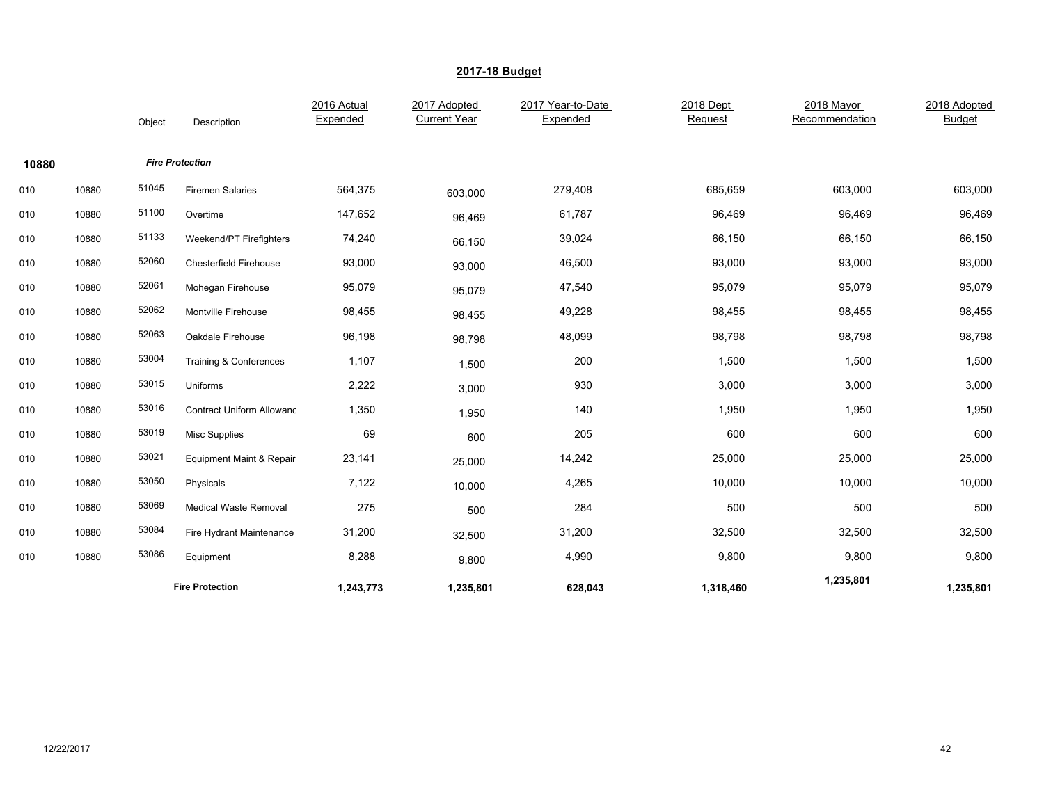## 2017-18 Budget

| | | Object | Description | 2016 Actual Expended | 2017 Adopted Current Year | 2017 Year-to-Date Expended | 2018 Dept Request | 2018 Mayor Recommendation | 2018 Adopted Budget |
|---|---|---|---|---|---|---|---|---|---|
| **10880** | | | ***Fire Protection*** | | | | | | |
| 010 | 10880 | 51045 | Firemen Salaries | 564,375 | 603,000 | 279,408 | 685,659 | 603,000 | 603,000 |
| 010 | 10880 | 51100 | Overtime | 147,652 | 96,469 | 61,787 | 96,469 | 96,469 | 96,469 |
| 010 | 10880 | 51133 | Weekend/PT Firefighters | 74,240 | 66,150 | 39,024 | 66,150 | 66,150 | 66,150 |
| 010 | 10880 | 52060 | Chesterfield Firehouse | 93,000 | 93,000 | 46,500 | 93,000 | 93,000 | 93,000 |
| 010 | 10880 | 52061 | Mohegan Firehouse | 95,079 | 95,079 | 47,540 | 95,079 | 95,079 | 95,079 |
| 010 | 10880 | 52062 | Montville Firehouse | 98,455 | 98,455 | 49,228 | 98,455 | 98,455 | 98,455 |
| 010 | 10880 | 52063 | Oakdale Firehouse | 96,198 | 98,798 | 48,099 | 98,798 | 98,798 | 98,798 |
| 010 | 10880 | 53004 | Training & Conferences | 1,107 | 1,500 | 200 | 1,500 | 1,500 | 1,500 |
| 010 | 10880 | 53015 | Uniforms | 2,222 | 3,000 | 930 | 3,000 | 3,000 | 3,000 |
| 010 | 10880 | 53016 | Contract Uniform Allowanc | 1,350 | 1,950 | 140 | 1,950 | 1,950 | 1,950 |
| 010 | 10880 | 53019 | Misc Supplies | 69 | 600 | 205 | 600 | 600 | 600 |
| 010 | 10880 | 53021 | Equipment Maint & Repair | 23,141 | 25,000 | 14,242 | 25,000 | 25,000 | 25,000 |
| 010 | 10880 | 53050 | Physicals | 7,122 | 10,000 | 4,265 | 10,000 | 10,000 | 10,000 |
| 010 | 10880 | 53069 | Medical Waste Removal | 275 | 500 | 284 | 500 | 500 | 500 |
| 010 | 10880 | 53084 | Fire Hydrant Maintenance | 31,200 | 32,500 | 31,200 | 32,500 | 32,500 | 32,500 |
| 010 | 10880 | 53086 | Equipment | 8,288 | 9,800 | 4,990 | 9,800 | 9,800 | 9,800 |
| | | | **Fire Protection** | **1,243,773** | **1,235,801** | **628,043** | **1,318,460** | **1,235,801** | **1,235,801** |

12/22/2017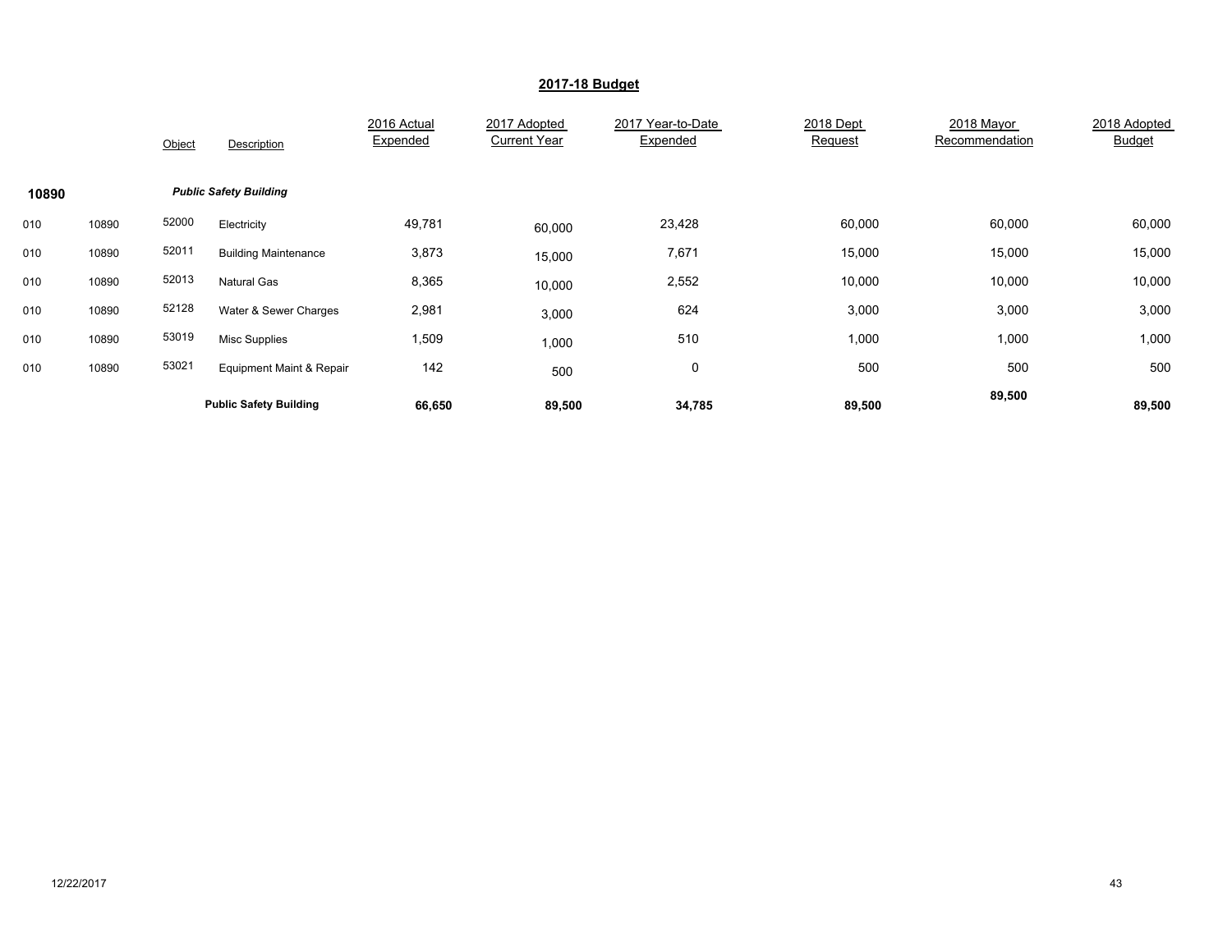## 2017-18 Budget

| | | Object | Description | 2016 Actual Expended | 2017 Adopted Current Year | 2017 Year-to-Date Expended | 2018 Dept Request | 2018 Mayor Recommendation | 2018 Adopted Budget |
|---|---|---|---|---|---|---|---|---|---|
| **10890** | | | ***Public Safety Building*** | | | | | | |
| 010 | 10890 | 52000 | Electricity | 49,781 | 60,000 | 23,428 | 60,000 | 60,000 | 60,000 |
| 010 | 10890 | 52011 | Building Maintenance | 3,873 | 15,000 | 7,671 | 15,000 | 15,000 | 15,000 |
| 010 | 10890 | 52013 | Natural Gas | 8,365 | 10,000 | 2,552 | 10,000 | 10,000 | 10,000 |
| 010 | 10890 | 52128 | Water & Sewer Charges | 2,981 | 3,000 | 624 | 3,000 | 3,000 | 3,000 |
| 010 | 10890 | 53019 | Misc Supplies | 1,509 | 1,000 | 510 | 1,000 | 1,000 | 1,000 |
| 010 | 10890 | 53021 | Equipment Maint & Repair | 142 | 500 | 0 | 500 | 500 | 500 |
| | | | **Public Safety Building** | **66,650** | **89,500** | **34,785** | **89,500** | **89,500** | **89,500** |

12/22/2017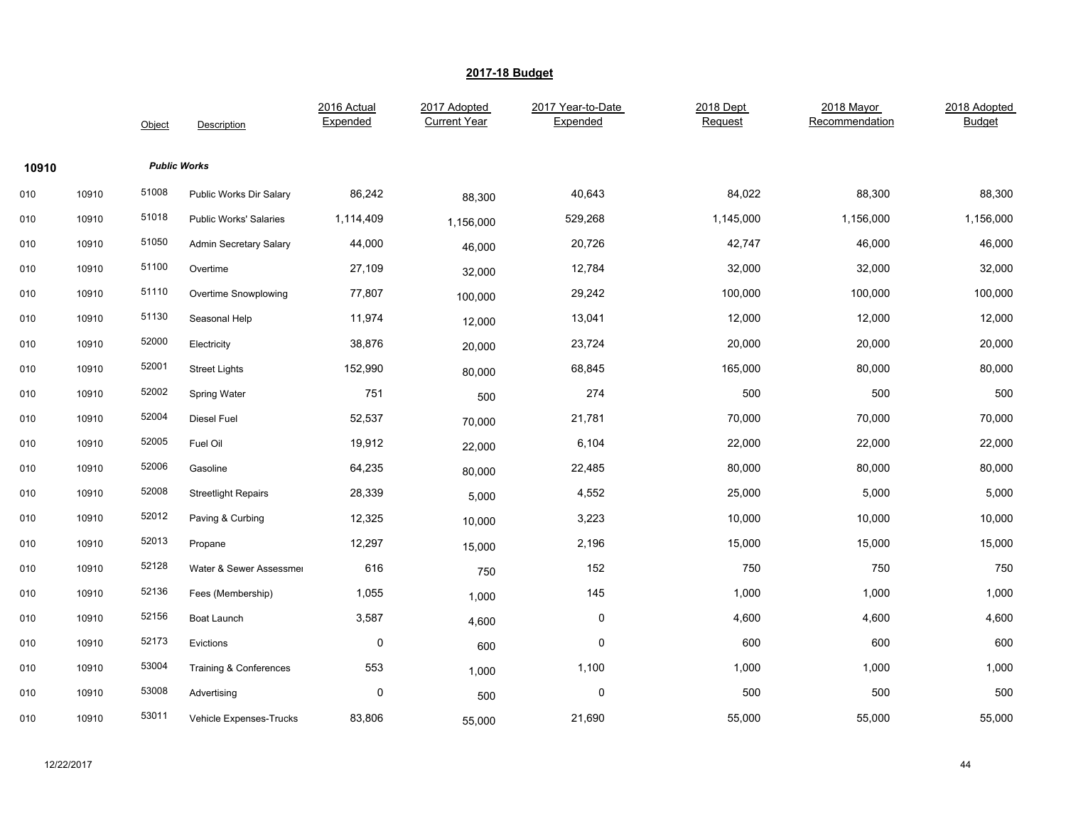## 2017-18 Budget

| | | Object | Description | 2016 Actual Expended | 2017 Adopted Current Year | 2017 Year-to-Date Expended | 2018 Dept Request | 2018 Mayor Recommendation | 2018 Adopted Budget |
|---|---|---|---|---|---|---|---|---|---|
| 10910 | | ***Public Works*** | | | | | | | |
| 010 | 10910 | 51008 | Public Works Dir Salary | 86,242 | 88,300 | 40,643 | 84,022 | 88,300 | 88,300 |
| 010 | 10910 | 51018 | Public Works' Salaries | 1,114,409 | 1,156,000 | 529,268 | 1,145,000 | 1,156,000 | 1,156,000 |
| 010 | 10910 | 51050 | Admin Secretary Salary | 44,000 | 46,000 | 20,726 | 42,747 | 46,000 | 46,000 |
| 010 | 10910 | 51100 | Overtime | 27,109 | 32,000 | 12,784 | 32,000 | 32,000 | 32,000 |
| 010 | 10910 | 51110 | Overtime Snowplowing | 77,807 | 100,000 | 29,242 | 100,000 | 100,000 | 100,000 |
| 010 | 10910 | 51130 | Seasonal Help | 11,974 | 12,000 | 13,041 | 12,000 | 12,000 | 12,000 |
| 010 | 10910 | 52000 | Electricity | 38,876 | 20,000 | 23,724 | 20,000 | 20,000 | 20,000 |
| 010 | 10910 | 52001 | Street Lights | 152,990 | 80,000 | 68,845 | 165,000 | 80,000 | 80,000 |
| 010 | 10910 | 52002 | Spring Water | 751 | 500 | 274 | 500 | 500 | 500 |
| 010 | 10910 | 52004 | Diesel Fuel | 52,537 | 70,000 | 21,781 | 70,000 | 70,000 | 70,000 |
| 010 | 10910 | 52005 | Fuel Oil | 19,912 | 22,000 | 6,104 | 22,000 | 22,000 | 22,000 |
| 010 | 10910 | 52006 | Gasoline | 64,235 | 80,000 | 22,485 | 80,000 | 80,000 | 80,000 |
| 010 | 10910 | 52008 | Streetlight Repairs | 28,339 | 5,000 | 4,552 | 25,000 | 5,000 | 5,000 |
| 010 | 10910 | 52012 | Paving & Curbing | 12,325 | 10,000 | 3,223 | 10,000 | 10,000 | 10,000 |
| 010 | 10910 | 52013 | Propane | 12,297 | 15,000 | 2,196 | 15,000 | 15,000 | 15,000 |
| 010 | 10910 | 52128 | Water & Sewer Assessmei | 616 | 750 | 152 | 750 | 750 | 750 |
| 010 | 10910 | 52136 | Fees (Membership) | 1,055 | 1,000 | 145 | 1,000 | 1,000 | 1,000 |
| 010 | 10910 | 52156 | Boat Launch | 3,587 | 4,600 | 0 | 4,600 | 4,600 | 4,600 |
| 010 | 10910 | 52173 | Evictions | 0 | 600 | 0 | 600 | 600 | 600 |
| 010 | 10910 | 53004 | Training & Conferences | 553 | 1,000 | 1,100 | 1,000 | 1,000 | 1,000 |
| 010 | 10910 | 53008 | Advertising | 0 | 500 | 0 | 500 | 500 | 500 |
| 010 | 10910 | 53011 | Vehicle Expenses-Trucks | 83,806 | 55,000 | 21,690 | 55,000 | 55,000 | 55,000 |

12/22/2017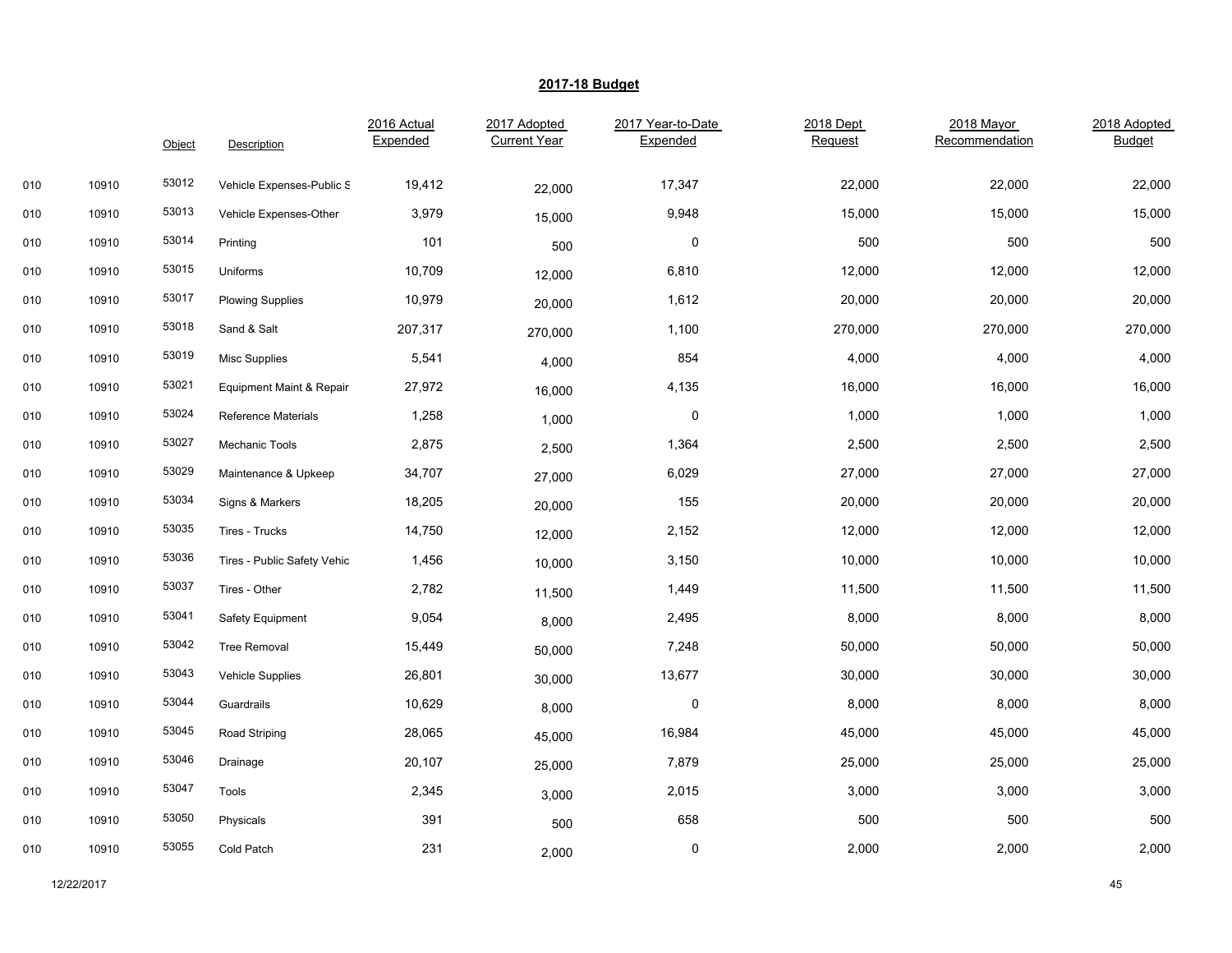## 2017-18 Budget

| | | Object | Description | 2016 Actual Expended | 2017 Adopted Current Year | 2017 Year-to-Date Expended | 2018 Dept Request | 2018 Mayor Recommendation | 2018 Adopted Budget |
|---|---|---|---|---|---|---|---|---|---|
| 010 | 10910 | 53012 | Vehicle Expenses-Public S | 19,412 | 22,000 | 17,347 | 22,000 | 22,000 | 22,000 |
| 010 | 10910 | 53013 | Vehicle Expenses-Other | 3,979 | 15,000 | 9,948 | 15,000 | 15,000 | 15,000 |
| 010 | 10910 | 53014 | Printing | 101 | 500 | 0 | 500 | 500 | 500 |
| 010 | 10910 | 53015 | Uniforms | 10,709 | 12,000 | 6,810 | 12,000 | 12,000 | 12,000 |
| 010 | 10910 | 53017 | Plowing Supplies | 10,979 | 20,000 | 1,612 | 20,000 | 20,000 | 20,000 |
| 010 | 10910 | 53018 | Sand & Salt | 207,317 | 270,000 | 1,100 | 270,000 | 270,000 | 270,000 |
| 010 | 10910 | 53019 | Misc Supplies | 5,541 | 4,000 | 854 | 4,000 | 4,000 | 4,000 |
| 010 | 10910 | 53021 | Equipment Maint & Repair | 27,972 | 16,000 | 4,135 | 16,000 | 16,000 | 16,000 |
| 010 | 10910 | 53024 | Reference Materials | 1,258 | 1,000 | 0 | 1,000 | 1,000 | 1,000 |
| 010 | 10910 | 53027 | Mechanic Tools | 2,875 | 2,500 | 1,364 | 2,500 | 2,500 | 2,500 |
| 010 | 10910 | 53029 | Maintenance & Upkeep | 34,707 | 27,000 | 6,029 | 27,000 | 27,000 | 27,000 |
| 010 | 10910 | 53034 | Signs & Markers | 18,205 | 20,000 | 155 | 20,000 | 20,000 | 20,000 |
| 010 | 10910 | 53035 | Tires - Trucks | 14,750 | 12,000 | 2,152 | 12,000 | 12,000 | 12,000 |
| 010 | 10910 | 53036 | Tires - Public Safety Vehic | 1,456 | 10,000 | 3,150 | 10,000 | 10,000 | 10,000 |
| 010 | 10910 | 53037 | Tires - Other | 2,782 | 11,500 | 1,449 | 11,500 | 11,500 | 11,500 |
| 010 | 10910 | 53041 | Safety Equipment | 9,054 | 8,000 | 2,495 | 8,000 | 8,000 | 8,000 |
| 010 | 10910 | 53042 | Tree Removal | 15,449 | 50,000 | 7,248 | 50,000 | 50,000 | 50,000 |
| 010 | 10910 | 53043 | Vehicle Supplies | 26,801 | 30,000 | 13,677 | 30,000 | 30,000 | 30,000 |
| 010 | 10910 | 53044 | Guardrails | 10,629 | 8,000 | 0 | 8,000 | 8,000 | 8,000 |
| 010 | 10910 | 53045 | Road Striping | 28,065 | 45,000 | 16,984 | 45,000 | 45,000 | 45,000 |
| 010 | 10910 | 53046 | Drainage | 20,107 | 25,000 | 7,879 | 25,000 | 25,000 | 25,000 |
| 010 | 10910 | 53047 | Tools | 2,345 | 3,000 | 2,015 | 3,000 | 3,000 | 3,000 |
| 010 | 10910 | 53050 | Physicals | 391 | 500 | 658 | 500 | 500 | 500 |
| 010 | 10910 | 53055 | Cold Patch | 231 | 2,000 | 0 | 2,000 | 2,000 | 2,000 |

12/22/2017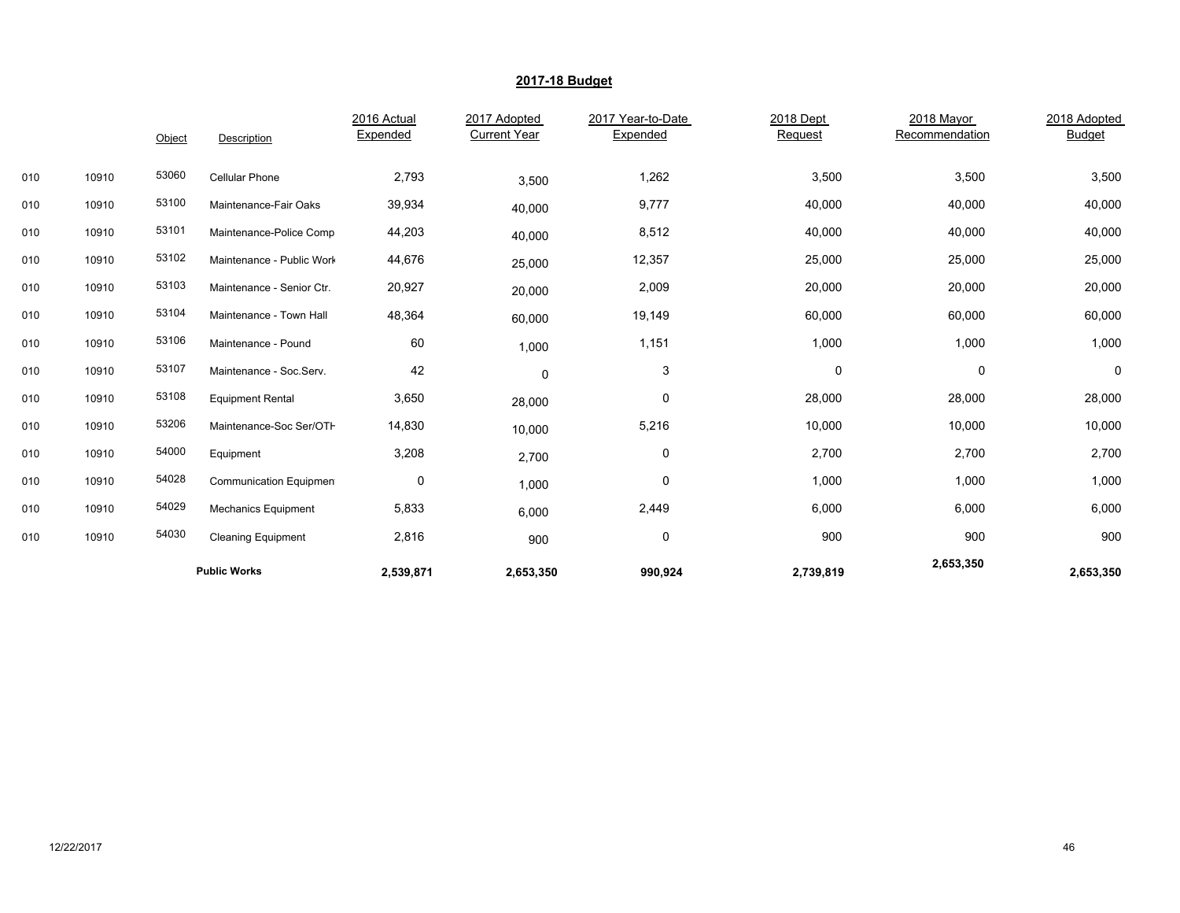## 2017-18 Budget

| | | Object | Description | 2016 Actual Expended | 2017 Adopted Current Year | 2017 Year-to-Date Expended | 2018 Dept Request | 2018 Mayor Recommendation | 2018 Adopted Budget |
|---|---|---|---|---|---|---|---|---|---|
| 010 | 10910 | 53060 | Cellular Phone | 2,793 | 3,500 | 1,262 | 3,500 | 3,500 | 3,500 |
| 010 | 10910 | 53100 | Maintenance-Fair Oaks | 39,934 | 40,000 | 9,777 | 40,000 | 40,000 | 40,000 |
| 010 | 10910 | 53101 | Maintenance-Police Comp | 44,203 | 40,000 | 8,512 | 40,000 | 40,000 | 40,000 |
| 010 | 10910 | 53102 | Maintenance - Public Work | 44,676 | 25,000 | 12,357 | 25,000 | 25,000 | 25,000 |
| 010 | 10910 | 53103 | Maintenance - Senior Ctr. | 20,927 | 20,000 | 2,009 | 20,000 | 20,000 | 20,000 |
| 010 | 10910 | 53104 | Maintenance - Town Hall | 48,364 | 60,000 | 19,149 | 60,000 | 60,000 | 60,000 |
| 010 | 10910 | 53106 | Maintenance - Pound | 60 | 1,000 | 1,151 | 1,000 | 1,000 | 1,000 |
| 010 | 10910 | 53107 | Maintenance - Soc.Serv. | 42 | 0 | 3 | 0 | 0 | 0 |
| 010 | 10910 | 53108 | Equipment Rental | 3,650 | 28,000 | 0 | 28,000 | 28,000 | 28,000 |
| 010 | 10910 | 53206 | Maintenance-Soc Ser/OTH | 14,830 | 10,000 | 5,216 | 10,000 | 10,000 | 10,000 |
| 010 | 10910 | 54000 | Equipment | 3,208 | 2,700 | 0 | 2,700 | 2,700 | 2,700 |
| 010 | 10910 | 54028 | Communication Equipmen | 0 | 1,000 | 0 | 1,000 | 1,000 | 1,000 |
| 010 | 10910 | 54029 | Mechanics Equipment | 5,833 | 6,000 | 2,449 | 6,000 | 6,000 | 6,000 |
| 010 | 10910 | 54030 | Cleaning Equipment | 2,816 | 900 | 0 | 900 | 900 | 900 |
| | | | **Public Works** | **2,539,871** | **2,653,350** | **990,924** | **2,739,819** | **2,653,350** | **2,653,350** |

12/22/2017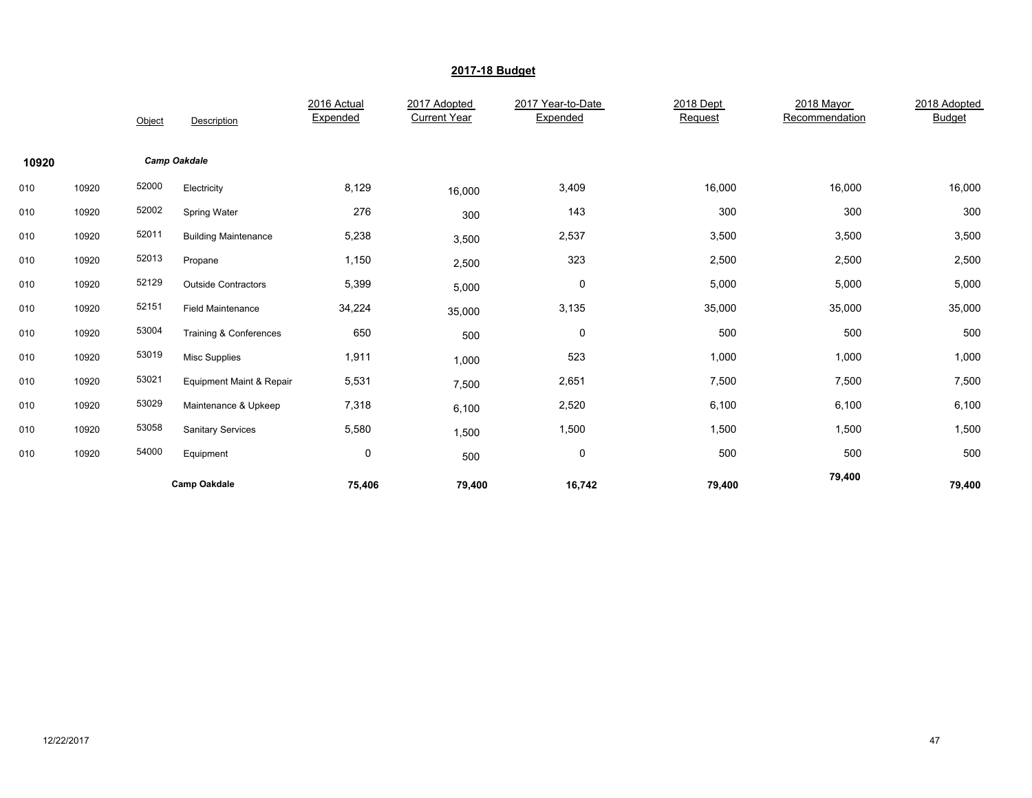## 2017-18 Budget

| | | Object | Description | 2016 Actual Expended | 2017 Adopted Current Year | 2017 Year-to-Date Expended | 2018 Dept Request | 2018 Mayor Recommendation | 2018 Adopted Budget |
|---|---|---|---|---|---|---|---|---|---|
| **10920** | | | ***Camp Oakdale*** | | | | | | |
| 010 | 10920 | 52000 | Electricity | 8,129 | 16,000 | 3,409 | 16,000 | 16,000 | 16,000 |
| 010 | 10920 | 52002 | Spring Water | 276 | 300 | 143 | 300 | 300 | 300 |
| 010 | 10920 | 52011 | Building Maintenance | 5,238 | 3,500 | 2,537 | 3,500 | 3,500 | 3,500 |
| 010 | 10920 | 52013 | Propane | 1,150 | 2,500 | 323 | 2,500 | 2,500 | 2,500 |
| 010 | 10920 | 52129 | Outside Contractors | 5,399 | 5,000 | 0 | 5,000 | 5,000 | 5,000 |
| 010 | 10920 | 52151 | Field Maintenance | 34,224 | 35,000 | 3,135 | 35,000 | 35,000 | 35,000 |
| 010 | 10920 | 53004 | Training & Conferences | 650 | 500 | 0 | 500 | 500 | 500 |
| 010 | 10920 | 53019 | Misc Supplies | 1,911 | 1,000 | 523 | 1,000 | 1,000 | 1,000 |
| 010 | 10920 | 53021 | Equipment Maint & Repair | 5,531 | 7,500 | 2,651 | 7,500 | 7,500 | 7,500 |
| 010 | 10920 | 53029 | Maintenance & Upkeep | 7,318 | 6,100 | 2,520 | 6,100 | 6,100 | 6,100 |
| 010 | 10920 | 53058 | Sanitary Services | 5,580 | 1,500 | 1,500 | 1,500 | 1,500 | 1,500 |
| 010 | 10920 | 54000 | Equipment | 0 | 500 | 0 | 500 | 500 | 500 |
| | | | **Camp Oakdale** | **75,406** | **79,400** | **16,742** | **79,400** | **79,400** | **79,400** |

12/22/2017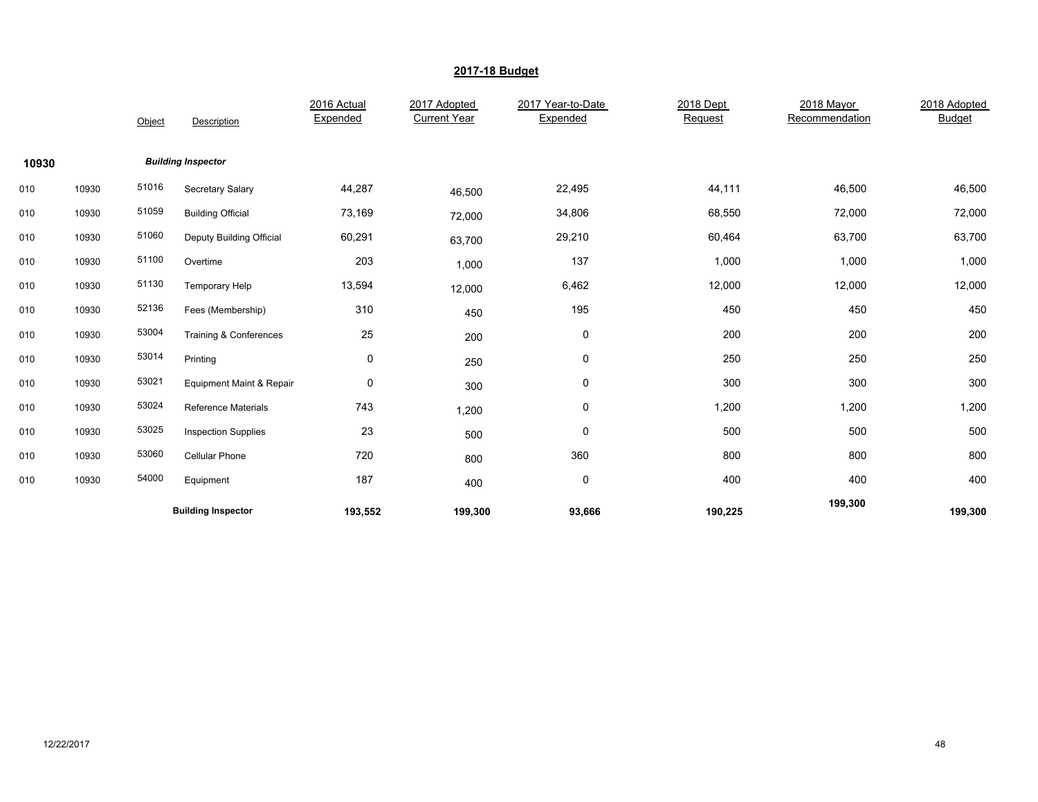## 2017-18 Budget

| | | Object | Description | 2016 Actual Expended | 2017 Adopted Current Year | 2017 Year-to-Date Expended | 2018 Dept Request | 2018 Mayor Recommendation | 2018 Adopted Budget |
|---|---|---|---|---|---|---|---|---|---|
| **10930** | | | ***Building Inspector*** | | | | | | |
| 010 | 10930 | 51016 | Secretary Salary | 44,287 | 46,500 | 22,495 | 44,111 | 46,500 | 46,500 |
| 010 | 10930 | 51059 | Building Official | 73,169 | 72,000 | 34,806 | 68,550 | 72,000 | 72,000 |
| 010 | 10930 | 51060 | Deputy Building Official | 60,291 | 63,700 | 29,210 | 60,464 | 63,700 | 63,700 |
| 010 | 10930 | 51100 | Overtime | 203 | 1,000 | 137 | 1,000 | 1,000 | 1,000 |
| 010 | 10930 | 51130 | Temporary Help | 13,594 | 12,000 | 6,462 | 12,000 | 12,000 | 12,000 |
| 010 | 10930 | 52136 | Fees (Membership) | 310 | 450 | 195 | 450 | 450 | 450 |
| 010 | 10930 | 53004 | Training & Conferences | 25 | 200 | 0 | 200 | 200 | 200 |
| 010 | 10930 | 53014 | Printing | 0 | 250 | 0 | 250 | 250 | 250 |
| 010 | 10930 | 53021 | Equipment Maint & Repair | 0 | 300 | 0 | 300 | 300 | 300 |
| 010 | 10930 | 53024 | Reference Materials | 743 | 1,200 | 0 | 1,200 | 1,200 | 1,200 |
| 010 | 10930 | 53025 | Inspection Supplies | 23 | 500 | 0 | 500 | 500 | 500 |
| 010 | 10930 | 53060 | Cellular Phone | 720 | 800 | 360 | 800 | 800 | 800 |
| 010 | 10930 | 54000 | Equipment | 187 | 400 | 0 | 400 | 400 | 400 |
| | | | **Building Inspector** | **193,552** | **199,300** | **93,666** | **190,225** | **199,300** | **199,300** |

12/22/2017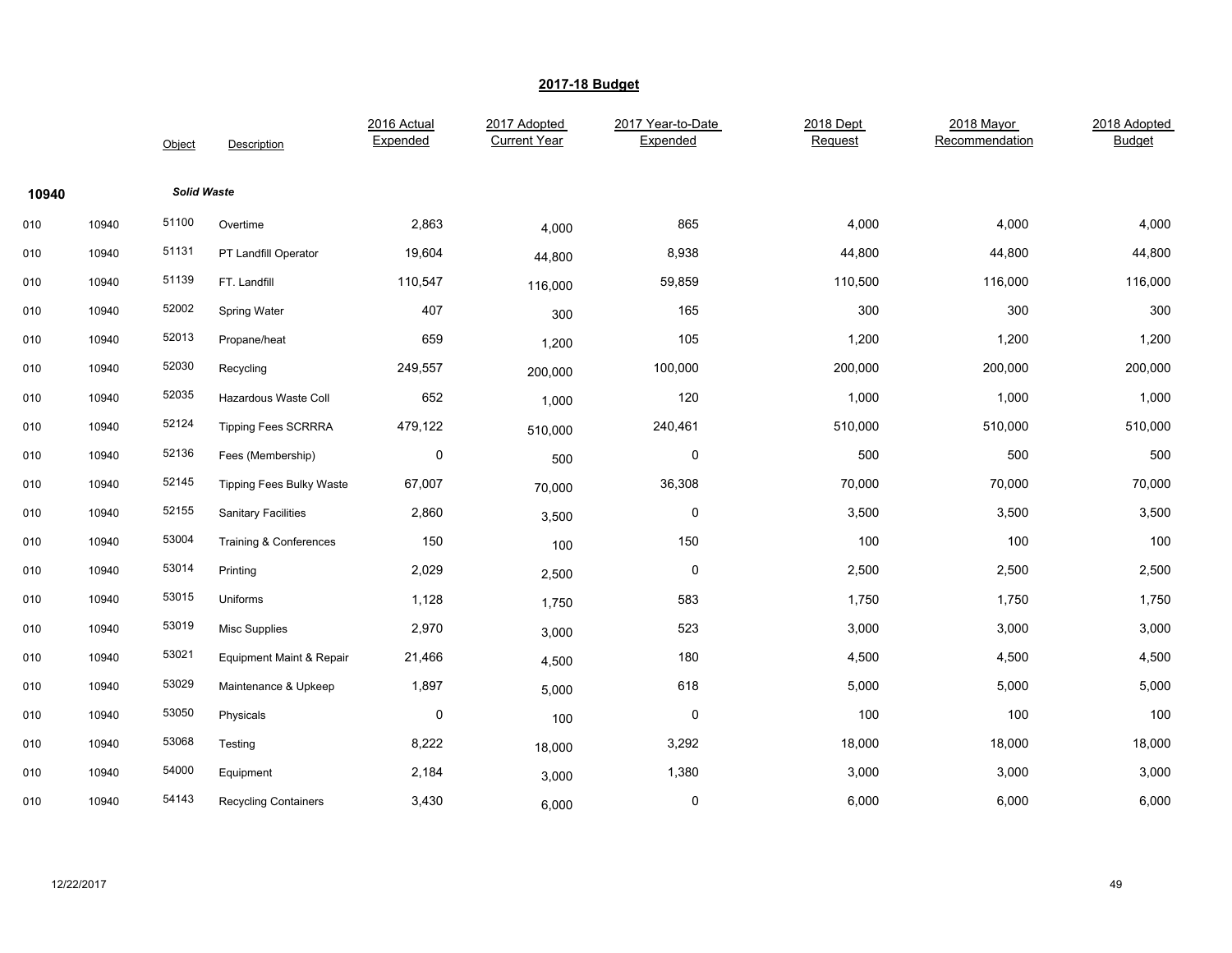## 2017-18 Budget

| | | Object | Description | 2016 Actual Expended | 2017 Adopted Current Year | 2017 Year-to-Date Expended | 2018 Dept Request | 2018 Mayor Recommendation | 2018 Adopted Budget |
|---|---|---|---|---|---|---|---|---|---|
| **10940** | | ***Solid Waste*** | | | | | | | |
| 010 | 10940 | 51100 | Overtime | 2,863 | 4,000 | 865 | 4,000 | 4,000 | 4,000 |
| 010 | 10940 | 51131 | PT Landfill Operator | 19,604 | 44,800 | 8,938 | 44,800 | 44,800 | 44,800 |
| 010 | 10940 | 51139 | FT. Landfill | 110,547 | 116,000 | 59,859 | 110,500 | 116,000 | 116,000 |
| 010 | 10940 | 52002 | Spring Water | 407 | 300 | 165 | 300 | 300 | 300 |
| 010 | 10940 | 52013 | Propane/heat | 659 | 1,200 | 105 | 1,200 | 1,200 | 1,200 |
| 010 | 10940 | 52030 | Recycling | 249,557 | 200,000 | 100,000 | 200,000 | 200,000 | 200,000 |
| 010 | 10940 | 52035 | Hazardous Waste Coll | 652 | 1,000 | 120 | 1,000 | 1,000 | 1,000 |
| 010 | 10940 | 52124 | Tipping Fees SCRRRA | 479,122 | 510,000 | 240,461 | 510,000 | 510,000 | 510,000 |
| 010 | 10940 | 52136 | Fees (Membership) | 0 | 500 | 0 | 500 | 500 | 500 |
| 010 | 10940 | 52145 | Tipping Fees Bulky Waste | 67,007 | 70,000 | 36,308 | 70,000 | 70,000 | 70,000 |
| 010 | 10940 | 52155 | Sanitary Facilities | 2,860 | 3,500 | 0 | 3,500 | 3,500 | 3,500 |
| 010 | 10940 | 53004 | Training & Conferences | 150 | 100 | 150 | 100 | 100 | 100 |
| 010 | 10940 | 53014 | Printing | 2,029 | 2,500 | 0 | 2,500 | 2,500 | 2,500 |
| 010 | 10940 | 53015 | Uniforms | 1,128 | 1,750 | 583 | 1,750 | 1,750 | 1,750 |
| 010 | 10940 | 53019 | Misc Supplies | 2,970 | 3,000 | 523 | 3,000 | 3,000 | 3,000 |
| 010 | 10940 | 53021 | Equipment Maint & Repair | 21,466 | 4,500 | 180 | 4,500 | 4,500 | 4,500 |
| 010 | 10940 | 53029 | Maintenance & Upkeep | 1,897 | 5,000 | 618 | 5,000 | 5,000 | 5,000 |
| 010 | 10940 | 53050 | Physicals | 0 | 100 | 0 | 100 | 100 | 100 |
| 010 | 10940 | 53068 | Testing | 8,222 | 18,000 | 3,292 | 18,000 | 18,000 | 18,000 |
| 010 | 10940 | 54000 | Equipment | 2,184 | 3,000 | 1,380 | 3,000 | 3,000 | 3,000 |
| 010 | 10940 | 54143 | Recycling Containers | 3,430 | 6,000 | 0 | 6,000 | 6,000 | 6,000 |

12/22/2017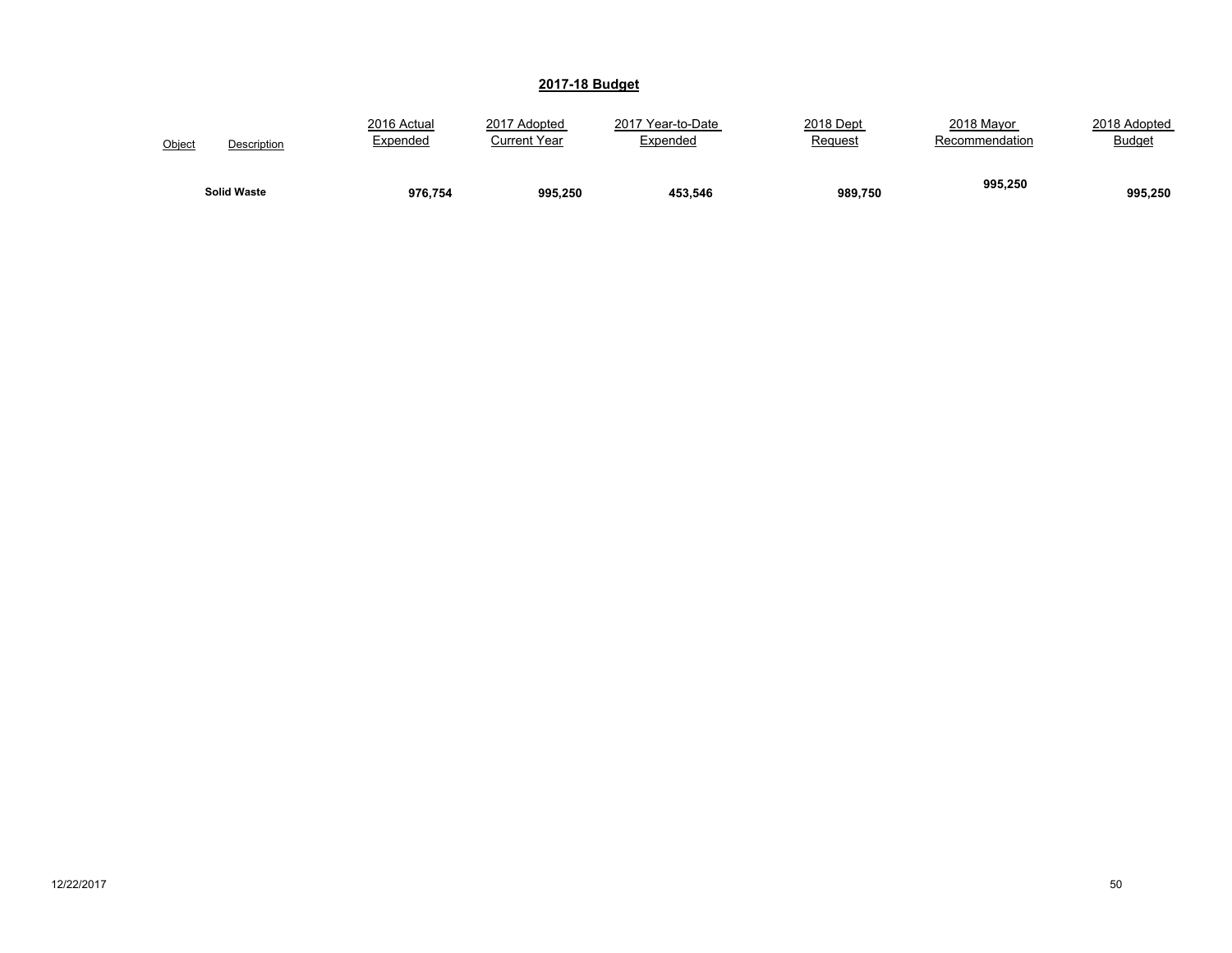## 2017-18 Budget

| Object | Description | 2016 Actual Expended | 2017 Adopted Current Year | 2017 Year-to-Date Expended | 2018 Dept Request | 2018 Mayor Recommendation | 2018 Adopted Budget |
|---|---|---|---|---|---|---|---|
| | **Solid Waste** | **976,754** | **995,250** | **453,546** | **989,750** | **995,250** | **995,250** |

12/22/2017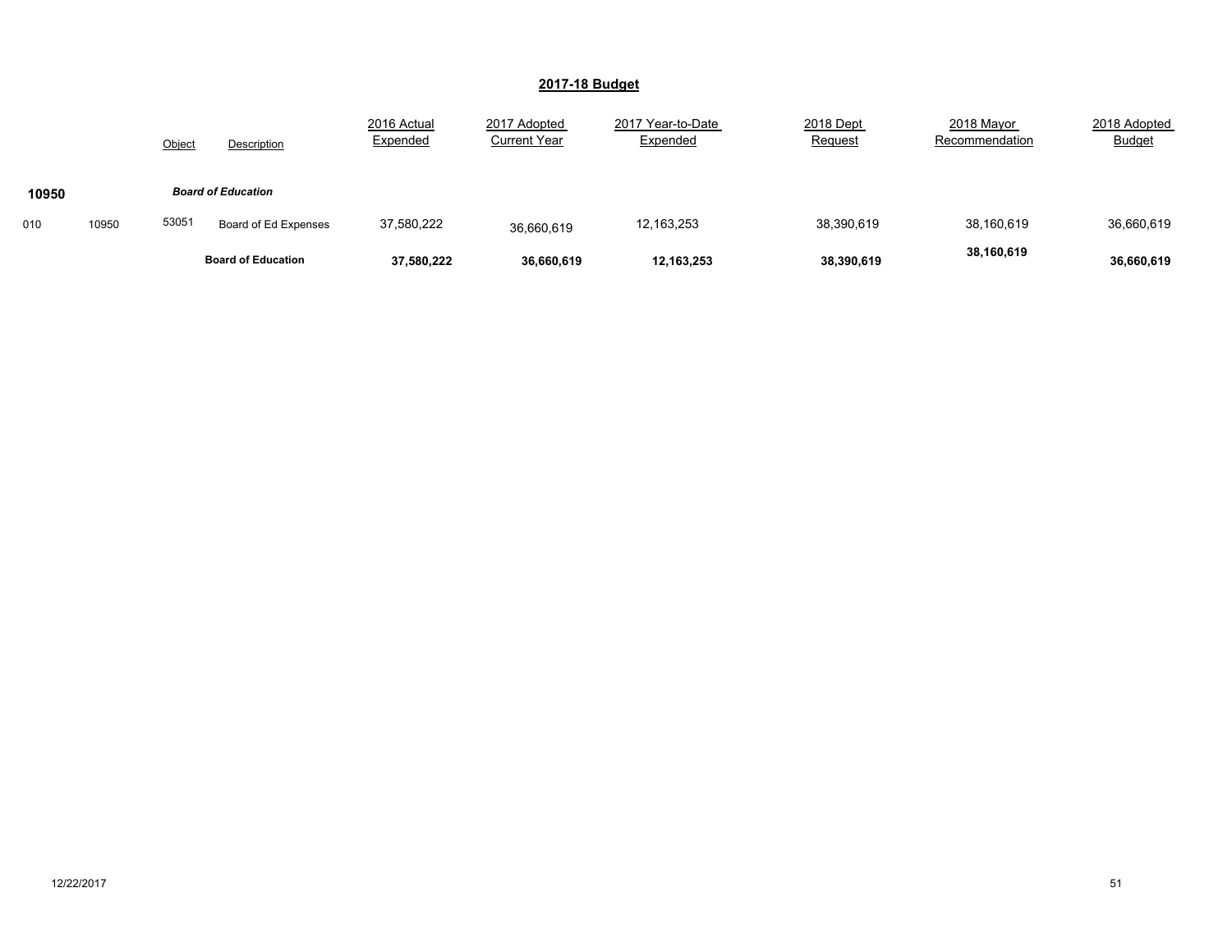## 2017-18 Budget

| | | Object | Description | 2016 Actual Expended | 2017 Adopted Current Year | 2017 Year-to-Date Expended | 2018 Dept Request | 2018 Mayor Recommendation | 2018 Adopted Budget |
|---|---|---|---|---|---|---|---|---|---|
| **10950** | | | ***Board of Education*** | | | | | | |
| 010 | 10950 | 53051 | Board of Ed Expenses | 37,580,222 | 36,660,619 | 12,163,253 | 38,390,619 | 38,160,619 | 36,660,619 |
| | | | **Board of Education** | **37,580,222** | **36,660,619** | **12,163,253** | **38,390,619** | **38,160,619** | **36,660,619** |

12/22/2017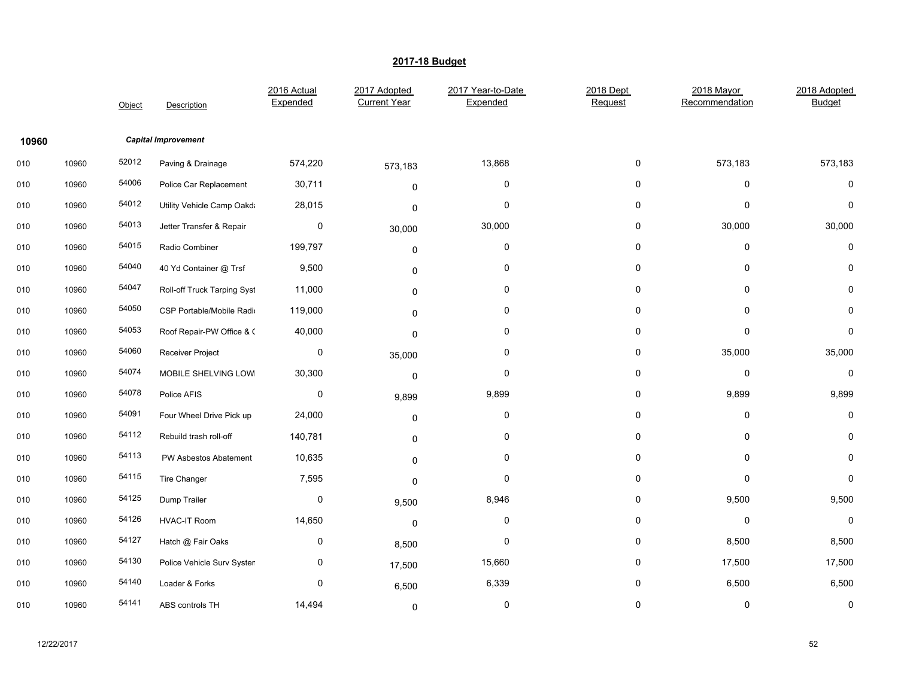## 2017-18 Budget

| | | Object | Description | 2016 Actual Expended | 2017 Adopted Current Year | 2017 Year-to-Date Expended | 2018 Dept Request | 2018 Mayor Recommendation | 2018 Adopted Budget |
|---|---|---|---|---|---|---|---|---|---|
| 10960 | | | ***Capital Improvement*** | | | | | | |
| 010 | 10960 | 52012 | Paving & Drainage | 574,220 | 573,183 | 13,868 | 0 | 573,183 | 573,183 |
| 010 | 10960 | 54006 | Police Car Replacement | 30,711 | 0 | 0 | 0 | 0 | 0 |
| 010 | 10960 | 54012 | Utility Vehicle Camp Oakd | 28,015 | 0 | 0 | 0 | 0 | 0 |
| 010 | 10960 | 54013 | Jetter Transfer & Repair | 0 | 30,000 | 30,000 | 0 | 30,000 | 30,000 |
| 010 | 10960 | 54015 | Radio Combiner | 199,797 | 0 | 0 | 0 | 0 | 0 |
| 010 | 10960 | 54040 | 40 Yd Container @ Trsf | 9,500 | 0 | 0 | 0 | 0 | 0 |
| 010 | 10960 | 54047 | Roll-off Truck Tarping Syst | 11,000 | 0 | 0 | 0 | 0 | 0 |
| 010 | 10960 | 54050 | CSP Portable/Mobile Radi | 119,000 | 0 | 0 | 0 | 0 | 0 |
| 010 | 10960 | 54053 | Roof Repair-PW Office & ( | 40,000 | 0 | 0 | 0 | 0 | 0 |
| 010 | 10960 | 54060 | Receiver Project | 0 | 35,000 | 0 | 0 | 35,000 | 35,000 |
| 010 | 10960 | 54074 | MOBILE SHELVING LOWI | 30,300 | 0 | 0 | 0 | 0 | 0 |
| 010 | 10960 | 54078 | Police AFIS | 0 | 9,899 | 9,899 | 0 | 9,899 | 9,899 |
| 010 | 10960 | 54091 | Four Wheel Drive Pick up | 24,000 | 0 | 0 | 0 | 0 | 0 |
| 010 | 10960 | 54112 | Rebuild trash roll-off | 140,781 | 0 | 0 | 0 | 0 | 0 |
| 010 | 10960 | 54113 | PW Asbestos Abatement | 10,635 | 0 | 0 | 0 | 0 | 0 |
| 010 | 10960 | 54115 | Tire Changer | 7,595 | 0 | 0 | 0 | 0 | 0 |
| 010 | 10960 | 54125 | Dump Trailer | 0 | 9,500 | 8,946 | 0 | 9,500 | 9,500 |
| 010 | 10960 | 54126 | HVAC-IT Room | 14,650 | 0 | 0 | 0 | 0 | 0 |
| 010 | 10960 | 54127 | Hatch @ Fair Oaks | 0 | 8,500 | 0 | 0 | 8,500 | 8,500 |
| 010 | 10960 | 54130 | Police Vehicle Surv Systen | 0 | 17,500 | 15,660 | 0 | 17,500 | 17,500 |
| 010 | 10960 | 54140 | Loader & Forks | 0 | 6,500 | 6,339 | 0 | 6,500 | 6,500 |
| 010 | 10960 | 54141 | ABS controls TH | 14,494 | 0 | 0 | 0 | 0 | 0 |

12/22/2017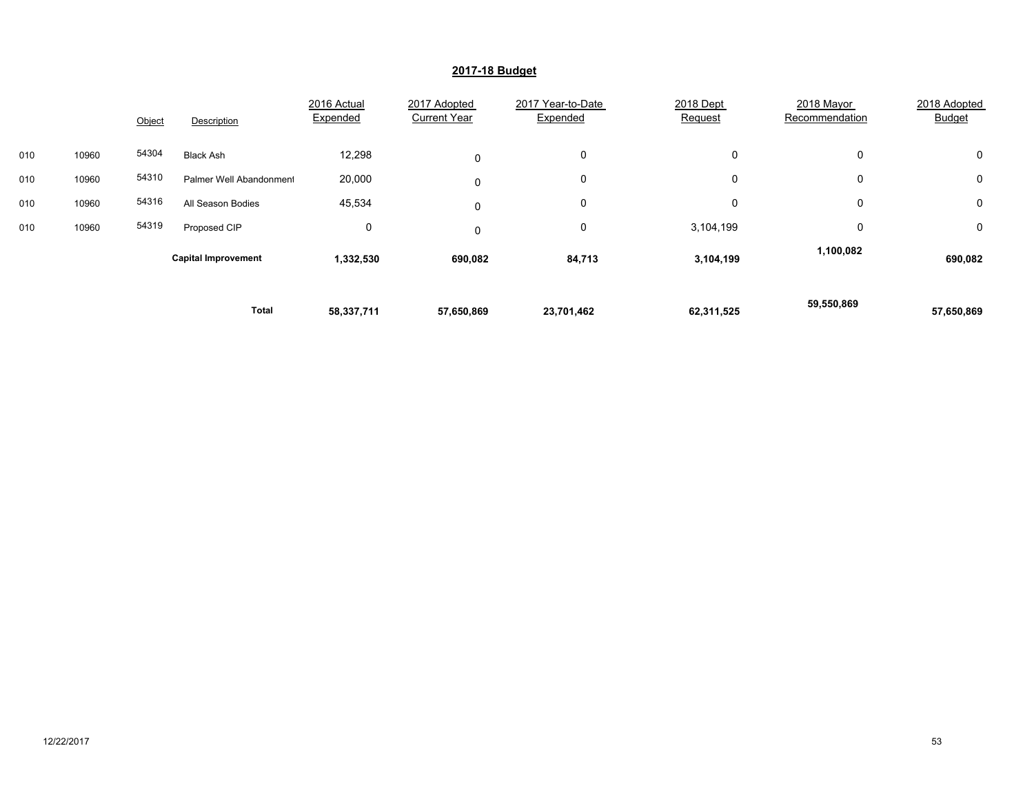## 2017-18 Budget

| | | Object | Description | 2016 Actual Expended | 2017 Adopted Current Year | 2017 Year-to-Date Expended | 2018 Dept Request | 2018 Mayor Recommendation | 2018 Adopted Budget |
|---|---|---|---|---|---|---|---|---|---|
| 010 | 10960 | 54304 | Black Ash | 12,298 | 0 | 0 | 0 | 0 | 0 |
| 010 | 10960 | 54310 | Palmer Well Abandonment | 20,000 | 0 | 0 | 0 | 0 | 0 |
| 010 | 10960 | 54316 | All Season Bodies | 45,534 | 0 | 0 | 0 | 0 | 0 |
| 010 | 10960 | 54319 | Proposed CIP | 0 | 0 | 0 | 3,104,199 | 0 | 0 |
| | | | **Capital Improvement** | **1,332,530** | **690,082** | **84,713** | **3,104,199** | **1,100,082** | **690,082** |
| | | | **Total** | **58,337,711** | **57,650,869** | **23,701,462** | **62,311,525** | **59,550,869** | **57,650,869** |

12/22/2017